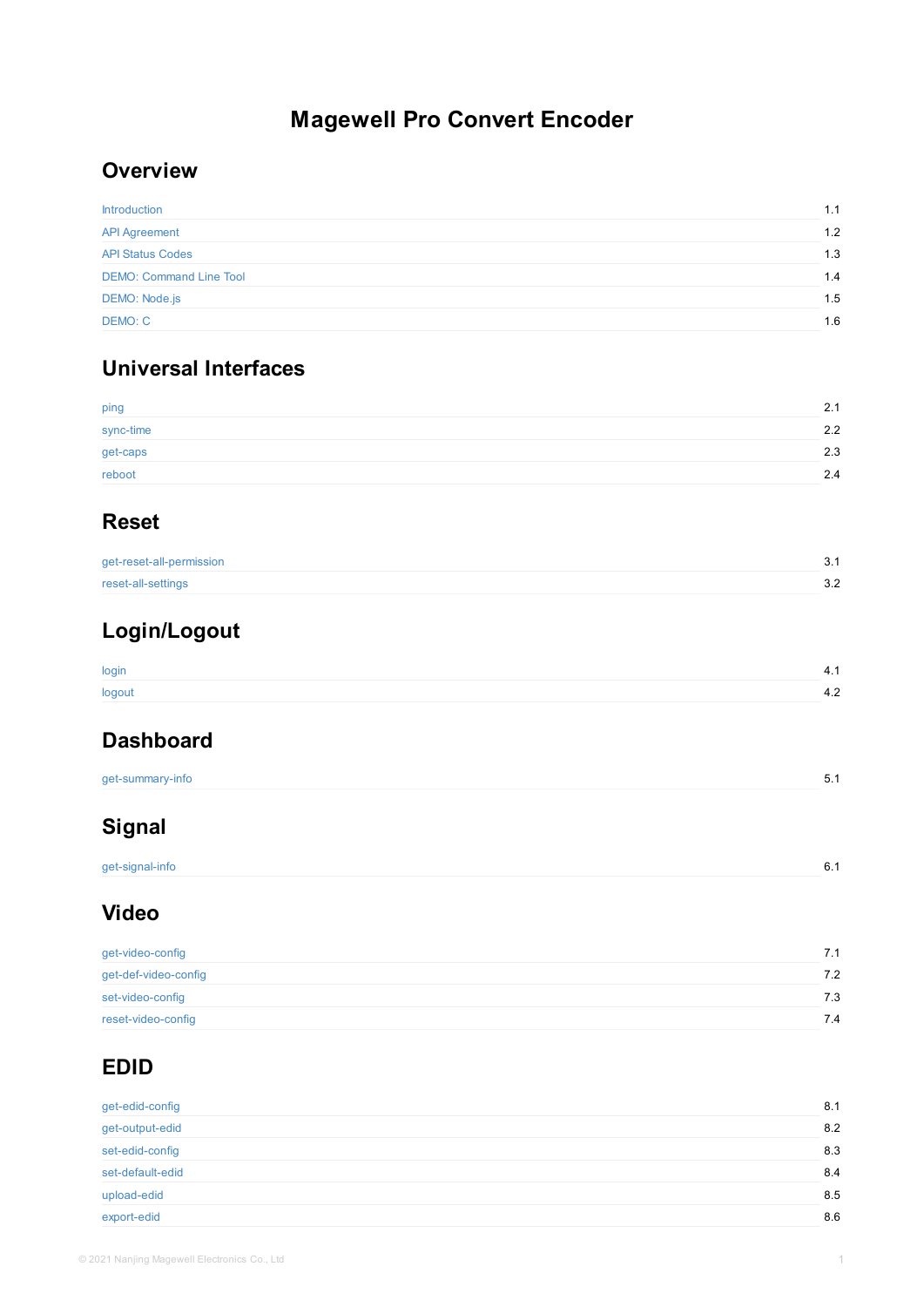# Magewell Pro Convert Encoder

## Overview

| | |
|---|---|
| Introduction | 1.1 |
| API Agreement | 1.2 |
| API Status Codes | 1.3 |
| DEMO: Command Line Tool | 1.4 |
| DEMO: Node.js | 1.5 |
| DEMO: C | 1.6 |

## Universal Interfaces

| | |
|---|---|
| ping | 2.1 |
| sync-time | 2.2 |
| get-caps | 2.3 |
| reboot | 2.4 |

## Reset

| | |
|---|---|
| get-reset-all-permission | 3.1 |
| reset-all-settings | 3.2 |

## Login/Logout

| | |
|---|---|
| login | 4.1 |
| logout | 4.2 |

## Dashboard

| | |
|---|---|
| get-summary-info | 5.1 |

## Signal

| | |
|---|---|
| get-signal-info | 6.1 |

## Video

| | |
|---|---|
| get-video-config | 7.1 |
| get-def-video-config | 7.2 |
| set-video-config | 7.3 |
| reset-video-config | 7.4 |

## EDID

| | |
|---|---|
| get-edid-config | 8.1 |
| get-output-edid | 8.2 |
| set-edid-config | 8.3 |
| set-default-edid | 8.4 |
| upload-edid | 8.5 |
| export-edid | 8.6 |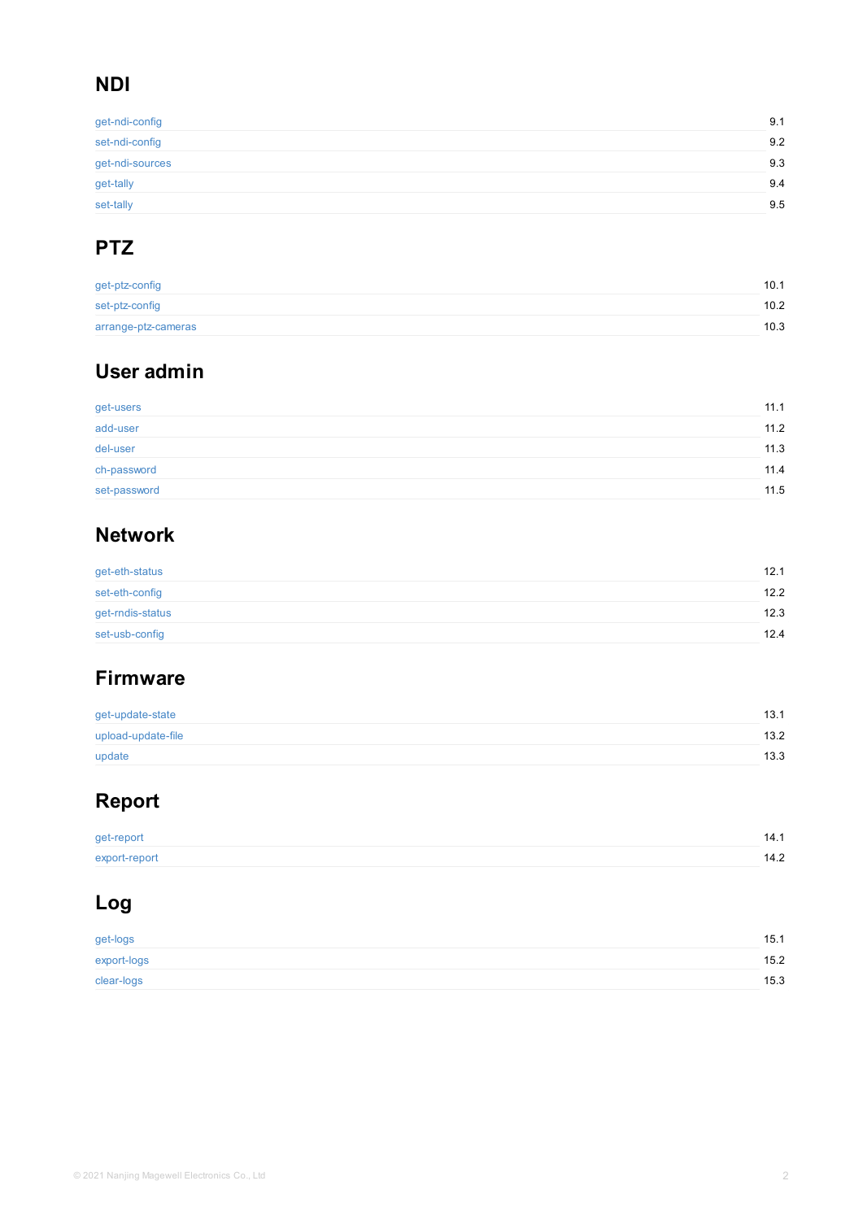## NDI

| | |
|---|---|
| get-ndi-config | 9.1 |
| set-ndi-config | 9.2 |
| get-ndi-sources | 9.3 |
| get-tally | 9.4 |
| set-tally | 9.5 |

## PTZ

| | |
|---|---|
| get-ptz-config | 10.1 |
| set-ptz-config | 10.2 |
| arrange-ptz-cameras | 10.3 |

## User admin

| | |
|---|---|
| get-users | 11.1 |
| add-user | 11.2 |
| del-user | 11.3 |
| ch-password | 11.4 |
| set-password | 11.5 |

## Network

| | |
|---|---|
| get-eth-status | 12.1 |
| set-eth-config | 12.2 |
| get-rndis-status | 12.3 |
| set-usb-config | 12.4 |

## Firmware

| | |
|---|---|
| get-update-state | 13.1 |
| upload-update-file | 13.2 |
| update | 13.3 |

## Report

| | |
|---|---|
| get-report | 14.1 |
| export-report | 14.2 |

## Log

| | |
|---|---|
| get-logs | 15.1 |
| export-logs | 15.2 |
| clear-logs | 15.3 |

© 2021 Nanjing Magewell Electronics Co., Ltd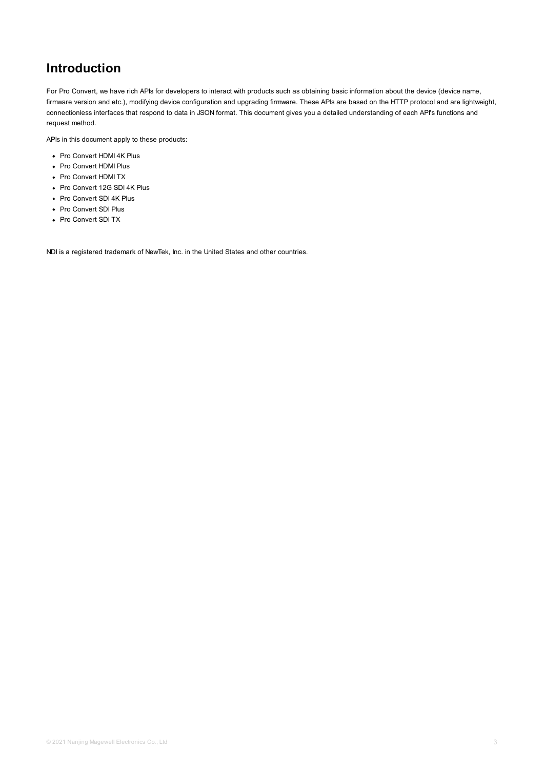# Introduction

For Pro Convert, we have rich APIs for developers to interact with products such as obtaining basic information about the device (device name, firmware version and etc.), modifying device configuration and upgrading firmware. These APIs are based on the HTTP protocol and are lightweight, connectionless interfaces that respond to data in JSON format. This document gives you a detailed understanding of each API's functions and request method.

APIs in this document apply to these products:

- Pro Convert HDMI 4K Plus
- Pro Convert HDMI Plus
- Pro Convert HDMI TX
- Pro Convert 12G SDI 4K Plus
- Pro Convert SDI 4K Plus
- Pro Convert SDI Plus
- Pro Convert SDI TX

NDI is a registered trademark of NewTek, Inc. in the United States and other countries.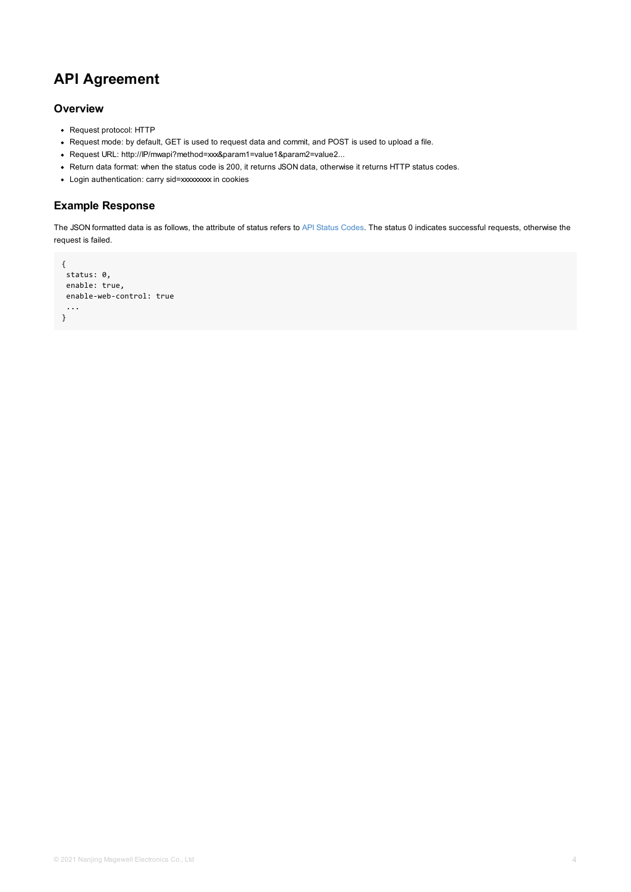# API Agreement

## Overview

- Request protocol: HTTP
- Request mode: by default, GET is used to request data and commit, and POST is used to upload a file.
- Request URL: http://IP/mwapi?method=xxx&param1=value1&param2=value2...
- Return data format: when the status code is 200, it returns JSON data, otherwise it returns HTTP status codes.
- Login authentication: carry sid=xxxxxxxx in cookies

## Example Response

The JSON formatted data is as follows, the attribute of status refers to API Status Codes. The status 0 indicates successful requests, otherwise the request is failed.

```
{
 status: 0,
 enable: true,
 enable-web-control: true
 ...
}
```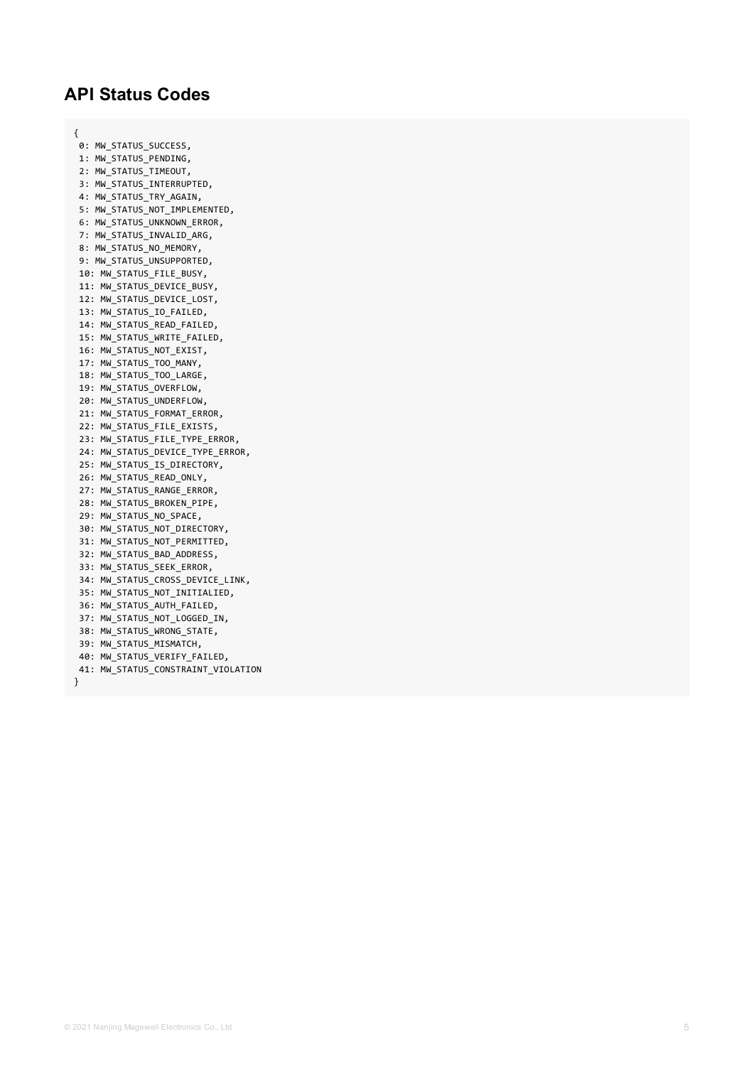## API Status Codes

```
{
 0: MW_STATUS_SUCCESS,
 1: MW_STATUS_PENDING,
 2: MW_STATUS_TIMEOUT,
 3: MW_STATUS_INTERRUPTED,
 4: MW_STATUS_TRY_AGAIN,
 5: MW_STATUS_NOT_IMPLEMENTED,
 6: MW_STATUS_UNKNOWN_ERROR,
 7: MW_STATUS_INVALID_ARG,
 8: MW_STATUS_NO_MEMORY,
 9: MW_STATUS_UNSUPPORTED,
 10: MW_STATUS_FILE_BUSY,
 11: MW_STATUS_DEVICE_BUSY,
 12: MW_STATUS_DEVICE_LOST,
 13: MW_STATUS_IO_FAILED,
 14: MW_STATUS_READ_FAILED,
 15: MW_STATUS_WRITE_FAILED,
 16: MW_STATUS_NOT_EXIST,
 17: MW_STATUS_TOO_MANY,
 18: MW_STATUS_TOO_LARGE,
 19: MW_STATUS_OVERFLOW,
 20: MW_STATUS_UNDERFLOW,
 21: MW_STATUS_FORMAT_ERROR,
 22: MW_STATUS_FILE_EXISTS,
 23: MW_STATUS_FILE_TYPE_ERROR,
 24: MW_STATUS_DEVICE_TYPE_ERROR,
 25: MW_STATUS_IS_DIRECTORY,
 26: MW_STATUS_READ_ONLY,
 27: MW_STATUS_RANGE_ERROR,
 28: MW_STATUS_BROKEN_PIPE,
 29: MW_STATUS_NO_SPACE,
 30: MW_STATUS_NOT_DIRECTORY,
 31: MW_STATUS_NOT_PERMITTED,
 32: MW_STATUS_BAD_ADDRESS,
 33: MW_STATUS_SEEK_ERROR,
 34: MW_STATUS_CROSS_DEVICE_LINK,
 35: MW_STATUS_NOT_INITIALIED,
 36: MW_STATUS_AUTH_FAILED,
 37: MW_STATUS_NOT_LOGGED_IN,
 38: MW_STATUS_WRONG_STATE,
 39: MW_STATUS_MISMATCH,
 40: MW_STATUS_VERIFY_FAILED,
 41: MW_STATUS_CONSTRAINT_VIOLATION
}
```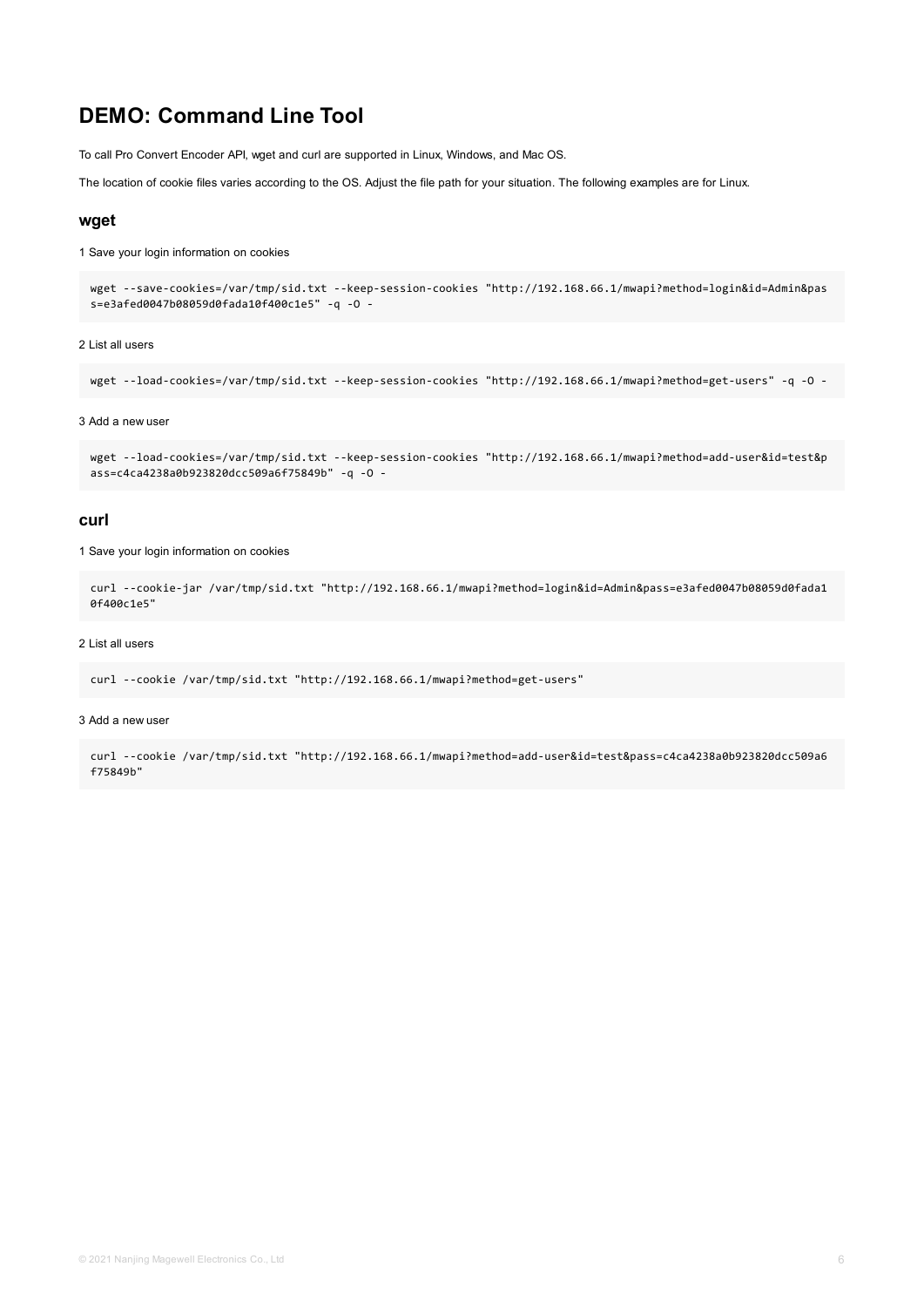# DEMO: Command Line Tool

To call Pro Convert Encoder API, wget and curl are supported in Linux, Windows, and Mac OS.

The location of cookie files varies according to the OS. Adjust the file path for your situation. The following examples are for Linux.

## wget

1 Save your login information on cookies

```
wget --save-cookies=/var/tmp/sid.txt --keep-session-cookies "http://192.168.66.1/mwapi?method=login&id=Admin&pass=e3afed0047b08059d0fada10f400c1e5" -q -O -
```

2 List all users

```
wget --load-cookies=/var/tmp/sid.txt --keep-session-cookies "http://192.168.66.1/mwapi?method=get-users" -q -O -
```

3 Add a new user

```
wget --load-cookies=/var/tmp/sid.txt --keep-session-cookies "http://192.168.66.1/mwapi?method=add-user&id=test&pass=c4ca4238a0b923820dcc509a6f75849b" -q -O -
```

## curl

1 Save your login information on cookies

```
curl --cookie-jar /var/tmp/sid.txt "http://192.168.66.1/mwapi?method=login&id=Admin&pass=e3afed0047b08059d0fada10f400c1e5"
```

2 List all users

```
curl --cookie /var/tmp/sid.txt "http://192.168.66.1/mwapi?method=get-users"
```

3 Add a new user

```
curl --cookie /var/tmp/sid.txt "http://192.168.66.1/mwapi?method=add-user&id=test&pass=c4ca4238a0b923820dcc509a6f75849b"
```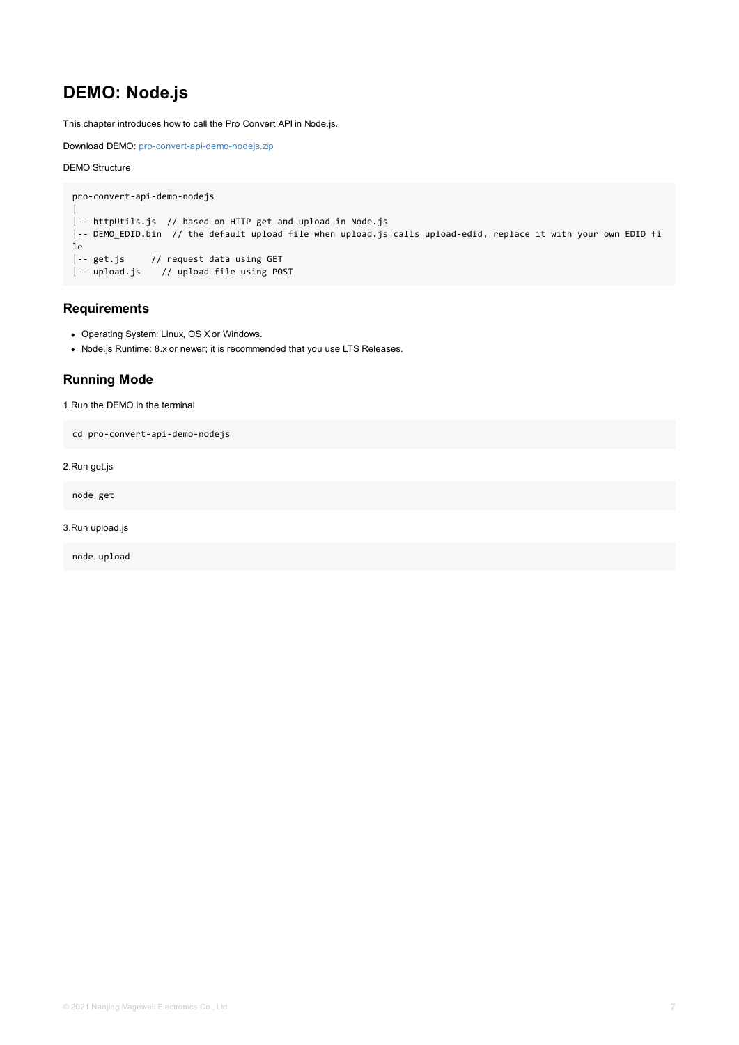# DEMO: Node.js

This chapter introduces how to call the Pro Convert API in Node.js.

Download DEMO: pro-convert-api-demo-nodejs.zip

DEMO Structure

```
pro-convert-api-demo-nodejs
|
|-- httpUtils.js  // based on HTTP get and upload in Node.js
|-- DEMO_EDID.bin  // the default upload file when upload.js calls upload-edid, replace it with your own EDID fi
le
|-- get.js     // request data using GET
|-- upload.js    // upload file using POST
```

## Requirements

- Operating System: Linux, OS X or Windows.
- Node.js Runtime: 8.x or newer; it is recommended that you use LTS Releases.

## Running Mode

1.Run the DEMO in the terminal

```
cd pro-convert-api-demo-nodejs
```

2.Run get.js

```
node get
```

3.Run upload.js

```
node upload
```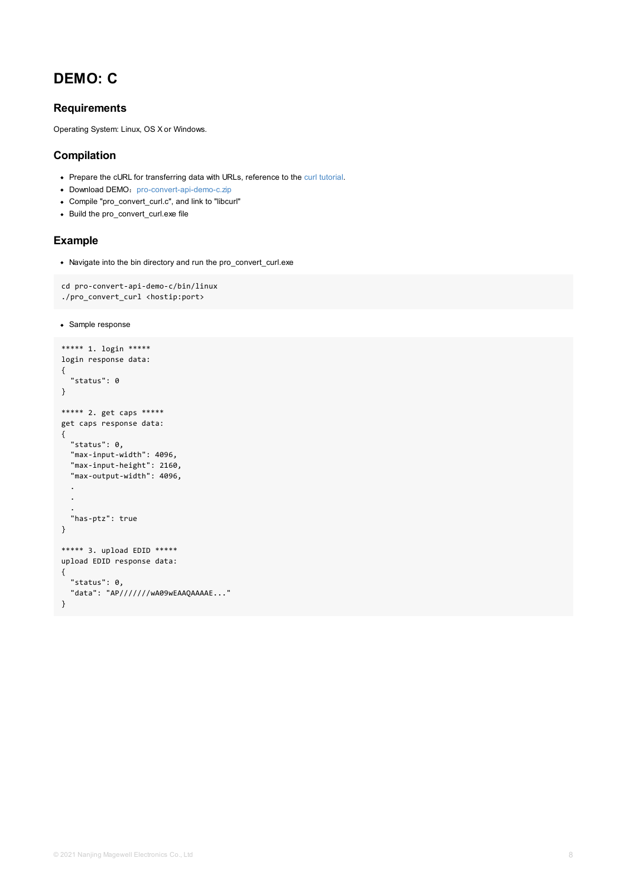# DEMO: C

## Requirements

Operating System: Linux, OS X or Windows.

## Compilation

- Prepare the cURL for transferring data with URLs, reference to the curl tutorial.
- Download DEMO：pro-convert-api-demo-c.zip
- Compile "pro_convert_curl.c", and link to "libcurl"
- Build the pro_convert_curl.exe file

## Example

- Navigate into the bin directory and run the pro_convert_curl.exe

```
cd pro-convert-api-demo-c/bin/linux
./pro_convert_curl <hostip:port>
```

- Sample response

```
***** 1. login *****
login response data:
{
  "status": 0
}

***** 2. get caps *****
get caps response data:
{
  "status": 0,
  "max-input-width": 4096,
  "max-input-height": 2160,
  "max-output-width": 4096,
  .
  .
  .
  "has-ptz": true
}

***** 3. upload EDID *****
upload EDID response data:
{
  "status": 0,
  "data": "AP//////wA09wEAAQAAAAE..."
}
```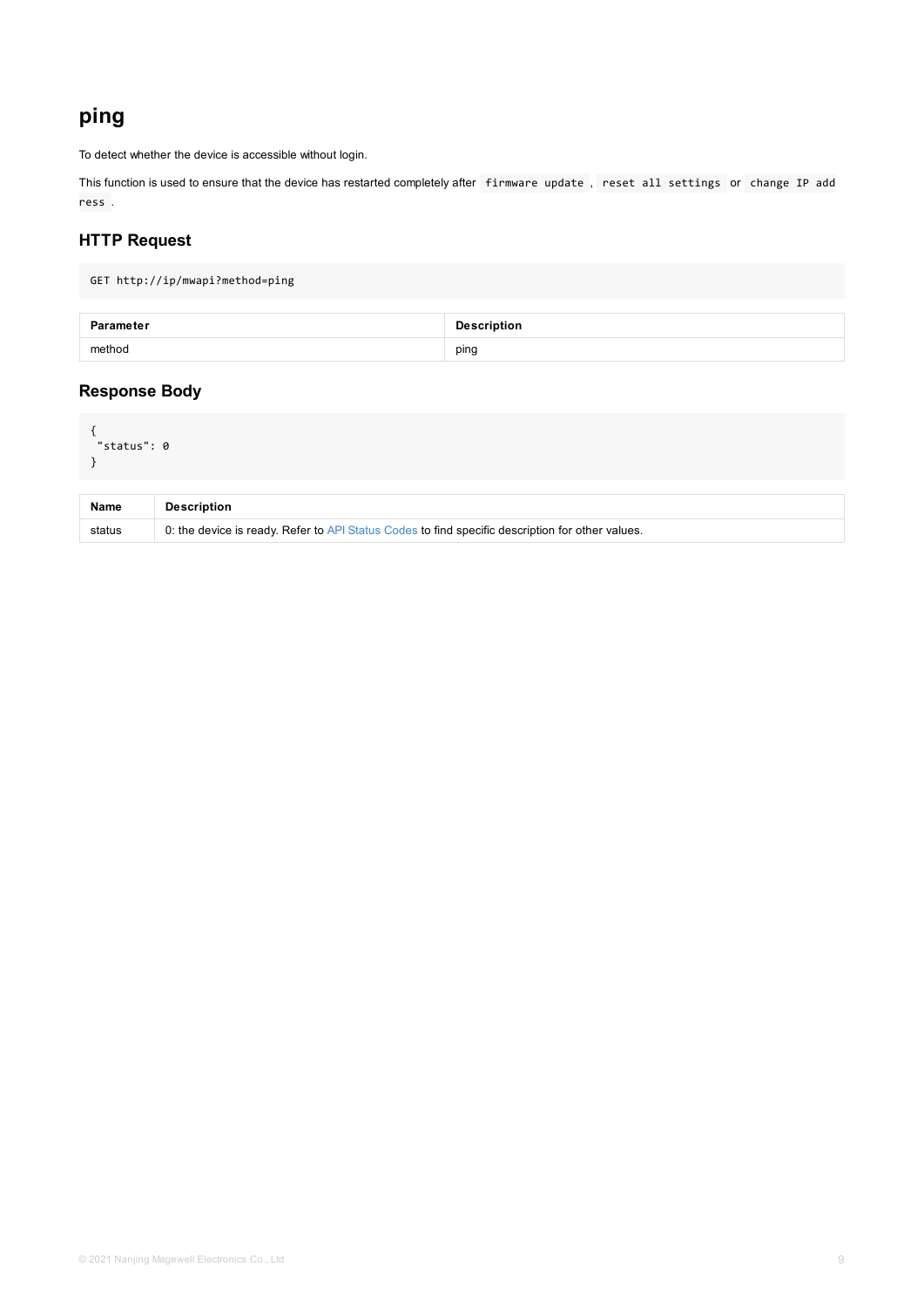# ping

To detect whether the device is accessible without login.

This function is used to ensure that the device has restarted completely after `firmware update`, `reset all settings` or `change IP address`.

## HTTP Request

```
GET http://ip/mwapi?method=ping
```

| Parameter | Description |
| --- | --- |
| method | ping |

## Response Body

```
{
 "status": 0
}
```

| Name | Description |
| --- | --- |
| status | 0: the device is ready. Refer to API Status Codes to find specific description for other values. |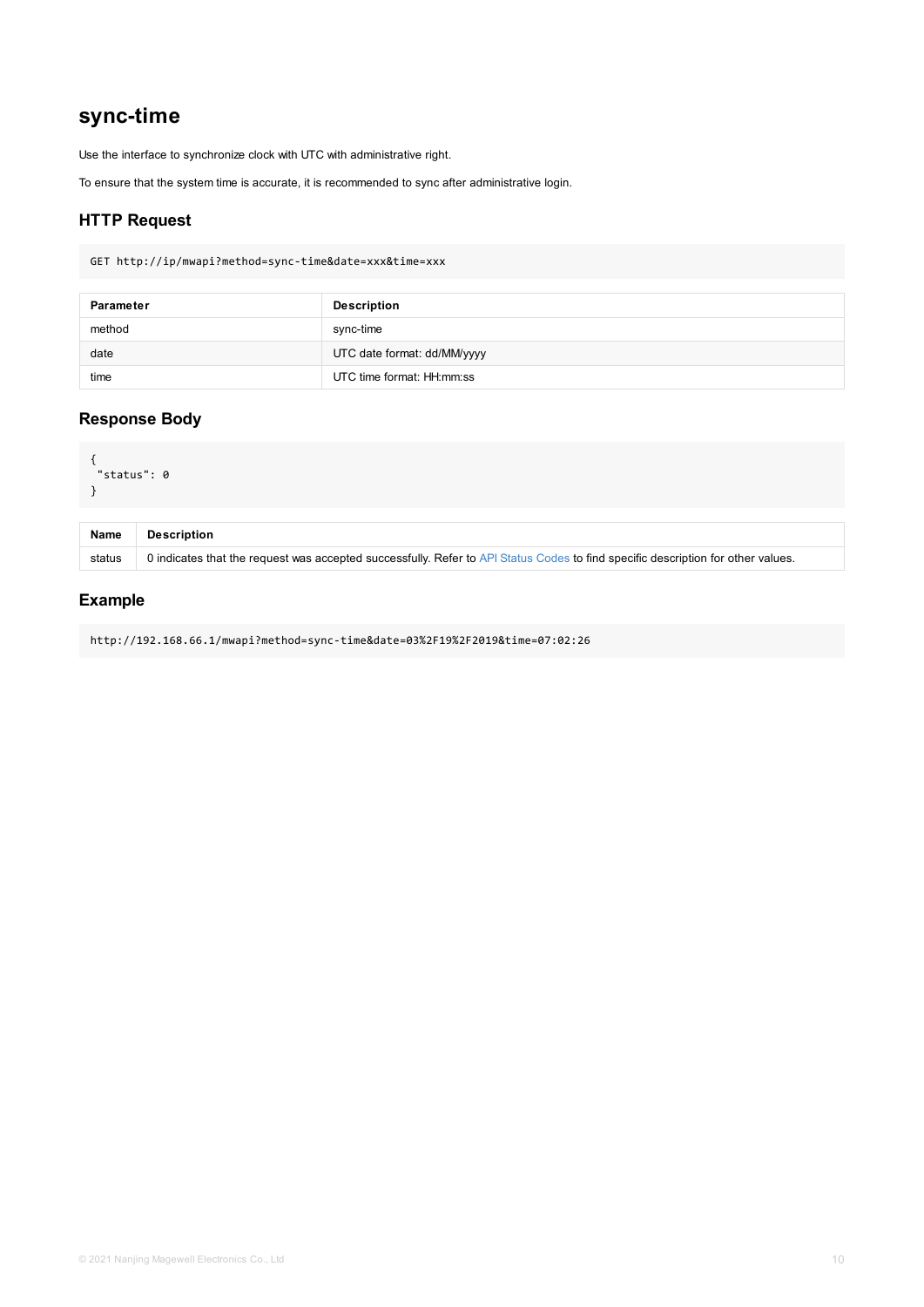## sync-time

Use the interface to synchronize clock with UTC with administrative right.

To ensure that the system time is accurate, it is recommended to sync after administrative login.

### HTTP Request

```
GET http://ip/mwapi?method=sync-time&date=xxx&time=xxx
```

| Parameter | Description |
| --- | --- |
| method | sync-time |
| date | UTC date format: dd/MM/yyyy |
| time | UTC time format: HH:mm:ss |

### Response Body

```
{
 "status": 0
}
```

| Name | Description |
| --- | --- |
| status | 0 indicates that the request was accepted successfully. Refer to API Status Codes to find specific description for other values. |

### Example

```
http://192.168.66.1/mwapi?method=sync-time&date=03%2F19%2F2019&time=07:02:26
```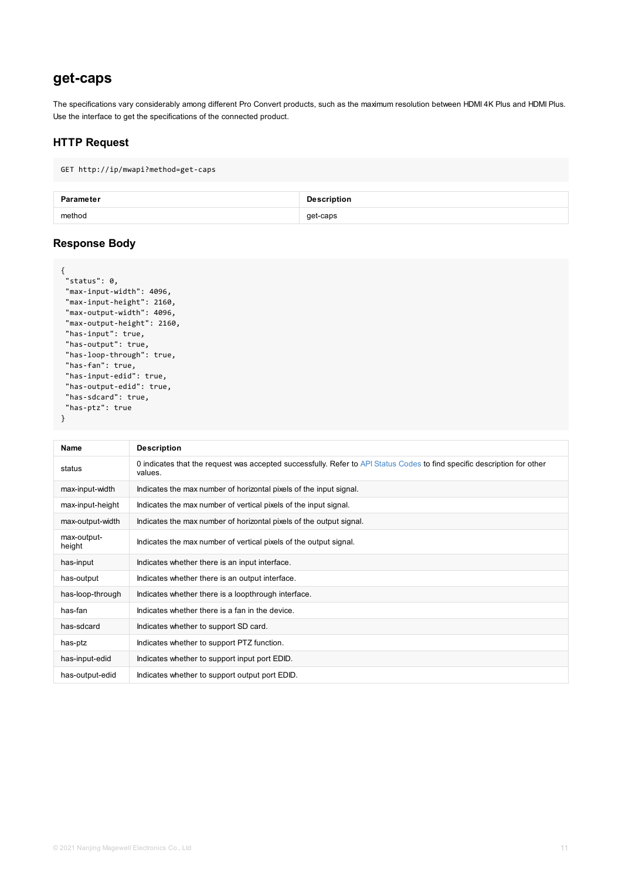## get-caps

The specifications vary considerably among different Pro Convert products, such as the maximum resolution between HDMI 4K Plus and HDMI Plus. Use the interface to get the specifications of the connected product.

### HTTP Request

```
GET http://ip/mwapi?method=get-caps
```

| Parameter | Description |
| --- | --- |
| method | get-caps |

### Response Body

```
{
 "status": 0,
 "max-input-width": 4096,
 "max-input-height": 2160,
 "max-output-width": 4096,
 "max-output-height": 2160,
 "has-input": true,
 "has-output": true,
 "has-loop-through": true,
 "has-fan": true,
 "has-input-edid": true,
 "has-output-edid": true,
 "has-sdcard": true,
 "has-ptz": true
}
```

| Name | Description |
| --- | --- |
| status | 0 indicates that the request was accepted successfully. Refer to API Status Codes to find specific description for other values. |
| max-input-width | Indicates the max number of horizontal pixels of the input signal. |
| max-input-height | Indicates the max number of vertical pixels of the input signal. |
| max-output-width | Indicates the max number of horizontal pixels of the output signal. |
| max-output-height | Indicates the max number of vertical pixels of the output signal. |
| has-input | Indicates whether there is an input interface. |
| has-output | Indicates whether there is an output interface. |
| has-loop-through | Indicates whether there is a loopthrough interface. |
| has-fan | Indicates whether there is a fan in the device. |
| has-sdcard | Indicates whether to support SD card. |
| has-ptz | Indicates whether to support PTZ function. |
| has-input-edid | Indicates whether to support input port EDID. |
| has-output-edid | Indicates whether to support output port EDID. |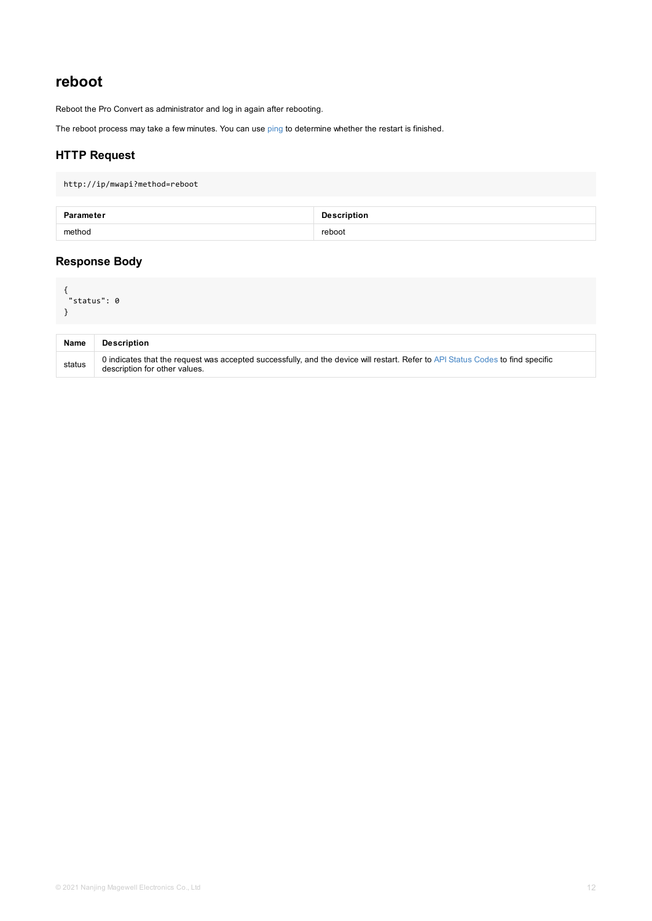## reboot

Reboot the Pro Convert as administrator and log in again after rebooting.

The reboot process may take a few minutes. You can use ping to determine whether the restart is finished.

### HTTP Request

```
http://ip/mwapi?method=reboot
```

| Parameter | Description |
| --- | --- |
| method | reboot |

### Response Body

```
{
 "status": 0
}
```

| Name | Description |
| --- | --- |
| status | 0 indicates that the request was accepted successfully, and the device will restart. Refer to API Status Codes to find specific description for other values. |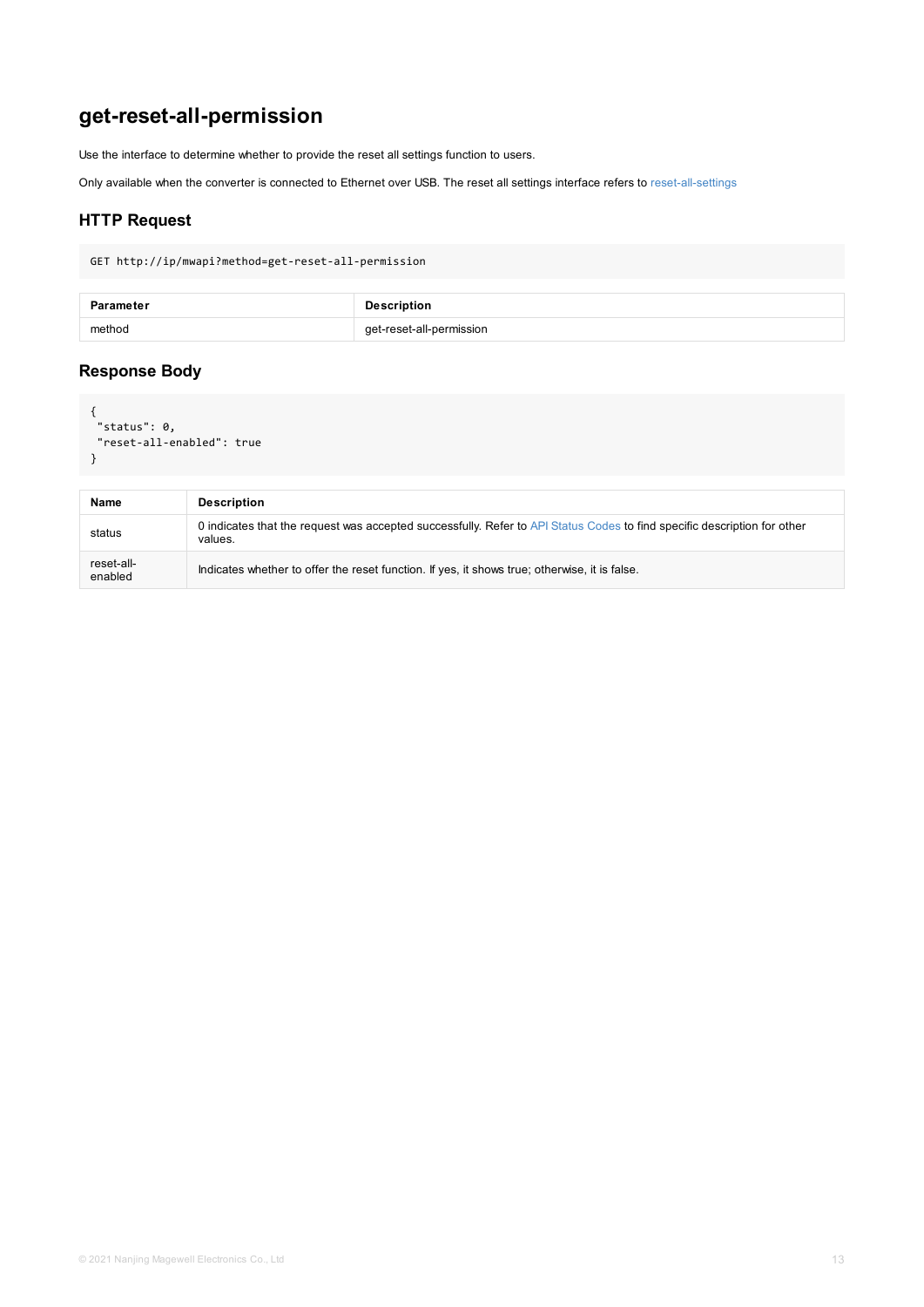# get-reset-all-permission

Use the interface to determine whether to provide the reset all settings function to users.

Only available when the converter is connected to Ethernet over USB. The reset all settings interface refers to reset-all-settings

## HTTP Request

```
GET http://ip/mwapi?method=get-reset-all-permission
```

| Parameter | Description |
| --- | --- |
| method | get-reset-all-permission |

## Response Body

```
{
 "status": 0,
 "reset-all-enabled": true
}
```

| Name | Description |
| --- | --- |
| status | 0 indicates that the request was accepted successfully. Refer to API Status Codes to find specific description for other values. |
| reset-all-enabled | Indicates whether to offer the reset function. If yes, it shows true; otherwise, it is false. |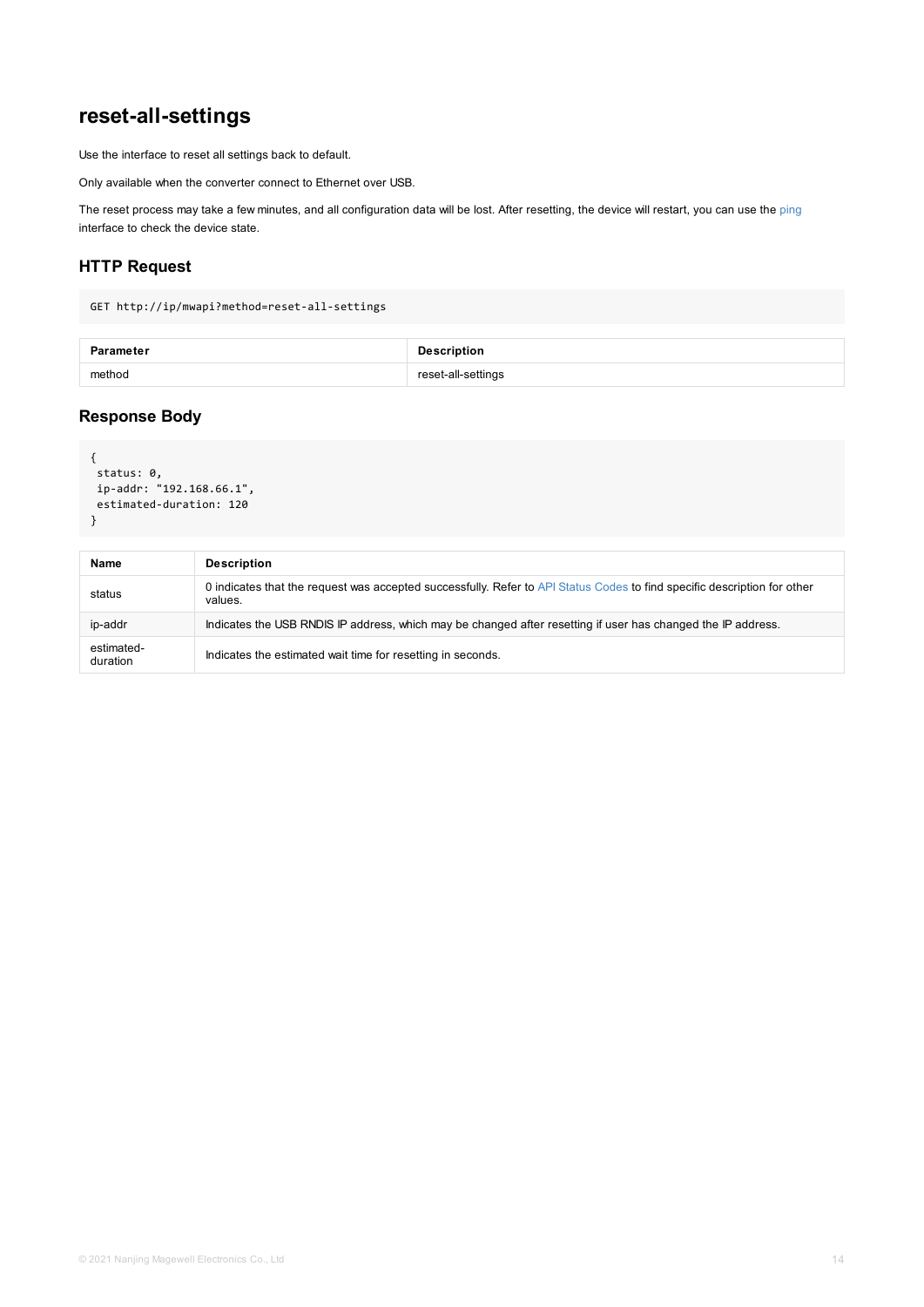# reset-all-settings

Use the interface to reset all settings back to default.

Only available when the converter connect to Ethernet over USB.

The reset process may take a few minutes, and all configuration data will be lost. After resetting, the device will restart, you can use the ping interface to check the device state.

## HTTP Request

```
GET http://ip/mwapi?method=reset-all-settings
```

| Parameter | Description |
| --- | --- |
| method | reset-all-settings |

## Response Body

```
{
 status: 0,
 ip-addr: "192.168.66.1",
 estimated-duration: 120
}
```

| Name | Description |
| --- | --- |
| status | 0 indicates that the request was accepted successfully. Refer to API Status Codes to find specific description for other values. |
| ip-addr | Indicates the USB RNDIS IP address, which may be changed after resetting if user has changed the IP address. |
| estimated-duration | Indicates the estimated wait time for resetting in seconds. |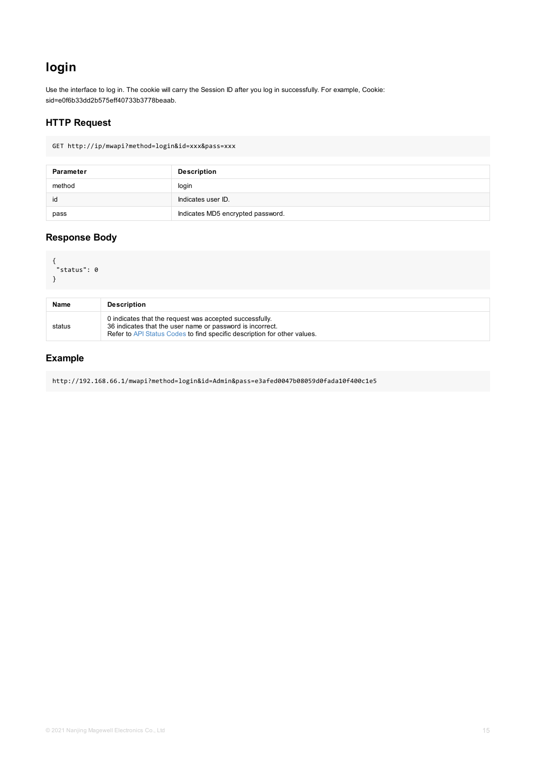# login

Use the interface to log in. The cookie will carry the Session ID after you log in successfully. For example, Cookie: sid=e0f6b33dd2b575eff40733b3778beaab.

## HTTP Request

```
GET http://ip/mwapi?method=login&id=xxx&pass=xxx
```

| Parameter | Description |
| --- | --- |
| method | login |
| id | Indicates user ID. |
| pass | Indicates MD5 encrypted password. |

## Response Body

```
{
 "status": 0
}
```

| Name | Description |
| --- | --- |
| status | 0 indicates that the request was accepted successfully.<br>36 indicates that the user name or password is incorrect.<br>Refer to API Status Codes to find specific description for other values. |

## Example

```
http://192.168.66.1/mwapi?method=login&id=Admin&pass=e3afed0047b08059d0fada10f400c1e5
```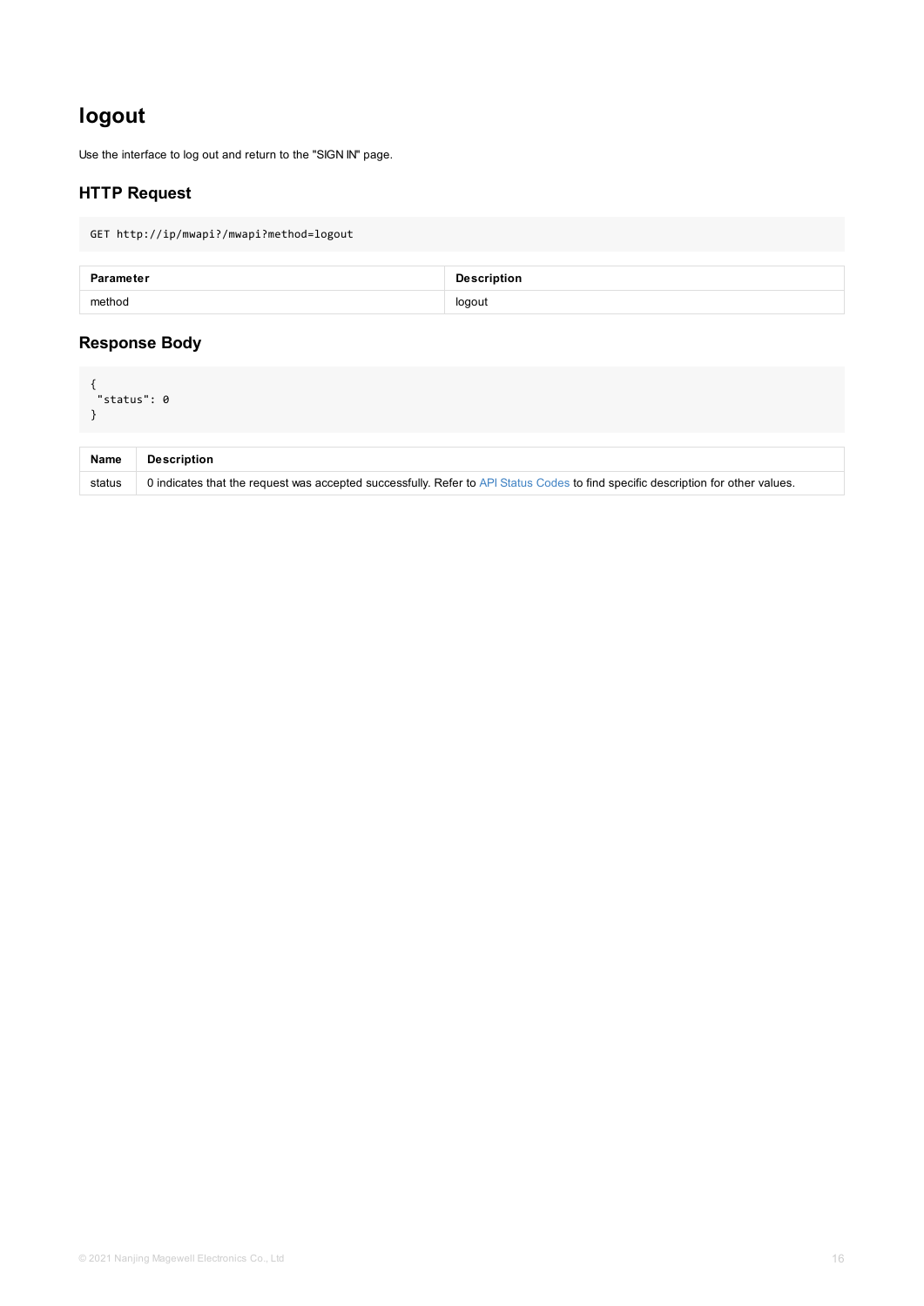# logout

Use the interface to log out and return to the "SIGN IN" page.

## HTTP Request

```
GET http://ip/mwapi?/mwapi?method=logout
```

| Parameter | Description |
| --- | --- |
| method | logout |

## Response Body

```
{
 "status": 0
}
```

| Name | Description |
| --- | --- |
| status | 0 indicates that the request was accepted successfully. Refer to API Status Codes to find specific description for other values. |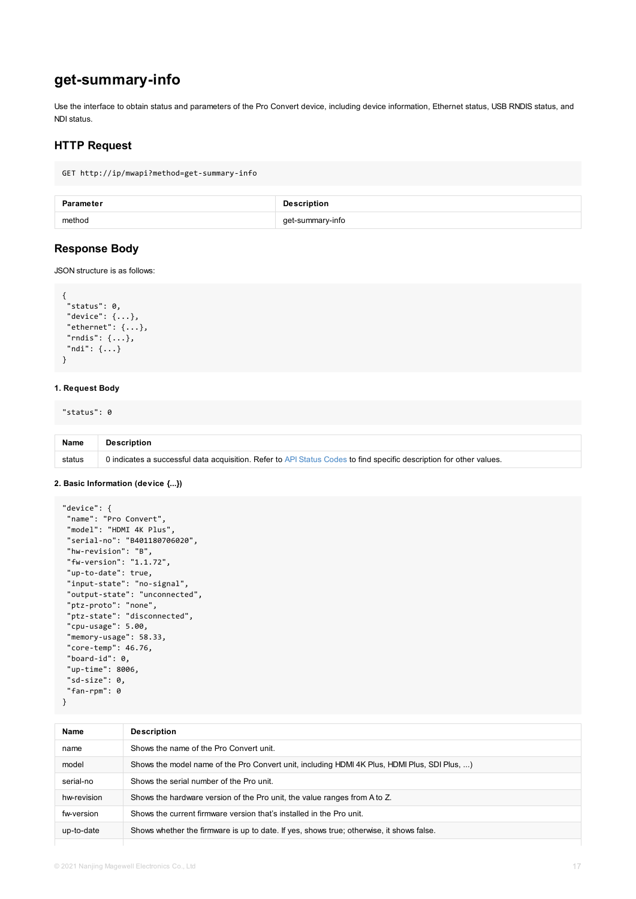# get-summary-info

Use the interface to obtain status and parameters of the Pro Convert device, including device information, Ethernet status, USB RNDIS status, and NDI status.

## HTTP Request

```
GET http://ip/mwapi?method=get-summary-info
```

| Parameter | Description |
| --- | --- |
| method | get-summary-info |

## Response Body

JSON structure is as follows:

```
{
 "status": 0,
 "device": {...},
 "ethernet": {...},
 "rndis": {...},
 "ndi": {...}
}
```

#### 1. Request Body

```
"status": 0
```

| Name | Description |
| --- | --- |
| status | 0 indicates a successful data acquisition. Refer to API Status Codes to find specific description for other values. |

#### 2. Basic Information (device {...})

```
"device": {
 "name": "Pro Convert",
 "model": "HDMI 4K Plus",
 "serial-no": "B401180706020",
 "hw-revision": "B",
 "fw-version": "1.1.72",
 "up-to-date": true,
 "input-state": "no-signal",
 "output-state": "unconnected",
 "ptz-proto": "none",
 "ptz-state": "disconnected",
 "cpu-usage": 5.00,
 "memory-usage": 58.33,
 "core-temp": 46.76,
 "board-id": 0,
 "up-time": 8006,
 "sd-size": 0,
 "fan-rpm": 0
}
```

| Name | Description |
| --- | --- |
| name | Shows the name of the Pro Convert unit. |
| model | Shows the model name of the Pro Convert unit, including HDMI 4K Plus, HDMI Plus, SDI Plus, ...) |
| serial-no | Shows the serial number of the Pro unit. |
| hw-revision | Shows the hardware version of the Pro unit, the value ranges from A to Z. |
| fw-version | Shows the current firmware version that's installed in the Pro unit. |
| up-to-date | Shows whether the firmware is up to date. If yes, shows true; otherwise, it shows false. |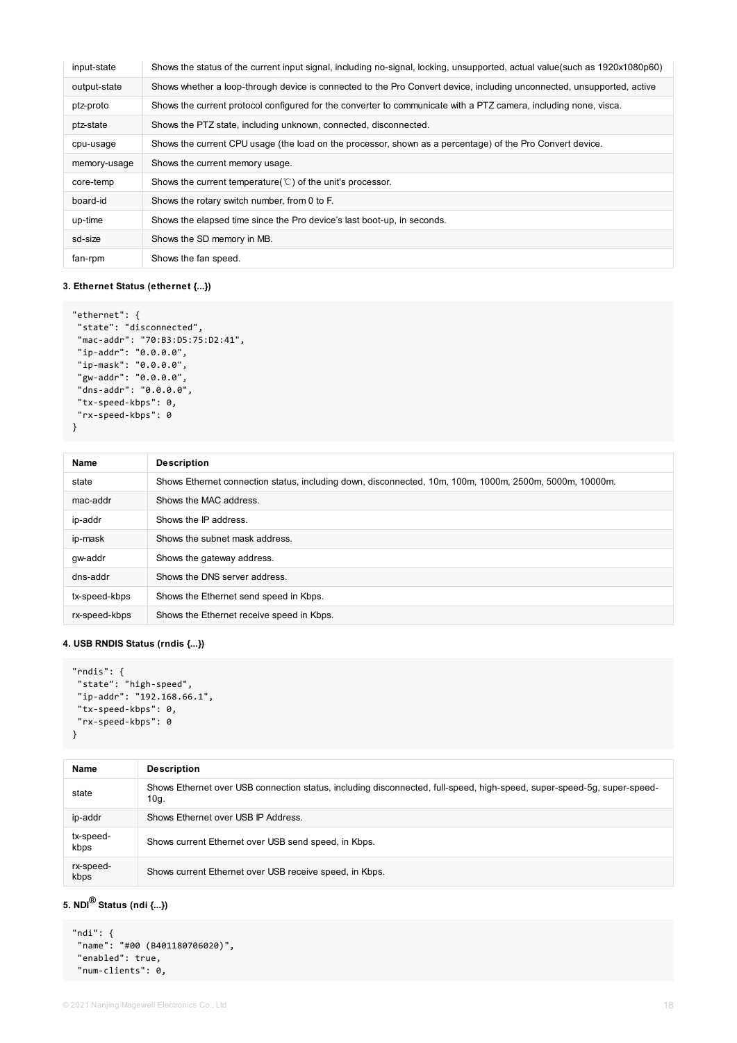| | |
|---|---|
| input-state | Shows the status of the current input signal, including no-signal, locking, unsupported, actual value(such as 1920x1080p60) |
| output-state | Shows whether a loop-through device is connected to the Pro Convert device, including unconnected, unsupported, active |
| ptz-proto | Shows the current protocol configured for the converter to communicate with a PTZ camera, including none, visca. |
| ptz-state | Shows the PTZ state, including unknown, connected, disconnected. |
| cpu-usage | Shows the current CPU usage (the load on the processor, shown as a percentage) of the Pro Convert device. |
| memory-usage | Shows the current memory usage. |
| core-temp | Shows the current temperature(℃) of the unit's processor. |
| board-id | Shows the rotary switch number, from 0 to F. |
| up-time | Shows the elapsed time since the Pro device's last boot-up, in seconds. |
| sd-size | Shows the SD memory in MB. |
| fan-rpm | Shows the fan speed. |

#### 3. Ethernet Status (ethernet {...})

```
"ethernet": {
 "state": "disconnected",
 "mac-addr": "70:B3:D5:75:D2:41",
 "ip-addr": "0.0.0.0",
 "ip-mask": "0.0.0.0",
 "gw-addr": "0.0.0.0",
 "dns-addr": "0.0.0.0",
 "tx-speed-kbps": 0,
 "rx-speed-kbps": 0
}
```

| Name | Description |
|---|---|
| state | Shows Ethernet connection status, including down, disconnected, 10m, 100m, 1000m, 2500m, 5000m, 10000m. |
| mac-addr | Shows the MAC address. |
| ip-addr | Shows the IP address. |
| ip-mask | Shows the subnet mask address. |
| gw-addr | Shows the gateway address. |
| dns-addr | Shows the DNS server address. |
| tx-speed-kbps | Shows the Ethernet send speed in Kbps. |
| rx-speed-kbps | Shows the Ethernet receive speed in Kbps. |

#### 4. USB RNDIS Status (rndis {...})

```
"rndis": {
 "state": "high-speed",
 "ip-addr": "192.168.66.1",
 "tx-speed-kbps": 0,
 "rx-speed-kbps": 0
}
```

| Name | Description |
|---|---|
| state | Shows Ethernet over USB connection status, including disconnected, full-speed, high-speed, super-speed-5g, super-speed-10g. |
| ip-addr | Shows Ethernet over USB IP Address. |
| tx-speed-kbps | Shows current Ethernet over USB send speed, in Kbps. |
| rx-speed-kbps | Shows current Ethernet over USB receive speed, in Kbps. |

#### 5. NDI® Status (ndi {...})

```
"ndi": {
 "name": "#00 (B401180706020)",
 "enabled": true,
 "num-clients": 0,
```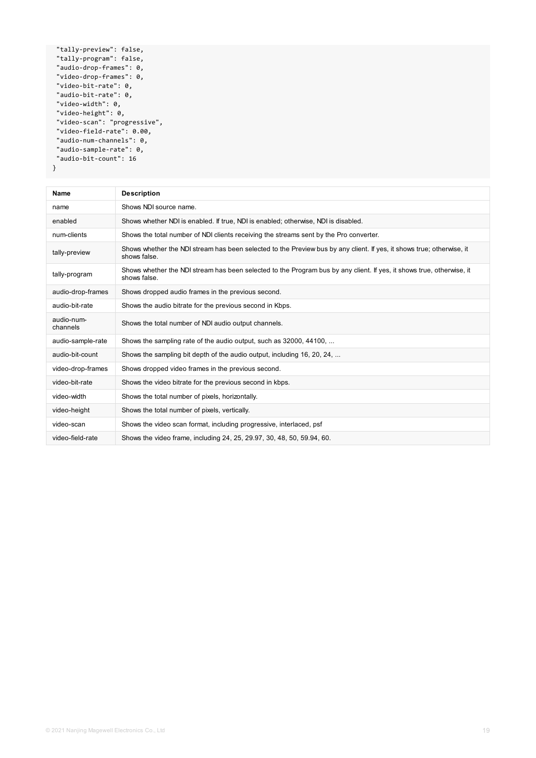```
  "tally-preview": false,
  "tally-program": false,
  "audio-drop-frames": 0,
  "video-drop-frames": 0,
  "video-bit-rate": 0,
  "audio-bit-rate": 0,
  "video-width": 0,
  "video-height": 0,
  "video-scan": "progressive",
  "video-field-rate": 0.00,
  "audio-num-channels": 0,
  "audio-sample-rate": 0,
  "audio-bit-count": 16
}
```

| Name | Description |
|---|---|
| name | Shows NDI source name. |
| enabled | Shows whether NDI is enabled. If true, NDI is enabled; otherwise, NDI is disabled. |
| num-clients | Shows the total number of NDI clients receiving the streams sent by the Pro converter. |
| tally-preview | Shows whether the NDI stream has been selected to the Preview bus by any client. If yes, it shows true; otherwise, it shows false. |
| tally-program | Shows whether the NDI stream has been selected to the Program bus by any client. If yes, it shows true, otherwise, it shows false. |
| audio-drop-frames | Shows dropped audio frames in the previous second. |
| audio-bit-rate | Shows the audio bitrate for the previous second in Kbps. |
| audio-num-channels | Shows the total number of NDI audio output channels. |
| audio-sample-rate | Shows the sampling rate of the audio output, such as 32000, 44100, ... |
| audio-bit-count | Shows the sampling bit depth of the audio output, including 16, 20, 24, ... |
| video-drop-frames | Shows dropped video frames in the previous second. |
| video-bit-rate | Shows the video bitrate for the previous second in kbps. |
| video-width | Shows the total number of pixels, horizontally. |
| video-height | Shows the total number of pixels, vertically. |
| video-scan | Shows the video scan format, including progressive, interlaced, psf |
| video-field-rate | Shows the video frame, including 24, 25, 29.97, 30, 48, 50, 59.94, 60. |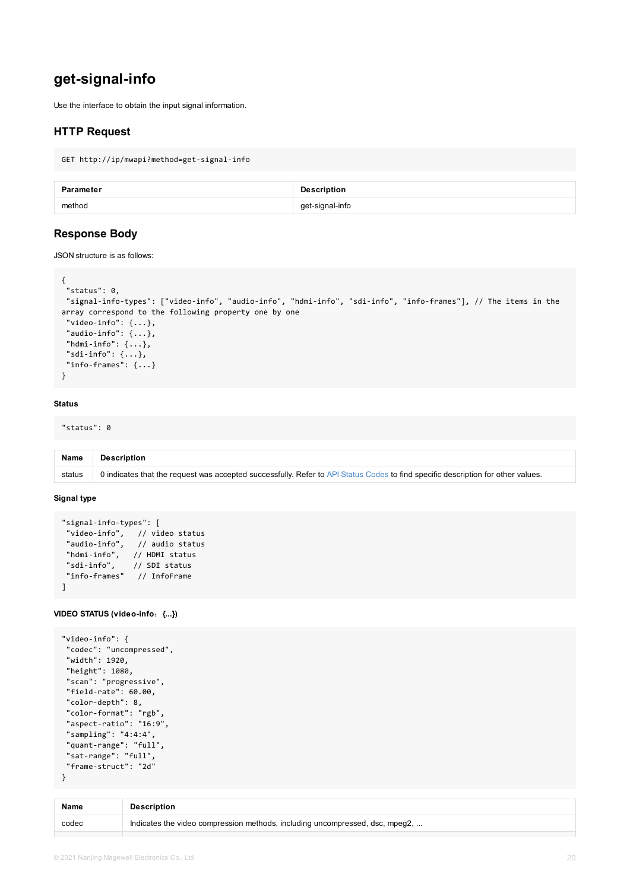# get-signal-info

Use the interface to obtain the input signal information.

## HTTP Request

```
GET http://ip/mwapi?method=get-signal-info
```

| Parameter | Description |
| --- | --- |
| method | get-signal-info |

## Response Body

JSON structure is as follows:

```
{
 "status": 0,
 "signal-info-types": ["video-info", "audio-info", "hdmi-info", "sdi-info", "info-frames"], // The items in the array correspond to the following property one by one
 "video-info": {...},
 "audio-info": {...},
 "hdmi-info": {...},
 "sdi-info": {...},
 "info-frames": {...}
}
```

#### Status

```
"status": 0
```

| Name | Description |
| --- | --- |
| status | 0 indicates that the request was accepted successfully. Refer to API Status Codes to find specific description for other values. |

#### Signal type

```
"signal-info-types": [
 "video-info",   // video status
 "audio-info",   // audio status
 "hdmi-info",   // HDMI status
 "sdi-info",    // SDI status
 "info-frames"   // InfoFrame
]
```

#### VIDEO STATUS (video-info：{...})

```
"video-info": {
 "codec": "uncompressed",
 "width": 1920,
 "height": 1080,
 "scan": "progressive",
 "field-rate": 60.00,
 "color-depth": 8,
 "color-format": "rgb",
 "aspect-ratio": "16:9",
 "sampling": "4:4:4",
 "quant-range": "full",
 "sat-range": "full",
 "frame-struct": "2d"
}
```

| Name | Description |
| --- | --- |
| codec | Indicates the video compression methods, including uncompressed, dsc, mpeg2, ... |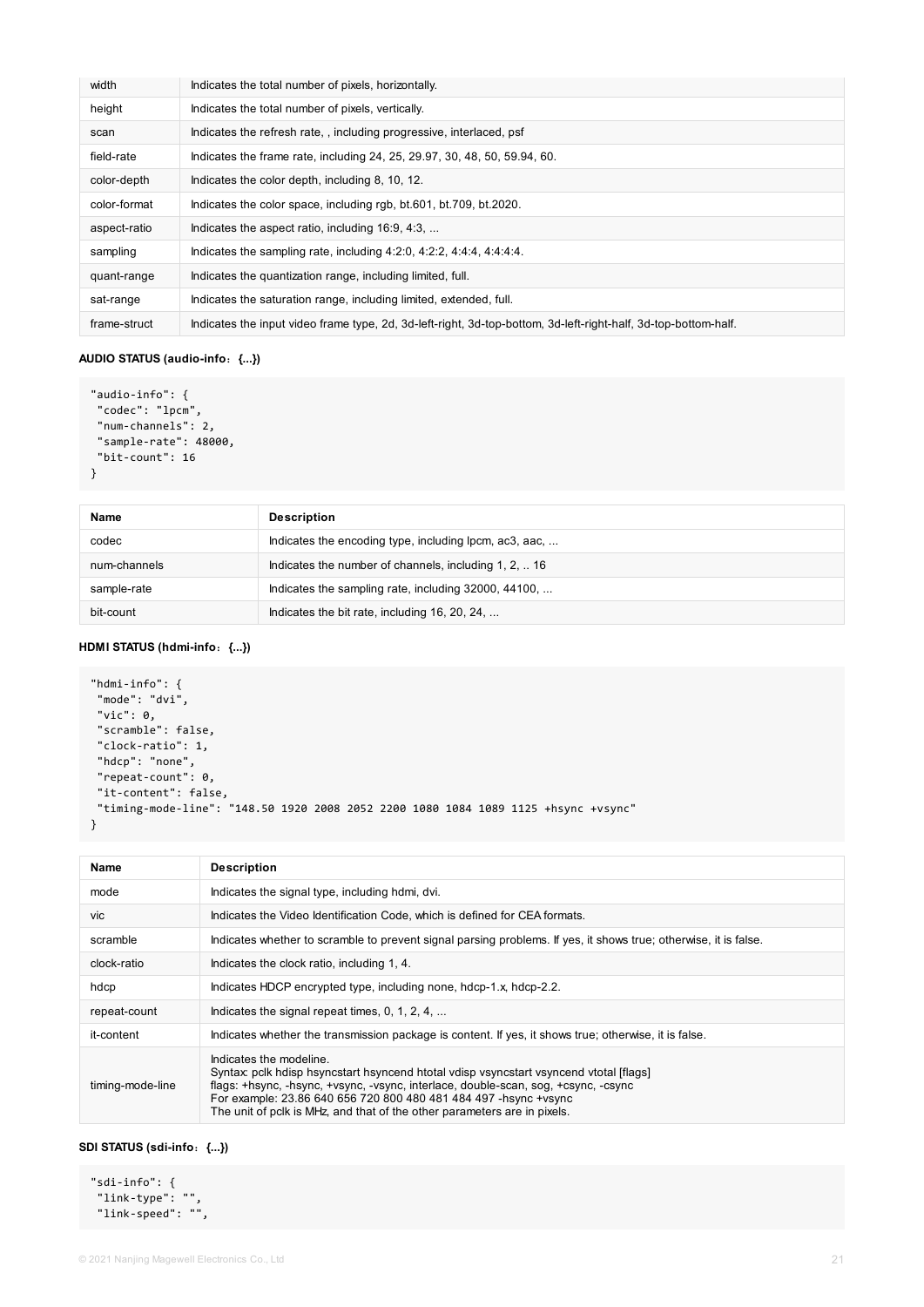| | |
|---|---|
| width | Indicates the total number of pixels, horizontally. |
| height | Indicates the total number of pixels, vertically. |
| scan | Indicates the refresh rate, , including progressive, interlaced, psf |
| field-rate | Indicates the frame rate, including 24, 25, 29.97, 30, 48, 50, 59.94, 60. |
| color-depth | Indicates the color depth, including 8, 10, 12. |
| color-format | Indicates the color space, including rgb, bt.601, bt.709, bt.2020. |
| aspect-ratio | Indicates the aspect ratio, including 16:9, 4:3, ... |
| sampling | Indicates the sampling rate, including 4:2:0, 4:2:2, 4:4:4, 4:4:4:4. |
| quant-range | Indicates the quantization range, including limited, full. |
| sat-range | Indicates the saturation range, including limited, extended, full. |
| frame-struct | Indicates the input video frame type, 2d, 3d-left-right, 3d-top-bottom, 3d-left-right-half, 3d-top-bottom-half. |

**AUDIO STATUS (audio-info：{...})**

```
"audio-info": {
 "codec": "lpcm",
 "num-channels": 2,
 "sample-rate": 48000,
 "bit-count": 16
}
```

| Name | Description |
|---|---|
| codec | Indicates the encoding type, including lpcm, ac3, aac, ... |
| num-channels | Indicates the number of channels, including 1, 2, .. 16 |
| sample-rate | Indicates the sampling rate, including 32000, 44100, ... |
| bit-count | Indicates the bit rate, including 16, 20, 24, ... |

**HDMI STATUS (hdmi-info：{...})**

```
"hdmi-info": {
 "mode": "dvi",
 "vic": 0,
 "scramble": false,
 "clock-ratio": 1,
 "hdcp": "none",
 "repeat-count": 0,
 "it-content": false,
 "timing-mode-line": "148.50 1920 2008 2052 2200 1080 1084 1089 1125 +hsync +vsync"
}
```

| Name | Description |
|---|---|
| mode | Indicates the signal type, including hdmi, dvi. |
| vic | Indicates the Video Identification Code, which is defined for CEA formats. |
| scramble | Indicates whether to scramble to prevent signal parsing problems. If yes, it shows true; otherwise, it is false. |
| clock-ratio | Indicates the clock ratio, including 1, 4. |
| hdcp | Indicates HDCP encrypted type, including none, hdcp-1.x, hdcp-2.2. |
| repeat-count | Indicates the signal repeat times, 0, 1, 2, 4, ... |
| it-content | Indicates whether the transmission package is content. If yes, it shows true; otherwise, it is false. |
| timing-mode-line | Indicates the modeline.<br>Syntax: pclk hdisp hsyncstart hsyncend htotal vdisp vsyncstart vsyncend vtotal [flags]<br>flags: +hsync, -hsync, +vsync, -vsync, interlace, double-scan, sog, +csync, -csync<br>For example: 23.86 640 656 720 800 480 481 484 497 -hsync +vsync<br>The unit of pclk is MHz, and that of the other parameters are in pixels. |

**SDI STATUS (sdi-info：{...})**

```
"sdi-info": {
 "link-type": "",
 "link-speed": "",
```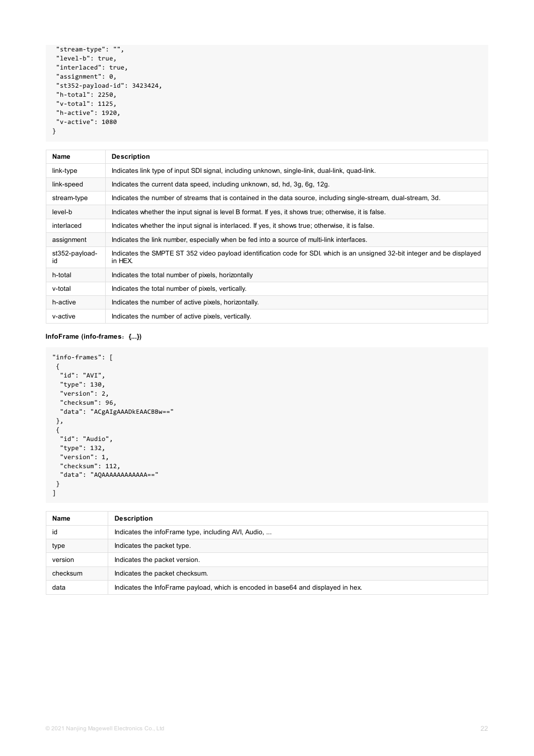```
 "stream-type": "",
 "level-b": true,
 "interlaced": true,
 "assignment": 0,
 "st352-payload-id": 3423424,
 "h-total": 2250,
 "v-total": 1125,
 "h-active": 1920,
 "v-active": 1080
}
```

| Name | Description |
| --- | --- |
| link-type | Indicates link type of input SDI signal, including unknown, single-link, dual-link, quad-link. |
| link-speed | Indicates the current data speed, including unknown, sd, hd, 3g, 6g, 12g. |
| stream-type | Indicates the number of streams that is contained in the data source, including single-stream, dual-stream, 3d. |
| level-b | Indicates whether the input signal is level B format. If yes, it shows true; otherwise, it is false. |
| interlaced | Indicates whether the input signal is interlaced. If yes, it shows true; otherwise, it is false. |
| assignment | Indicates the link number, especially when be fed into a source of multi-link interfaces. |
| st352-payload-id | Indicates the SMPTE ST 352 video payload identification code for SDI. which is an unsigned 32-bit integer and be displayed in HEX. |
| h-total | Indicates the total number of pixels, horizontally |
| v-total | Indicates the total number of pixels, vertically. |
| h-active | Indicates the number of active pixels, horizontally. |
| v-active | Indicates the number of active pixels, vertically. |

**InfoFrame (info-frames：{...})**

```
"info-frames": [
 {
  "id": "AVI",
  "type": 130,
  "version": 2,
  "checksum": 96,
  "data": "ACgAIgAAADkEAACBBw=="
 },
 {
  "id": "Audio",
  "type": 132,
  "version": 1,
  "checksum": 112,
  "data": "AQAAAAAAAAAAAA=="
 }
]
```

| Name | Description |
| --- | --- |
| id | Indicates the infoFrame type, including AVI, Audio, ... |
| type | Indicates the packet type. |
| version | Indicates the packet version. |
| checksum | Indicates the packet checksum. |
| data | Indicates the InfoFrame payload, which is encoded in base64 and displayed in hex. |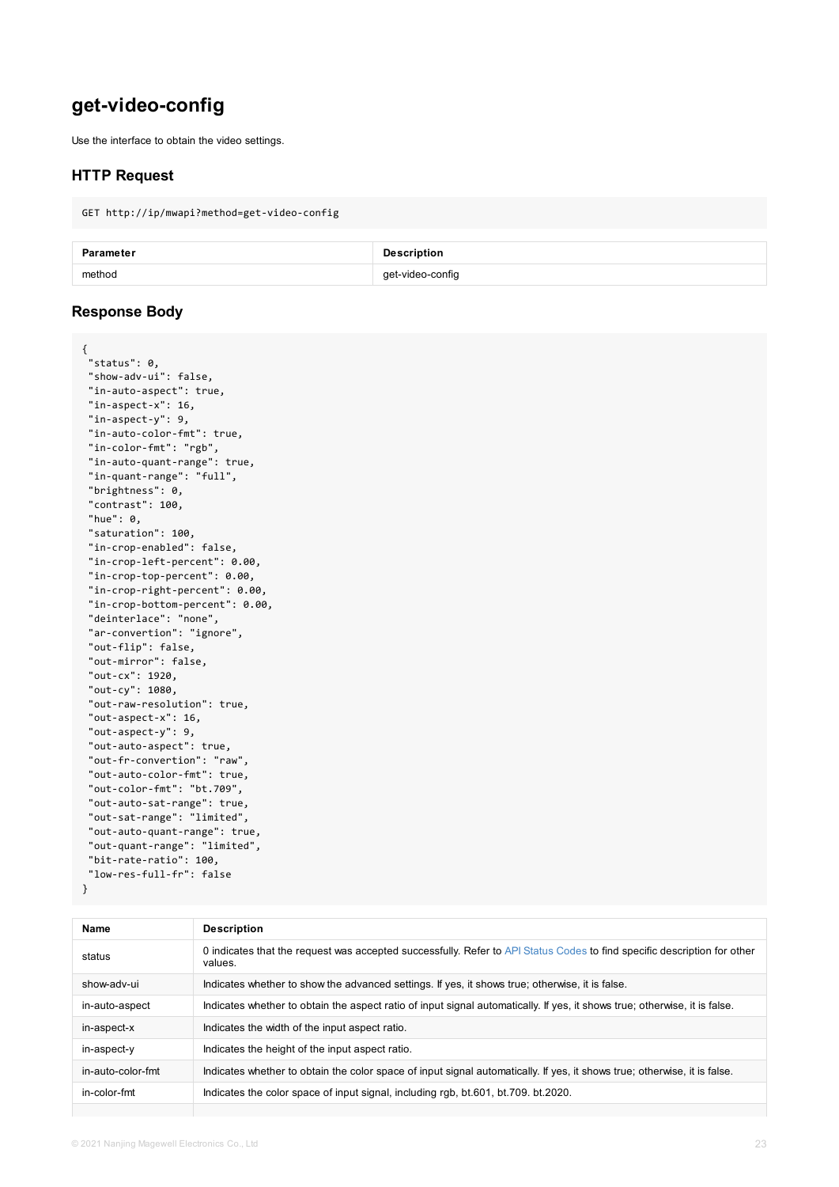## get-video-config

Use the interface to obtain the video settings.

### HTTP Request

```
GET http://ip/mwapi?method=get-video-config
```

| Parameter | Description |
| --- | --- |
| method | get-video-config |

### Response Body

```
{
 "status": 0,
 "show-adv-ui": false,
 "in-auto-aspect": true,
 "in-aspect-x": 16,
 "in-aspect-y": 9,
 "in-auto-color-fmt": true,
 "in-color-fmt": "rgb",
 "in-auto-quant-range": true,
 "in-quant-range": "full",
 "brightness": 0,
 "contrast": 100,
 "hue": 0,
 "saturation": 100,
 "in-crop-enabled": false,
 "in-crop-left-percent": 0.00,
 "in-crop-top-percent": 0.00,
 "in-crop-right-percent": 0.00,
 "in-crop-bottom-percent": 0.00,
 "deinterlace": "none",
 "ar-convertion": "ignore",
 "out-flip": false,
 "out-mirror": false,
 "out-cx": 1920,
 "out-cy": 1080,
 "out-raw-resolution": true,
 "out-aspect-x": 16,
 "out-aspect-y": 9,
 "out-auto-aspect": true,
 "out-fr-convertion": "raw",
 "out-auto-color-fmt": true,
 "out-color-fmt": "bt.709",
 "out-auto-sat-range": true,
 "out-sat-range": "limited",
 "out-auto-quant-range": true,
 "out-quant-range": "limited",
 "bit-rate-ratio": 100,
 "low-res-full-fr": false
}
```

| Name | Description |
| --- | --- |
| status | 0 indicates that the request was accepted successfully. Refer to API Status Codes to find specific description for other values. |
| show-adv-ui | Indicates whether to show the advanced settings. If yes, it shows true; otherwise, it is false. |
| in-auto-aspect | Indicates whether to obtain the aspect ratio of input signal automatically. If yes, it shows true; otherwise, it is false. |
| in-aspect-x | Indicates the width of the input aspect ratio. |
| in-aspect-y | Indicates the height of the input aspect ratio. |
| in-auto-color-fmt | Indicates whether to obtain the color space of input signal automatically. If yes, it shows true; otherwise, it is false. |
| in-color-fmt | Indicates the color space of input signal, including rgb, bt.601, bt.709. bt.2020. |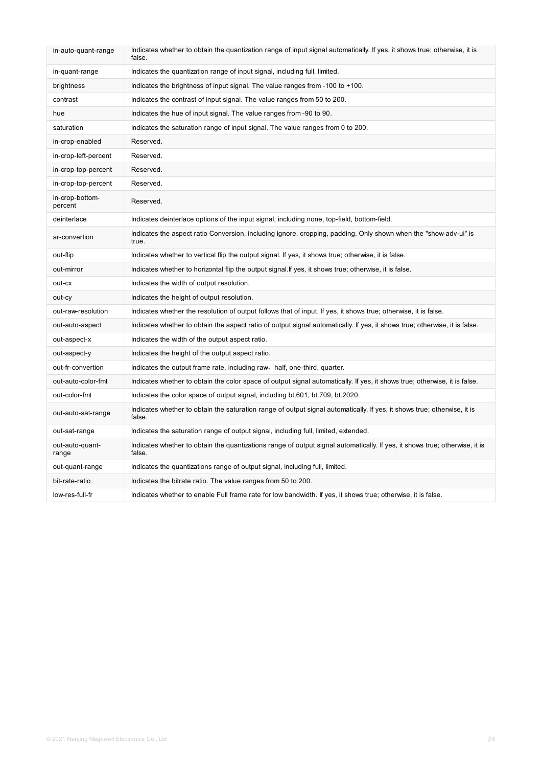| | |
|---|---|
| in-auto-quant-range | Indicates whether to obtain the quantization range of input signal automatically. If yes, it shows true; otherwise, it is false. |
| in-quant-range | Indicates the quantization range of input signal, including full, limited. |
| brightness | Indicates the brightness of input signal. The value ranges from -100 to +100. |
| contrast | Indicates the contrast of input signal. The value ranges from 50 to 200. |
| hue | Indicates the hue of input signal. The value ranges from -90 to 90. |
| saturation | Indicates the saturation range of input signal. The value ranges from 0 to 200. |
| in-crop-enabled | Reserved. |
| in-crop-left-percent | Reserved. |
| in-crop-top-percent | Reserved. |
| in-crop-top-percent | Reserved. |
| in-crop-bottom-percent | Reserved. |
| deinterlace | Indicates deinterlace options of the input signal, including none, top-field, bottom-field. |
| ar-convertion | Indicates the aspect ratio Conversion, including ignore, cropping, padding. Only shown when the "show-adv-ui" is true. |
| out-flip | Indicates whether to vertical flip the output signal. If yes, it shows true; otherwise, it is false. |
| out-mirror | Indicates whether to horizontal flip the output signal.If yes, it shows true; otherwise, it is false. |
| out-cx | Indicates the width of output resolution. |
| out-cy | Indicates the height of output resolution. |
| out-raw-resolution | Indicates whether the resolution of output follows that of input. If yes, it shows true; otherwise, it is false. |
| out-auto-aspect | Indicates whether to obtain the aspect ratio of output signal automatically. If yes, it shows true; otherwise, it is false. |
| out-aspect-x | Indicates the width of the output aspect ratio. |
| out-aspect-y | Indicates the height of the output aspect ratio. |
| out-fr-convertion | Indicates the output frame rate, including raw，half, one-third, quarter. |
| out-auto-color-fmt | Indicates whether to obtain the color space of output signal automatically. If yes, it shows true; otherwise, it is false. |
| out-color-fmt | Indicates the color space of output signal, including bt.601, bt.709, bt.2020. |
| out-auto-sat-range | Indicates whether to obtain the saturation range of output signal automatically. If yes, it shows true; otherwise, it is false. |
| out-sat-range | Indicates the saturation range of output signal, including full, limited, extended. |
| out-auto-quant-range | Indicates whether to obtain the quantizations range of output signal automatically. If yes, it shows true; otherwise, it is false. |
| out-quant-range | Indicates the quantizations range of output signal, including full, limited. |
| bit-rate-ratio | Indicates the bitrate ratio. The value ranges from 50 to 200. |
| low-res-full-fr | Indicates whether to enable Full frame rate for low bandwidth. If yes, it shows true; otherwise, it is false. |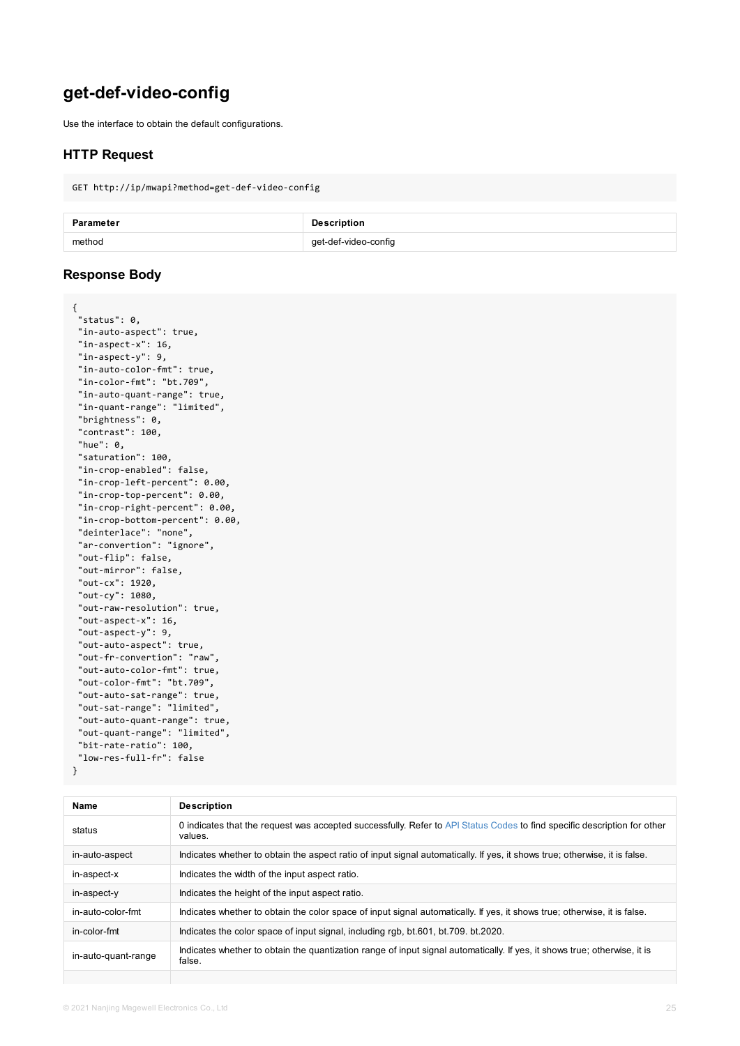## get-def-video-config

Use the interface to obtain the default configurations.

### HTTP Request

```
GET http://ip/mwapi?method=get-def-video-config
```

| Parameter | Description |
| --- | --- |
| method | get-def-video-config |

### Response Body

```
{
 "status": 0,
 "in-auto-aspect": true,
 "in-aspect-x": 16,
 "in-aspect-y": 9,
 "in-auto-color-fmt": true,
 "in-color-fmt": "bt.709",
 "in-auto-quant-range": true,
 "in-quant-range": "limited",
 "brightness": 0,
 "contrast": 100,
 "hue": 0,
 "saturation": 100,
 "in-crop-enabled": false,
 "in-crop-left-percent": 0.00,
 "in-crop-top-percent": 0.00,
 "in-crop-right-percent": 0.00,
 "in-crop-bottom-percent": 0.00,
 "deinterlace": "none",
 "ar-convertion": "ignore",
 "out-flip": false,
 "out-mirror": false,
 "out-cx": 1920,
 "out-cy": 1080,
 "out-raw-resolution": true,
 "out-aspect-x": 16,
 "out-aspect-y": 9,
 "out-auto-aspect": true,
 "out-fr-convertion": "raw",
 "out-auto-color-fmt": true,
 "out-color-fmt": "bt.709",
 "out-auto-sat-range": true,
 "out-sat-range": "limited",
 "out-auto-quant-range": true,
 "out-quant-range": "limited",
 "bit-rate-ratio": 100,
 "low-res-full-fr": false
}
```

| Name | Description |
| --- | --- |
| status | 0 indicates that the request was accepted successfully. Refer to API Status Codes to find specific description for other values. |
| in-auto-aspect | Indicates whether to obtain the aspect ratio of input signal automatically. If yes, it shows true; otherwise, it is false. |
| in-aspect-x | Indicates the width of the input aspect ratio. |
| in-aspect-y | Indicates the height of the input aspect ratio. |
| in-auto-color-fmt | Indicates whether to obtain the color space of input signal automatically. If yes, it shows true; otherwise, it is false. |
| in-color-fmt | Indicates the color space of input signal, including rgb, bt.601, bt.709. bt.2020. |
| in-auto-quant-range | Indicates whether to obtain the quantization range of input signal automatically. If yes, it shows true; otherwise, it is false. |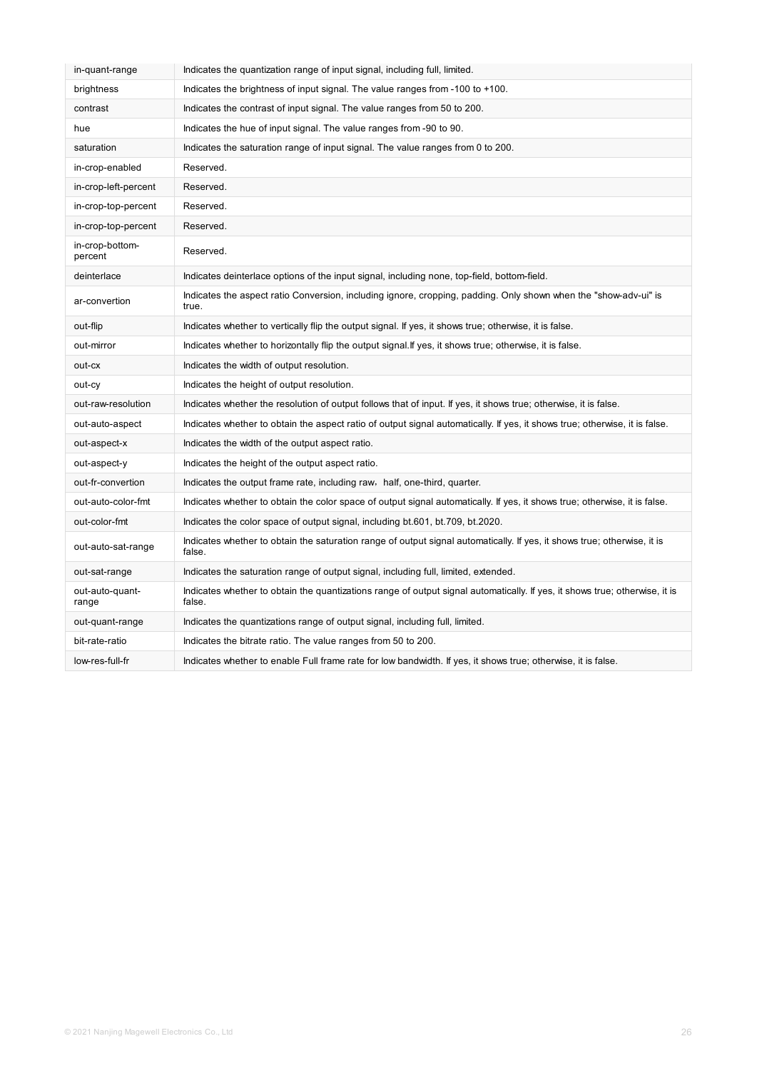| | |
|---|---|
| in-quant-range | Indicates the quantization range of input signal, including full, limited. |
| brightness | Indicates the brightness of input signal. The value ranges from -100 to +100. |
| contrast | Indicates the contrast of input signal. The value ranges from 50 to 200. |
| hue | Indicates the hue of input signal. The value ranges from -90 to 90. |
| saturation | Indicates the saturation range of input signal. The value ranges from 0 to 200. |
| in-crop-enabled | Reserved. |
| in-crop-left-percent | Reserved. |
| in-crop-top-percent | Reserved. |
| in-crop-top-percent | Reserved. |
| in-crop-bottom-percent | Reserved. |
| deinterlace | Indicates deinterlace options of the input signal, including none, top-field, bottom-field. |
| ar-convertion | Indicates the aspect ratio Conversion, including ignore, cropping, padding. Only shown when the "show-adv-ui" is true. |
| out-flip | Indicates whether to vertically flip the output signal. If yes, it shows true; otherwise, it is false. |
| out-mirror | Indicates whether to horizontally flip the output signal.If yes, it shows true; otherwise, it is false. |
| out-cx | Indicates the width of output resolution. |
| out-cy | Indicates the height of output resolution. |
| out-raw-resolution | Indicates whether the resolution of output follows that of input. If yes, it shows true; otherwise, it is false. |
| out-auto-aspect | Indicates whether to obtain the aspect ratio of output signal automatically. If yes, it shows true; otherwise, it is false. |
| out-aspect-x | Indicates the width of the output aspect ratio. |
| out-aspect-y | Indicates the height of the output aspect ratio. |
| out-fr-convertion | Indicates the output frame rate, including raw，half, one-third, quarter. |
| out-auto-color-fmt | Indicates whether to obtain the color space of output signal automatically. If yes, it shows true; otherwise, it is false. |
| out-color-fmt | Indicates the color space of output signal, including bt.601, bt.709, bt.2020. |
| out-auto-sat-range | Indicates whether to obtain the saturation range of output signal automatically. If yes, it shows true; otherwise, it is false. |
| out-sat-range | Indicates the saturation range of output signal, including full, limited, extended. |
| out-auto-quant-range | Indicates whether to obtain the quantizations range of output signal automatically. If yes, it shows true; otherwise, it is false. |
| out-quant-range | Indicates the quantizations range of output signal, including full, limited. |
| bit-rate-ratio | Indicates the bitrate ratio. The value ranges from 50 to 200. |
| low-res-full-fr | Indicates whether to enable Full frame rate for low bandwidth. If yes, it shows true; otherwise, it is false. |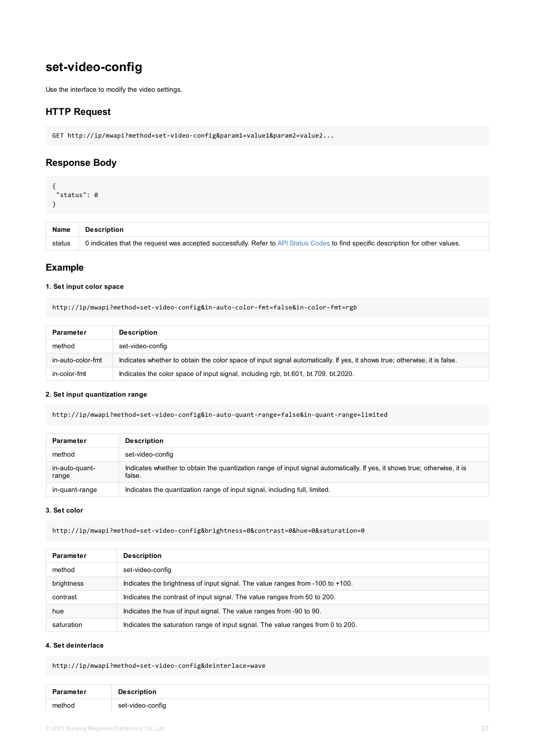# set-video-config

Use the interface to modify the video settings.

## HTTP Request

```
GET http://ip/mwapi?method=set-video-config&param1=value1&param2=value2...
```

## Response Body

```
{
 "status": 0
}
```

| Name | Description |
| --- | --- |
| status | 0 indicates that the request was accepted successfully. Refer to API Status Codes to find specific description for other values. |

## Example

#### 1. Set input color space

```
http://ip/mwapi?method=set-video-config&in-auto-color-fmt=false&in-color-fmt=rgb
```

| Parameter | Description |
| --- | --- |
| method | set-video-config |
| in-auto-color-fmt | Indicates whether to obtain the color space of input signal automatically. If yes, it shows true; otherwise, it is false. |
| in-color-fmt | Indicates the color space of input signal, including rgb, bt.601, bt.709. bt.2020. |

#### 2. Set input quantization range

```
http://ip/mwapi?method=set-video-config&in-auto-quant-range=false&in-quant-range=limited
```

| Parameter | Description |
| --- | --- |
| method | set-video-config |
| in-auto-quant-range | Indicates whether to obtain the quantization range of input signal automatically. If yes, it shows true; otherwise, it is false. |
| in-quant-range | Indicates the quantization range of input signal, including full, limited. |

#### 3. Set color

```
http://ip/mwapi?method=set-video-config&brightness=0&contrast=0&hue=0&saturation=0
```

| Parameter | Description |
| --- | --- |
| method | set-video-config |
| brightness | Indicates the brightness of input signal. The value ranges from -100 to +100. |
| contrast | Indicates the contrast of input signal. The value ranges from 50 to 200. |
| hue | Indicates the hue of input signal. The value ranges from -90 to 90. |
| saturation | Indicates the saturation range of input signal. The value ranges from 0 to 200. |

#### 4. Set deinterlace

```
http://ip/mwapi?method=set-video-config&deinterlace=wave
```

| Parameter | Description |
| --- | --- |
| method | set-video-config |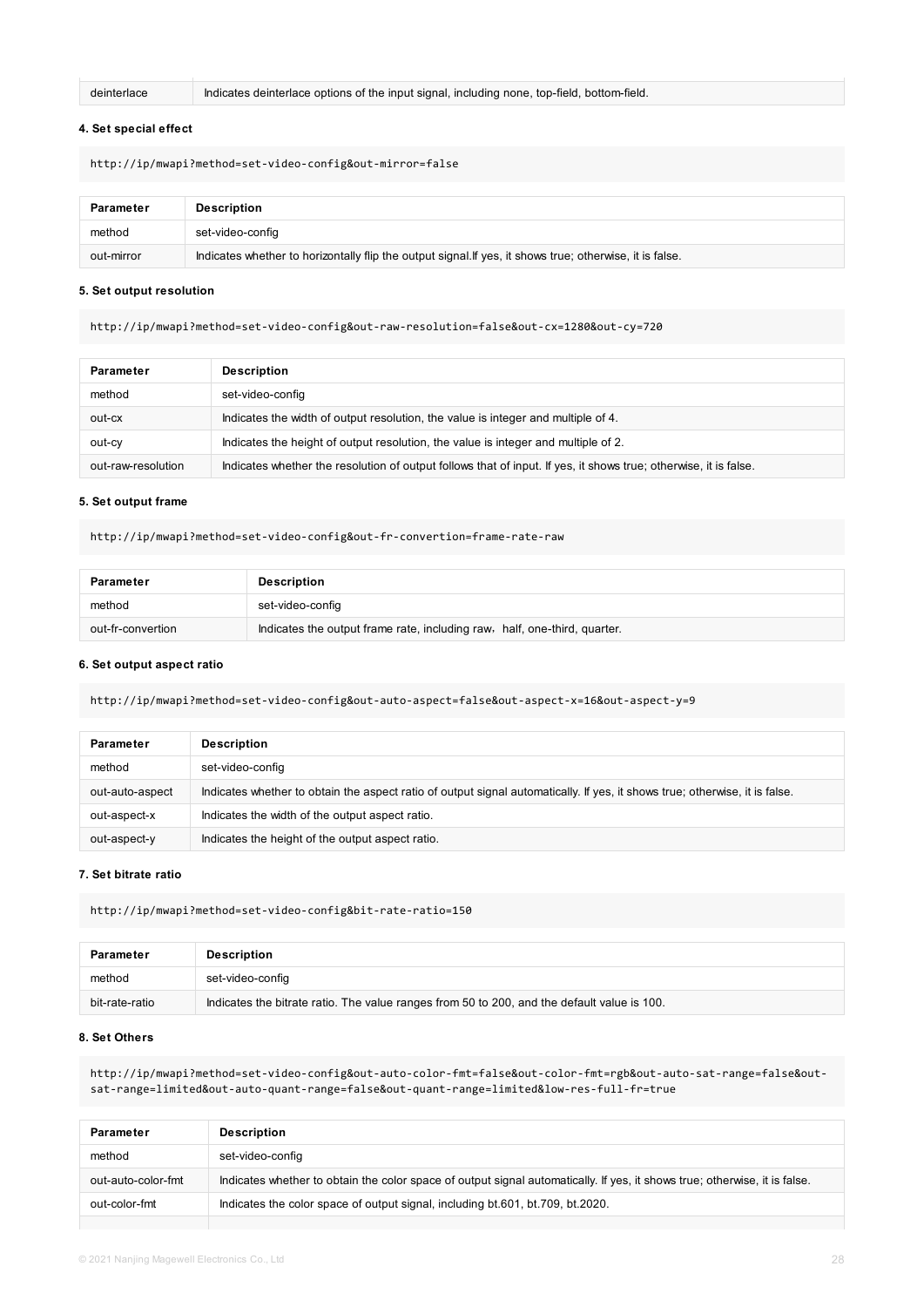| deinterlace | Indicates deinterlace options of the input signal, including none, top-field, bottom-field. |
|---|---|

**4. Set special effect**

```
http://ip/mwapi?method=set-video-config&out-mirror=false
```

| Parameter | Description |
|---|---|
| method | set-video-config |
| out-mirror | Indicates whether to horizontally flip the output signal.If yes, it shows true; otherwise, it is false. |

**5. Set output resolution**

```
http://ip/mwapi?method=set-video-config&out-raw-resolution=false&out-cx=1280&out-cy=720
```

| Parameter | Description |
|---|---|
| method | set-video-config |
| out-cx | Indicates the width of output resolution, the value is integer and multiple of 4. |
| out-cy | Indicates the height of output resolution, the value is integer and multiple of 2. |
| out-raw-resolution | Indicates whether the resolution of output follows that of input. If yes, it shows true; otherwise, it is false. |

**5. Set output frame**

```
http://ip/mwapi?method=set-video-config&out-fr-convertion=frame-rate-raw
```

| Parameter | Description |
|---|---|
| method | set-video-config |
| out-fr-convertion | Indicates the output frame rate, including raw，half, one-third, quarter. |

**6. Set output aspect ratio**

```
http://ip/mwapi?method=set-video-config&out-auto-aspect=false&out-aspect-x=16&out-aspect-y=9
```

| Parameter | Description |
|---|---|
| method | set-video-config |
| out-auto-aspect | Indicates whether to obtain the aspect ratio of output signal automatically. If yes, it shows true; otherwise, it is false. |
| out-aspect-x | Indicates the width of the output aspect ratio. |
| out-aspect-y | Indicates the height of the output aspect ratio. |

**7. Set bitrate ratio**

```
http://ip/mwapi?method=set-video-config&bit-rate-ratio=150
```

| Parameter | Description |
|---|---|
| method | set-video-config |
| bit-rate-ratio | Indicates the bitrate ratio. The value ranges from 50 to 200, and the default value is 100. |

**8. Set Others**

```
http://ip/mwapi?method=set-video-config&out-auto-color-fmt=false&out-color-fmt=rgb&out-auto-sat-range=false&out-sat-range=limited&out-auto-quant-range=false&out-quant-range=limited&low-res-full-fr=true
```

| Parameter | Description |
|---|---|
| method | set-video-config |
| out-auto-color-fmt | Indicates whether to obtain the color space of output signal automatically. If yes, it shows true; otherwise, it is false. |
| out-color-fmt | Indicates the color space of output signal, including bt.601, bt.709, bt.2020. |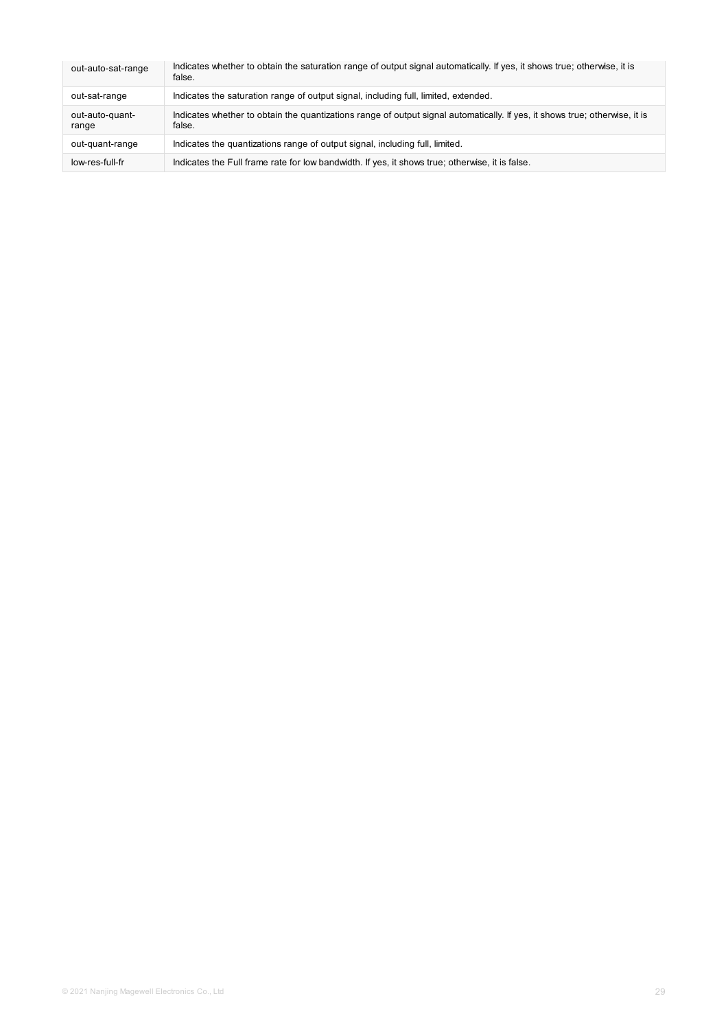| | |
|---|---|
| out-auto-sat-range | Indicates whether to obtain the saturation range of output signal automatically. If yes, it shows true; otherwise, it is false. |
| out-sat-range | Indicates the saturation range of output signal, including full, limited, extended. |
| out-auto-quant-range | Indicates whether to obtain the quantizations range of output signal automatically. If yes, it shows true; otherwise, it is false. |
| out-quant-range | Indicates the quantizations range of output signal, including full, limited. |
| low-res-full-fr | Indicates the Full frame rate for low bandwidth. If yes, it shows true; otherwise, it is false. |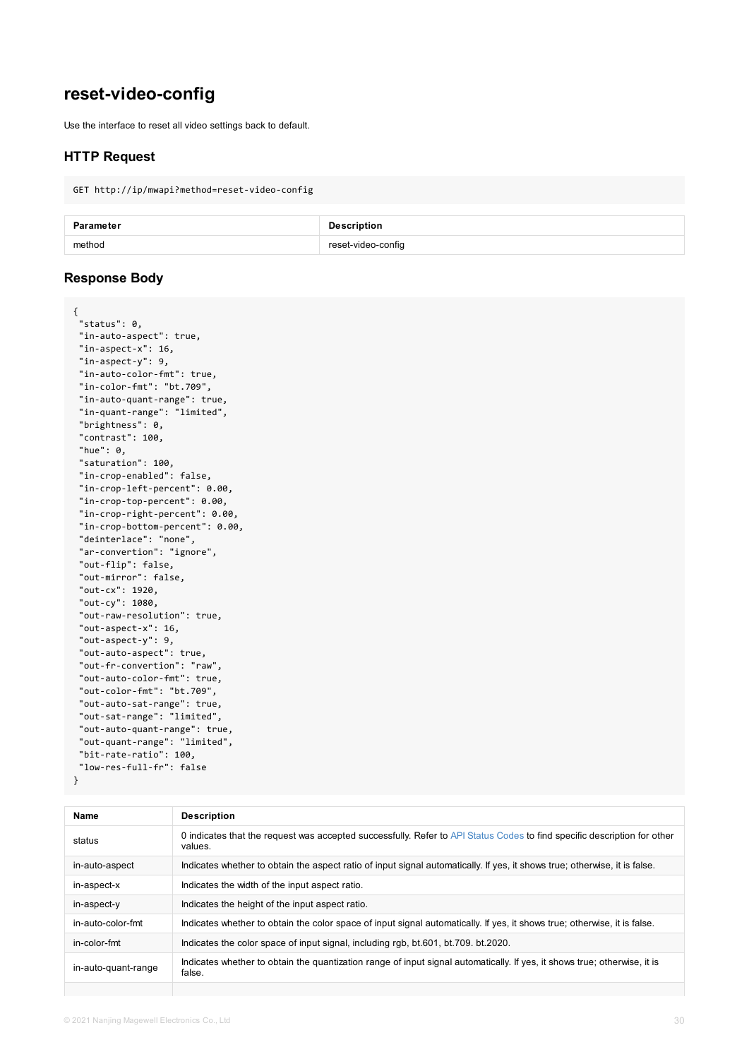## reset-video-config

Use the interface to reset all video settings back to default.

### HTTP Request

```
GET http://ip/mwapi?method=reset-video-config
```

| Parameter | Description |
| --- | --- |
| method | reset-video-config |

### Response Body

```
{
 "status": 0,
 "in-auto-aspect": true,
 "in-aspect-x": 16,
 "in-aspect-y": 9,
 "in-auto-color-fmt": true,
 "in-color-fmt": "bt.709",
 "in-auto-quant-range": true,
 "in-quant-range": "limited",
 "brightness": 0,
 "contrast": 100,
 "hue": 0,
 "saturation": 100,
 "in-crop-enabled": false,
 "in-crop-left-percent": 0.00,
 "in-crop-top-percent": 0.00,
 "in-crop-right-percent": 0.00,
 "in-crop-bottom-percent": 0.00,
 "deinterlace": "none",
 "ar-convertion": "ignore",
 "out-flip": false,
 "out-mirror": false,
 "out-cx": 1920,
 "out-cy": 1080,
 "out-raw-resolution": true,
 "out-aspect-x": 16,
 "out-aspect-y": 9,
 "out-auto-aspect": true,
 "out-fr-convertion": "raw",
 "out-auto-color-fmt": true,
 "out-color-fmt": "bt.709",
 "out-auto-sat-range": true,
 "out-sat-range": "limited",
 "out-auto-quant-range": true,
 "out-quant-range": "limited",
 "bit-rate-ratio": 100,
 "low-res-full-fr": false
}
```

| Name | Description |
| --- | --- |
| status | 0 indicates that the request was accepted successfully. Refer to API Status Codes to find specific description for other values. |
| in-auto-aspect | Indicates whether to obtain the aspect ratio of input signal automatically. If yes, it shows true; otherwise, it is false. |
| in-aspect-x | Indicates the width of the input aspect ratio. |
| in-aspect-y | Indicates the height of the input aspect ratio. |
| in-auto-color-fmt | Indicates whether to obtain the color space of input signal automatically. If yes, it shows true; otherwise, it is false. |
| in-color-fmt | Indicates the color space of input signal, including rgb, bt.601, bt.709. bt.2020. |
| in-auto-quant-range | Indicates whether to obtain the quantization range of input signal automatically. If yes, it shows true; otherwise, it is false. |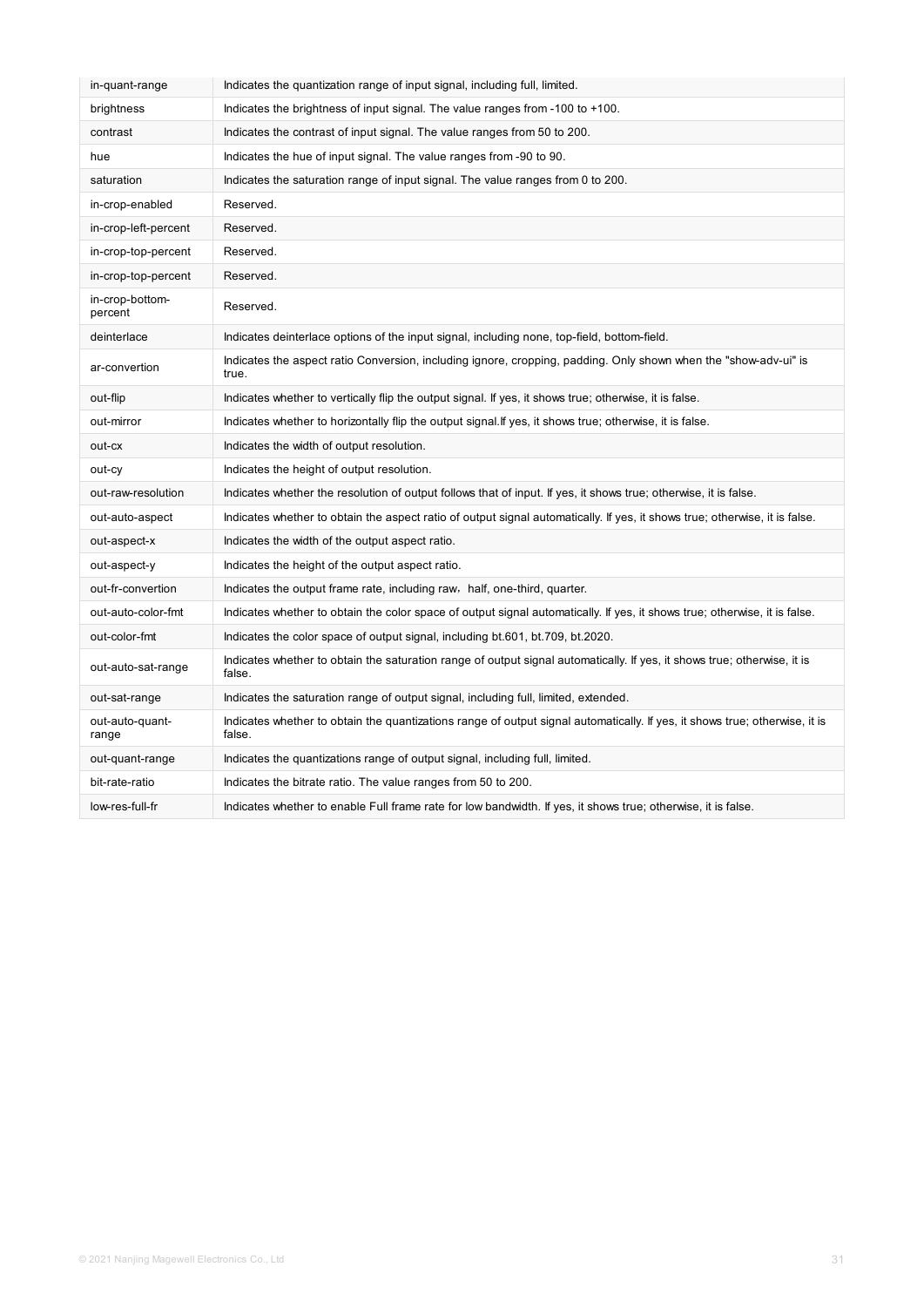| | |
|---|---|
| in-quant-range | Indicates the quantization range of input signal, including full, limited. |
| brightness | Indicates the brightness of input signal. The value ranges from -100 to +100. |
| contrast | Indicates the contrast of input signal. The value ranges from 50 to 200. |
| hue | Indicates the hue of input signal. The value ranges from -90 to 90. |
| saturation | Indicates the saturation range of input signal. The value ranges from 0 to 200. |
| in-crop-enabled | Reserved. |
| in-crop-left-percent | Reserved. |
| in-crop-top-percent | Reserved. |
| in-crop-top-percent | Reserved. |
| in-crop-bottom-percent | Reserved. |
| deinterlace | Indicates deinterlace options of the input signal, including none, top-field, bottom-field. |
| ar-convertion | Indicates the aspect ratio Conversion, including ignore, cropping, padding. Only shown when the "show-adv-ui" is true. |
| out-flip | Indicates whether to vertically flip the output signal. If yes, it shows true; otherwise, it is false. |
| out-mirror | Indicates whether to horizontally flip the output signal.If yes, it shows true; otherwise, it is false. |
| out-cx | Indicates the width of output resolution. |
| out-cy | Indicates the height of output resolution. |
| out-raw-resolution | Indicates whether the resolution of output follows that of input. If yes, it shows true; otherwise, it is false. |
| out-auto-aspect | Indicates whether to obtain the aspect ratio of output signal automatically. If yes, it shows true; otherwise, it is false. |
| out-aspect-x | Indicates the width of the output aspect ratio. |
| out-aspect-y | Indicates the height of the output aspect ratio. |
| out-fr-convertion | Indicates the output frame rate, including raw，half, one-third, quarter. |
| out-auto-color-fmt | Indicates whether to obtain the color space of output signal automatically. If yes, it shows true; otherwise, it is false. |
| out-color-fmt | Indicates the color space of output signal, including bt.601, bt.709, bt.2020. |
| out-auto-sat-range | Indicates whether to obtain the saturation range of output signal automatically. If yes, it shows true; otherwise, it is false. |
| out-sat-range | Indicates the saturation range of output signal, including full, limited, extended. |
| out-auto-quant-range | Indicates whether to obtain the quantizations range of output signal automatically. If yes, it shows true; otherwise, it is false. |
| out-quant-range | Indicates the quantizations range of output signal, including full, limited. |
| bit-rate-ratio | Indicates the bitrate ratio. The value ranges from 50 to 200. |
| low-res-full-fr | Indicates whether to enable Full frame rate for low bandwidth. If yes, it shows true; otherwise, it is false. |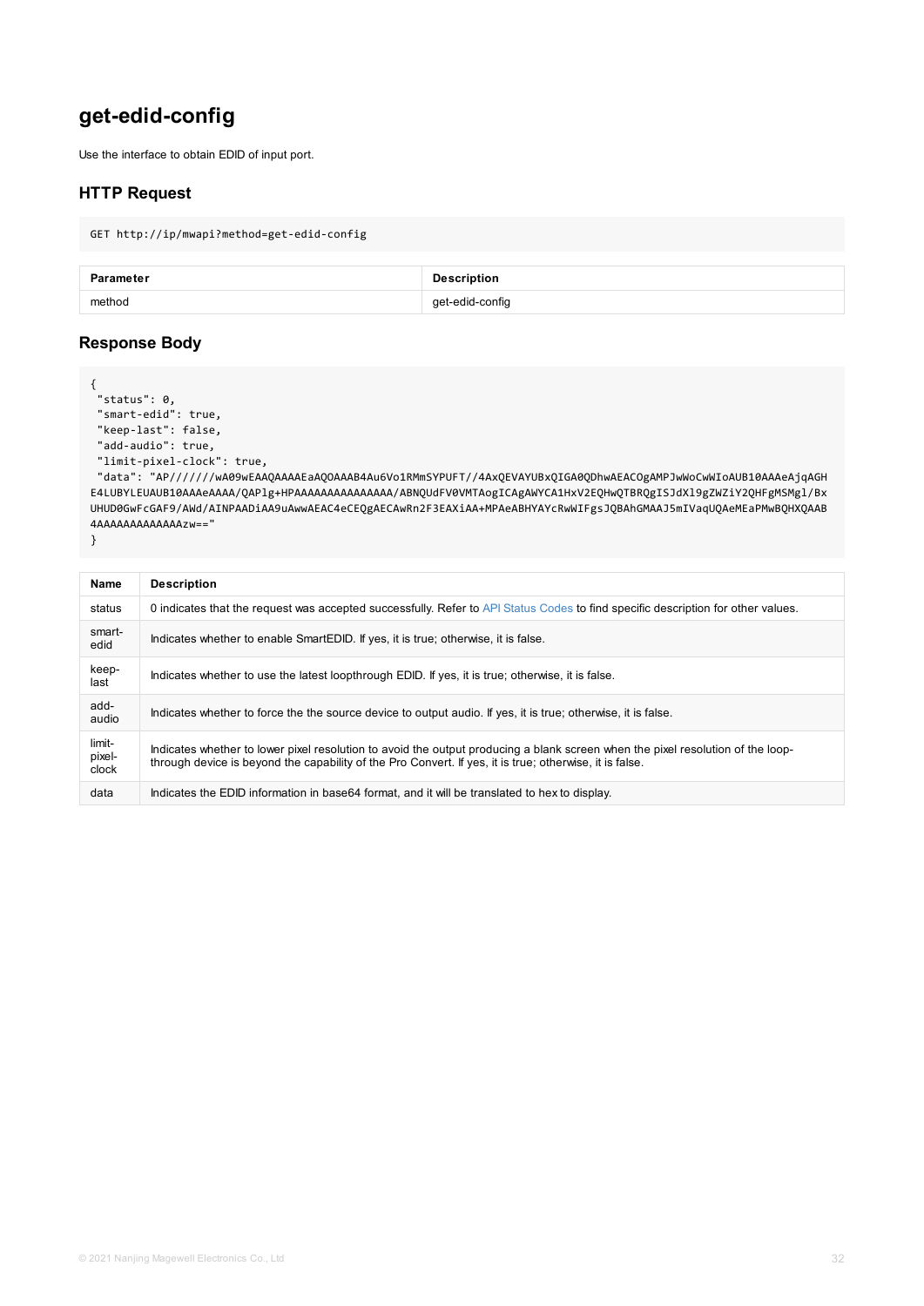## get-edid-config

Use the interface to obtain EDID of input port.

### HTTP Request

```
GET http://ip/mwapi?method=get-edid-config
```

| Parameter | Description |
| --- | --- |
| method | get-edid-config |

### Response Body

```
{
 "status": 0,
 "smart-edid": true,
 "keep-last": false,
 "add-audio": true,
 "limit-pixel-clock": true,
 "data": "AP///////wA09wEAAQAAAAEaAQOAAAB4Au6Vo1RMmSYPUFT//4AxQEVAYUBxQIGA0QDhwAEACOgAMPJwWoCwWIoAUB10AAAeAjqAGH
E4LUBYLEUAUB10AAAeAAAA/QAPlg+HPAAAAAAAAAAAAAAA/ABNQUdFV0VMTAogICAgAWYCA1HxV2EQHwQTBRQgISJdXl9gZWZiY2QHFgMSMgl/Bx
UHUD0GwFcGAF9/AWd/AINPAADiAA9uAwwAEAC4eCEQgAECAwRn2F3EAXiAA+MPAeABHYAYcRwWIFgsJQBAhGMAAJ5mIVaqUQAeMEaPMwBQHXQAAB
4AAAAAAAAAAAAAAzw=="
}
```

| Name | Description |
| --- | --- |
| status | 0 indicates that the request was accepted successfully. Refer to API Status Codes to find specific description for other values. |
| smart-edid | Indicates whether to enable SmartEDID. If yes, it is true; otherwise, it is false. |
| keep-last | Indicates whether to use the latest loopthrough EDID. If yes, it is true; otherwise, it is false. |
| add-audio | Indicates whether to force the the source device to output audio. If yes, it is true; otherwise, it is false. |
| limit-pixel-clock | Indicates whether to lower pixel resolution to avoid the output producing a blank screen when the pixel resolution of the loop-through device is beyond the capability of the Pro Convert. If yes, it is true; otherwise, it is false. |
| data | Indicates the EDID information in base64 format, and it will be translated to hex to display. |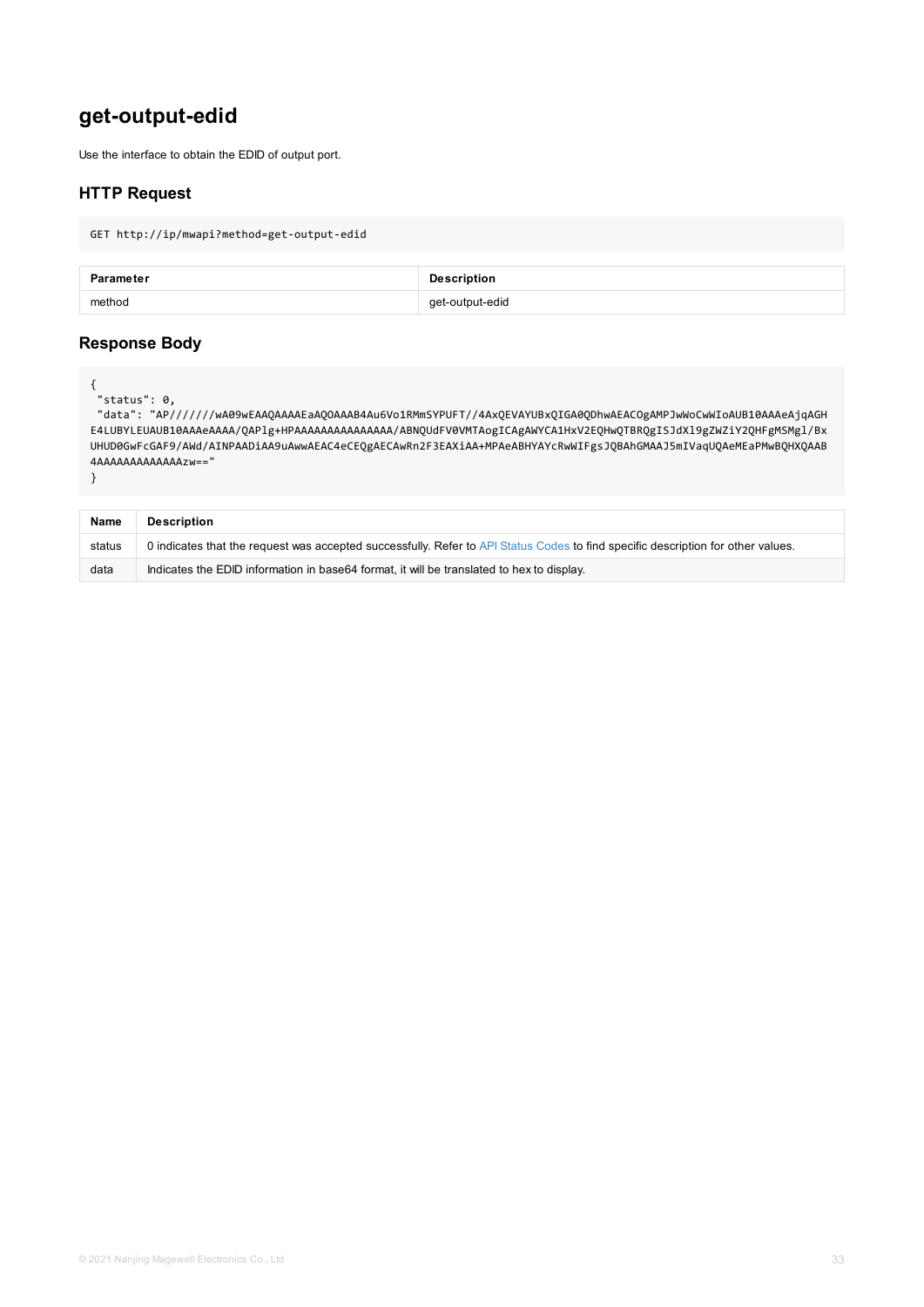# get-output-edid

Use the interface to obtain the EDID of output port.

## HTTP Request

```
GET http://ip/mwapi?method=get-output-edid
```

| Parameter | Description |
| --- | --- |
| method | get-output-edid |

## Response Body

```
{
 "status": 0,
 "data": "AP///////wA09wEAAQAAAAEaAQOAAAB4Au6Vo1RMmSYPUFT//4AxQEVAYUBxQIGA0QDhwAEACOgAMPJwWoCwWIoAUB10AAAeAjqAGH
E4LUBYLEUAUB10AAAeAAAA/QAPlg+HPAAAAAAAAAAAAAAA/ABNQUdFV0VMTAogICAgAWYCA1HxV2EQHwQTBRQgISJdXl9gZWZiY2QHFgMSMgl/Bx
UHUD0GwFcGAF9/AWd/AINPAADiAA9uAwwAEAC4eCEQgAECAwRn2F3EAXiAA+MPAeABHYAYcRwWIFgsJQBAhGMAAJ5mIVaqUQAeMEaPMwBQHXQAAB
4AAAAAAAAAAAAAAzw=="
}
```

| Name | Description |
| --- | --- |
| status | 0 indicates that the request was accepted successfully. Refer to API Status Codes to find specific description for other values. |
| data | Indicates the EDID information in base64 format, it will be translated to hex to display. |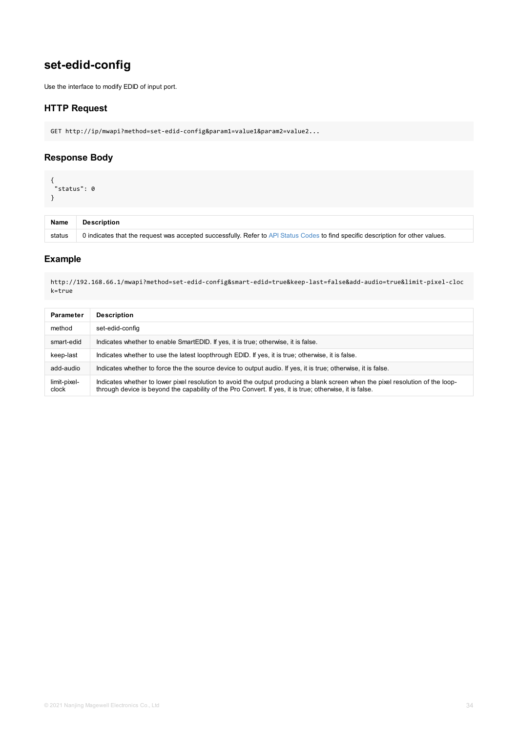# set-edid-config

Use the interface to modify EDID of input port.

## HTTP Request

```
GET http://ip/mwapi?method=set-edid-config&param1=value1&param2=value2...
```

## Response Body

```
{
 "status": 0
}
```

| Name | Description |
| --- | --- |
| status | 0 indicates that the request was accepted successfully. Refer to API Status Codes to find specific description for other values. |

## Example

```
http://192.168.66.1/mwapi?method=set-edid-config&smart-edid=true&keep-last=false&add-audio=true&limit-pixel-clock=true
```

| Parameter | Description |
| --- | --- |
| method | set-edid-config |
| smart-edid | Indicates whether to enable SmartEDID. If yes, it is true; otherwise, it is false. |
| keep-last | Indicates whether to use the latest loopthrough EDID. If yes, it is true; otherwise, it is false. |
| add-audio | Indicates whether to force the the source device to output audio. If yes, it is true; otherwise, it is false. |
| limit-pixel-clock | Indicates whether to lower pixel resolution to avoid the output producing a blank screen when the pixel resolution of the loop-through device is beyond the capability of the Pro Convert. If yes, it is true; otherwise, it is false. |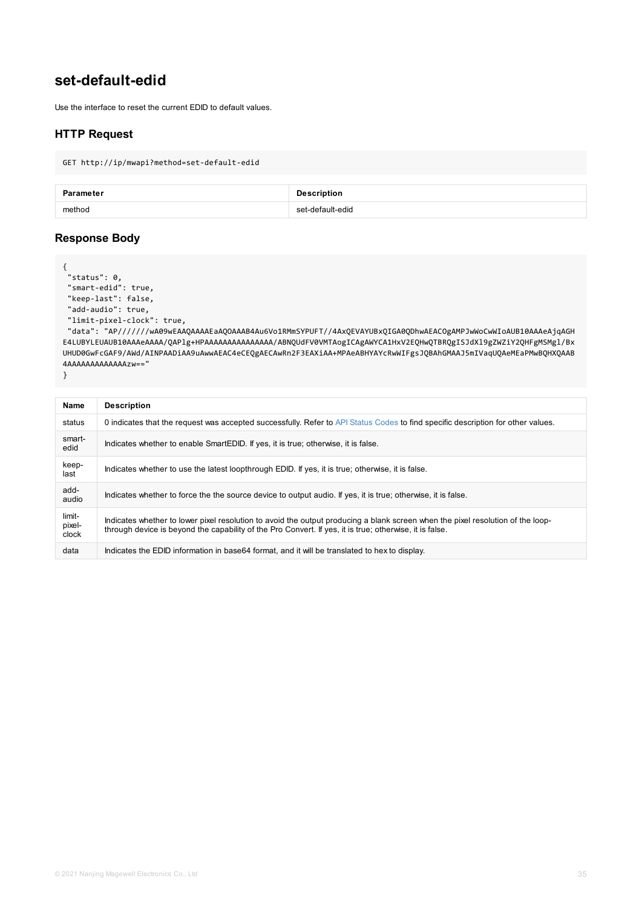## set-default-edid

Use the interface to reset the current EDID to default values.

### HTTP Request

```
GET http://ip/mwapi?method=set-default-edid
```

| Parameter | Description |
| --- | --- |
| method | set-default-edid |

### Response Body

```
{
 "status": 0,
 "smart-edid": true,
 "keep-last": false,
 "add-audio": true,
 "limit-pixel-clock": true,
 "data": "AP///////wA09wEAAQAAAAEaAQOAAAB4Au6Vo1RMmSYPUFT//4AxQEVAYUBxQIGA0QDhwAEACOgAMPJwWoCwWIoAUB10AAAeAjqAGH
E4LUBYLEUAUB10AAAeAAAA/QAPlg+HPAAAAAAAAAAAAAAA/ABNQUdFV0VMTAogICAgAWYCA1HxV2EQHwQTBRQgISJdXl9gZWZiY2QHFgMSMgl/Bx
UHUD0GwFcGAF9/AWd/AINPAADiAA9uAwwAEAC4eCEQgAECAwRn2F3EAXiAA+MPAeABHYAYcRwWIFgsJQBAhGMAAJ5mIVaqUQAeMEaPMwBQHXQAAB
4AAAAAAAAAAAAAAzw=="
}
```

| Name | Description |
| --- | --- |
| status | 0 indicates that the request was accepted successfully. Refer to API Status Codes to find specific description for other values. |
| smart-edid | Indicates whether to enable SmartEDID. If yes, it is true; otherwise, it is false. |
| keep-last | Indicates whether to use the latest loopthrough EDID. If yes, it is true; otherwise, it is false. |
| add-audio | Indicates whether to force the the source device to output audio. If yes, it is true; otherwise, it is false. |
| limit-pixel-clock | Indicates whether to lower pixel resolution to avoid the output producing a blank screen when the pixel resolution of the loop-through device is beyond the capability of the Pro Convert. If yes, it is true; otherwise, it is false. |
| data | Indicates the EDID information in base64 format, and it will be translated to hex to display. |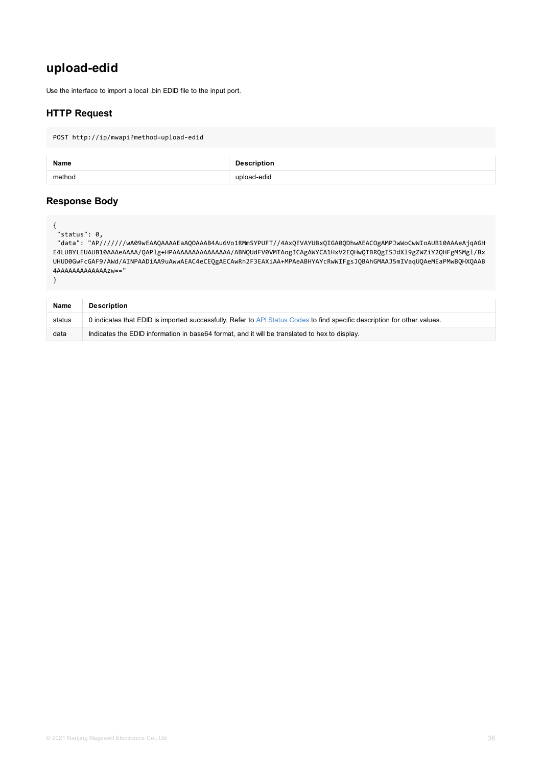# upload-edid

Use the interface to import a local .bin EDID file to the input port.

## HTTP Request

```
POST http://ip/mwapi?method=upload-edid
```

| Name | Description |
| --- | --- |
| method | upload-edid |

## Response Body

```
{
 "status": 0,
 "data": "AP///////wA09wEAAQAAAAEaAQOAAAB4Au6Vo1RMmSYPUFT//4AxQEVAYUBxQIGA0QDhwAEACOgAMPJwWoCwWIoAUB10AAAeAjqAGH
E4LUBYLEUAUB10AAAeAAAA/QAPlg+HPAAAAAAAAAAAAAAA/ABNQUdFV0VMTAogICAgAWYCA1HxV2EQHwQTBRQgISJdXl9gZWZiY2QHFgMSMgl/Bx
UHUD0GwFcGAF9/AWd/AINPAADiAA9uAwwAEAC4eCEQgAECAwRn2F3EAXiAA+MPAeABHYAYcRwWIFgsJQBAhGMAAJ5mIVaqUQAeMEaPMwBQHXQAAB
4AAAAAAAAAAAAAAzw=="
}
```

| Name | Description |
| --- | --- |
| status | 0 indicates that EDID is imported successfully. Refer to API Status Codes to find specific description for other values. |
| data | Indicates the EDID information in base64 format, and it will be translated to hex to display. |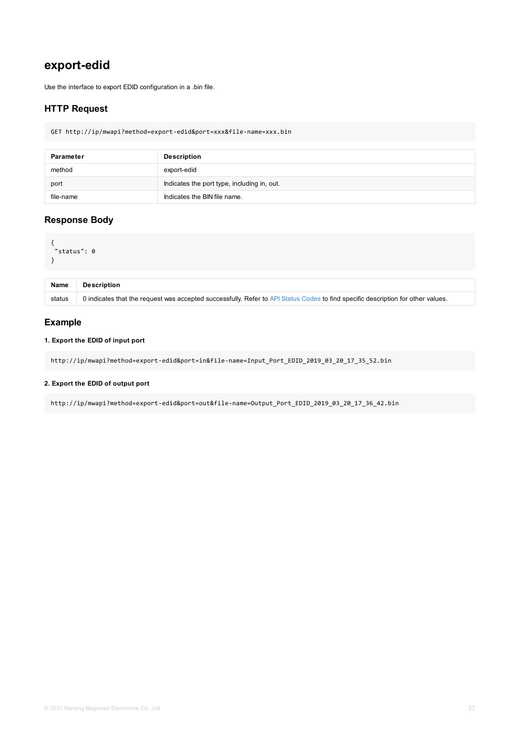# export-edid

Use the interface to export EDID configuration in a .bin file.

## HTTP Request

```
GET http://ip/mwapi?method=export-edid&port=xxx&file-name=xxx.bin
```

| Parameter | Description |
|---|---|
| method | export-edid |
| port | Indicates the port type, including in, out. |
| file-name | Indicates the BIN file name. |

## Response Body

```
{
 "status": 0
}
```

| Name | Description |
|---|---|
| status | 0 indicates that the request was accepted successfully. Refer to API Status Codes to find specific description for other values. |

## Example

**1. Export the EDID of input port**

```
http://ip/mwapi?method=export-edid&port=in&file-name=Input_Port_EDID_2019_03_20_17_35_52.bin
```

**2. Export the EDID of output port**

```
http://ip/mwapi?method=export-edid&port=out&file-name=Output_Port_EDID_2019_03_20_17_36_42.bin
```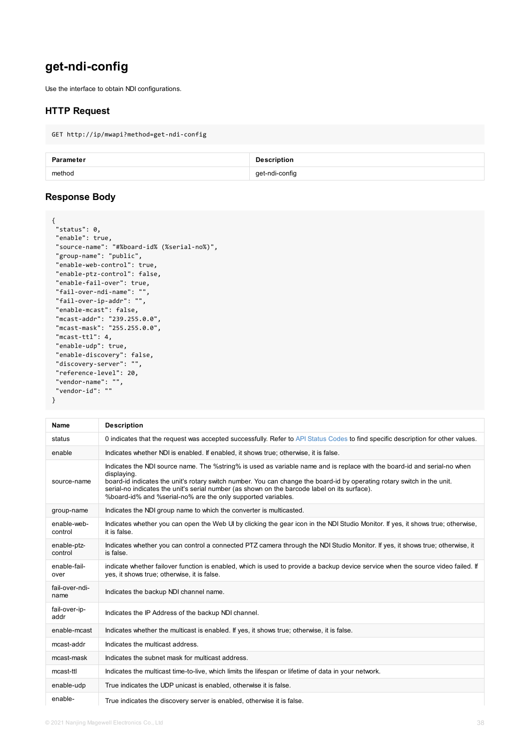## get-ndi-config

Use the interface to obtain NDI configurations.

### HTTP Request

```
GET http://ip/mwapi?method=get-ndi-config
```

| Parameter | Description |
|---|---|
| method | get-ndi-config |

### Response Body

```
{
 "status": 0,
 "enable": true,
 "source-name": "#%board-id% (%serial-no%)",
 "group-name": "public",
 "enable-web-control": true,
 "enable-ptz-control": false,
 "enable-fail-over": true,
 "fail-over-ndi-name": "",
 "fail-over-ip-addr": "",
 "enable-mcast": false,
 "mcast-addr": "239.255.0.0",
 "mcast-mask": "255.255.0.0",
 "mcast-ttl": 4,
 "enable-udp": true,
 "enable-discovery": false,
 "discovery-server": "",
 "reference-level": 20,
 "vendor-name": "",
 "vendor-id": ""
}
```

| Name | Description |
|---|---|
| status | 0 indicates that the request was accepted successfully. Refer to API Status Codes to find specific description for other values. |
| enable | Indicates whether NDI is enabled. If enabled, it shows true; otherwise, it is false. |
| source-name | Indicates the NDI source name. The %string% is used as variable name and is replace with the board-id and serial-no when displaying.<br>board-id indicates the unit's rotary switch number. You can change the board-id by operating rotary switch in the unit.<br>serial-no indicates the unit's serial number (as shown on the barcode label on its surface).<br>%board-id% and %serial-no% are the only supported variables. |
| group-name | Indicates the NDI group name to which the converter is multicasted. |
| enable-web-control | Indicates whether you can open the Web UI by clicking the gear icon in the NDI Studio Monitor. If yes, it shows true; otherwise, it is false. |
| enable-ptz-control | Indicates whether you can control a connected PTZ camera through the NDI Studio Monitor. If yes, it shows true; otherwise, it is false. |
| enable-fail-over | indicate whether failover function is enabled, which is used to provide a backup device service when the source video failed. If yes, it shows true; otherwise, it is false. |
| fail-over-ndi-name | Indicates the backup NDI channel name. |
| fail-over-ip-addr | Indicates the IP Address of the backup NDI channel. |
| enable-mcast | Indicates whether the multicast is enabled. If yes, it shows true; otherwise, it is false. |
| mcast-addr | Indicates the multicast address. |
| mcast-mask | Indicates the subnet mask for multicast address. |
| mcast-ttl | Indicates the multicast time-to-live, which limits the lifespan or lifetime of data in your network. |
| enable-udp | True indicates the UDP unicast is enabled, otherwise it is false. |
| enable- | True indicates the discovery server is enabled, otherwise it is false. |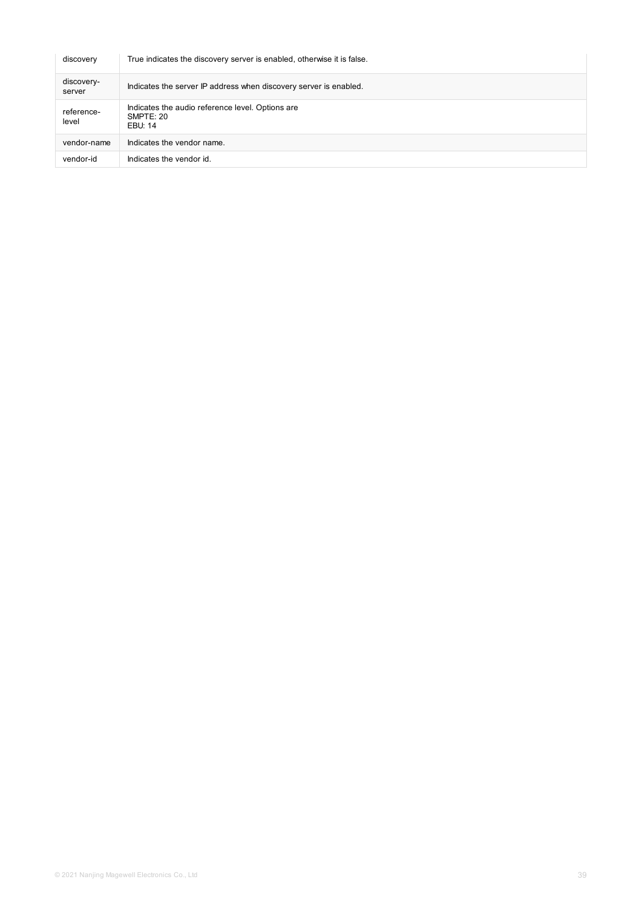| | |
|---|---|
| discovery | True indicates the discovery server is enabled, otherwise it is false. |
| discovery-server | Indicates the server IP address when discovery server is enabled. |
| reference-level | Indicates the audio reference level. Options are<br>SMPTE: 20<br>EBU: 14 |
| vendor-name | Indicates the vendor name. |
| vendor-id | Indicates the vendor id. |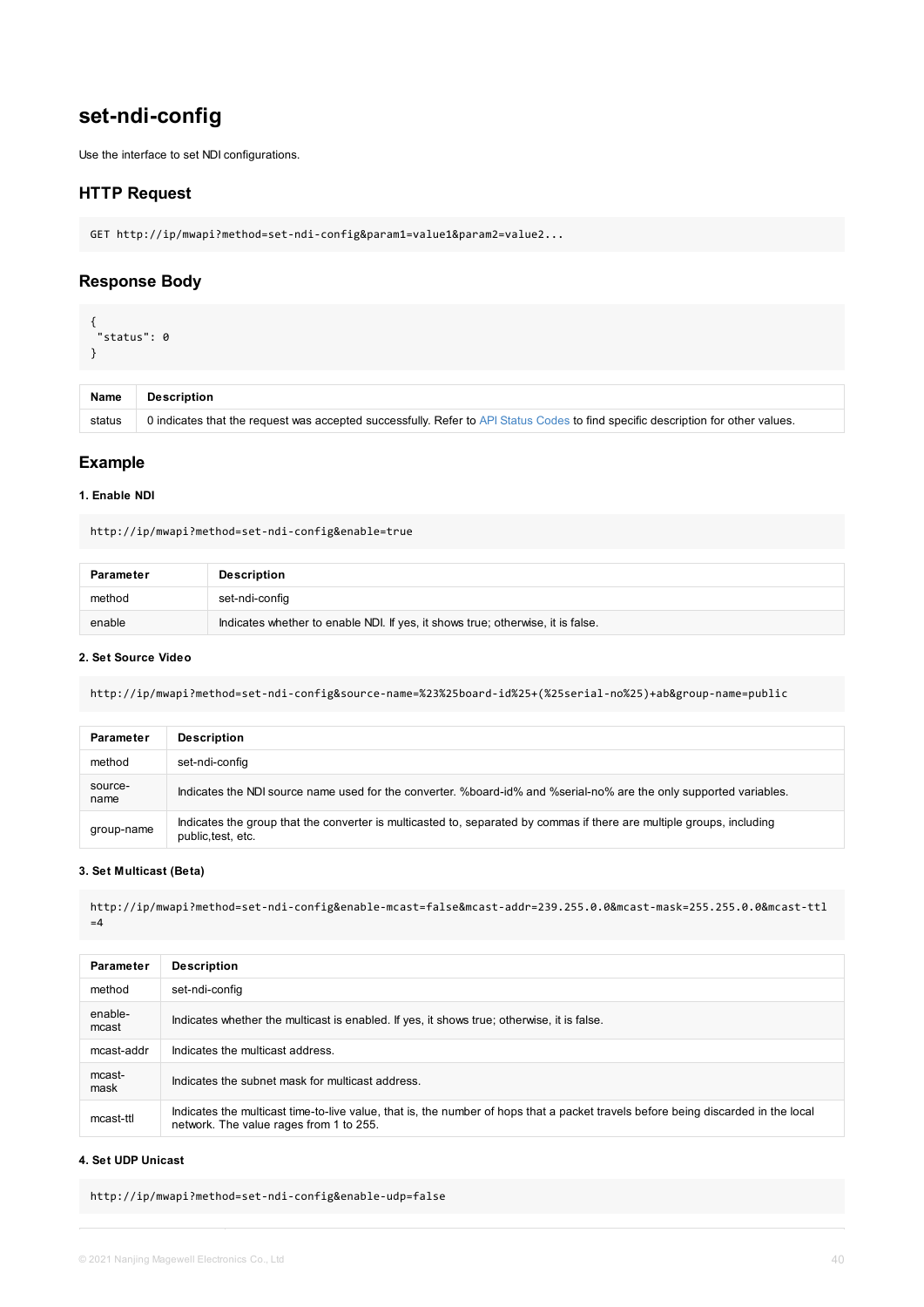## set-ndi-config

Use the interface to set NDI configurations.

### HTTP Request

```
GET http://ip/mwapi?method=set-ndi-config&param1=value1&param2=value2...
```

### Response Body

```
{
 "status": 0
}
```

| Name | Description |
|---|---|
| status | 0 indicates that the request was accepted successfully. Refer to API Status Codes to find specific description for other values. |

### Example

#### 1. Enable NDI

```
http://ip/mwapi?method=set-ndi-config&enable=true
```

| Parameter | Description |
|---|---|
| method | set-ndi-config |
| enable | Indicates whether to enable NDI. If yes, it shows true; otherwise, it is false. |

#### 2. Set Source Video

```
http://ip/mwapi?method=set-ndi-config&source-name=%23%25board-id%25+(%25serial-no%25)+ab&group-name=public
```

| Parameter | Description |
|---|---|
| method | set-ndi-config |
| source-name | Indicates the NDI source name used for the converter. %board-id% and %serial-no% are the only supported variables. |
| group-name | Indicates the group that the converter is multicasted to, separated by commas if there are multiple groups, including public,test, etc. |

#### 3. Set Multicast (Beta)

```
http://ip/mwapi?method=set-ndi-config&enable-mcast=false&mcast-addr=239.255.0.0&mcast-mask=255.255.0.0&mcast-ttl=4
```

| Parameter | Description |
|---|---|
| method | set-ndi-config |
| enable-mcast | Indicates whether the multicast is enabled. If yes, it shows true; otherwise, it is false. |
| mcast-addr | Indicates the multicast address. |
| mcast-mask | Indicates the subnet mask for multicast address. |
| mcast-ttl | Indicates the multicast time-to-live value, that is, the number of hops that a packet travels before being discarded in the local network. The value rages from 1 to 255. |

#### 4. Set UDP Unicast

```
http://ip/mwapi?method=set-ndi-config&enable-udp=false
```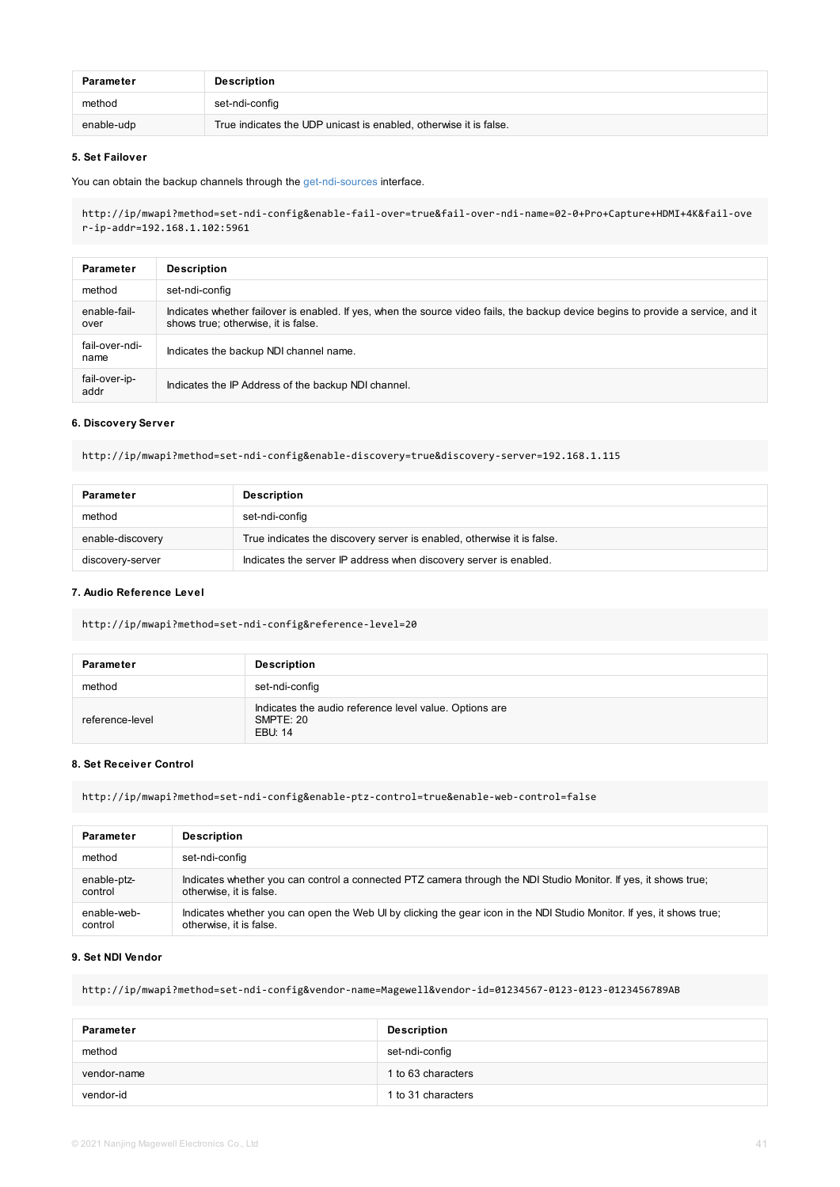| Parameter | Description |
| --- | --- |
| method | set-ndi-config |
| enable-udp | True indicates the UDP unicast is enabled, otherwise it is false. |

**5. Set Failover**

You can obtain the backup channels through the get-ndi-sources interface.

```
http://ip/mwapi?method=set-ndi-config&enable-fail-over=true&fail-over-ndi-name=02-0+Pro+Capture+HDMI+4K&fail-over-ip-addr=192.168.1.102:5961
```

| Parameter | Description |
| --- | --- |
| method | set-ndi-config |
| enable-fail-over | Indicates whether failover is enabled. If yes, when the source video fails, the backup device begins to provide a service, and it shows true; otherwise, it is false. |
| fail-over-ndi-name | Indicates the backup NDI channel name. |
| fail-over-ip-addr | Indicates the IP Address of the backup NDI channel. |

**6. Discovery Server**

```
http://ip/mwapi?method=set-ndi-config&enable-discovery=true&discovery-server=192.168.1.115
```

| Parameter | Description |
| --- | --- |
| method | set-ndi-config |
| enable-discovery | True indicates the discovery server is enabled, otherwise it is false. |
| discovery-server | Indicates the server IP address when discovery server is enabled. |

**7. Audio Reference Level**

```
http://ip/mwapi?method=set-ndi-config&reference-level=20
```

| Parameter | Description |
| --- | --- |
| method | set-ndi-config |
| reference-level | Indicates the audio reference level value. Options are<br>SMPTE: 20<br>EBU: 14 |

**8. Set Receiver Control**

```
http://ip/mwapi?method=set-ndi-config&enable-ptz-control=true&enable-web-control=false
```

| Parameter | Description |
| --- | --- |
| method | set-ndi-config |
| enable-ptz-control | Indicates whether you can control a connected PTZ camera through the NDI Studio Monitor. If yes, it shows true; otherwise, it is false. |
| enable-web-control | Indicates whether you can open the Web UI by clicking the gear icon in the NDI Studio Monitor. If yes, it shows true; otherwise, it is false. |

**9. Set NDI Vendor**

```
http://ip/mwapi?method=set-ndi-config&vendor-name=Magewell&vendor-id=01234567-0123-0123-0123456789AB
```

| Parameter | Description |
| --- | --- |
| method | set-ndi-config |
| vendor-name | 1 to 63 characters |
| vendor-id | 1 to 31 characters |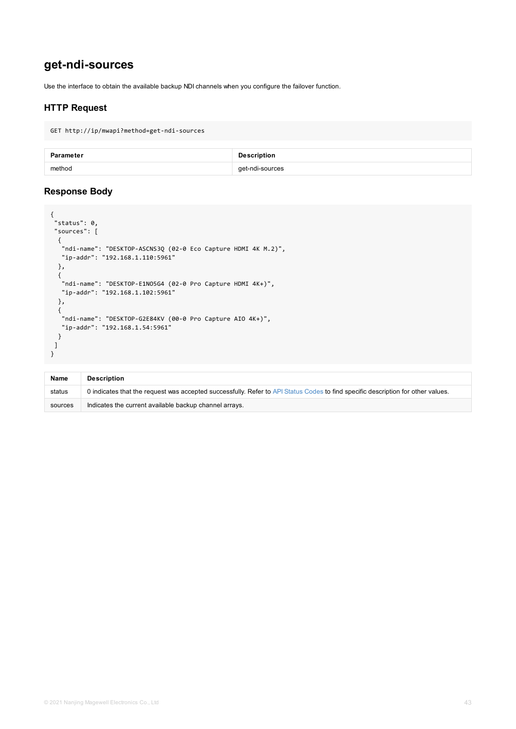## get-ndi-sources

Use the interface to obtain the available backup NDI channels when you configure the failover function.

### HTTP Request

```
GET http://ip/mwapi?method=get-ndi-sources
```

| Parameter | Description |
| --- | --- |
| method | get-ndi-sources |

### Response Body

```
{
 "status": 0,
 "sources": [
  {
   "ndi-name": "DESKTOP-ASCNS3Q (02-0 Eco Capture HDMI 4K M.2)",
   "ip-addr": "192.168.1.110:5961"
  },
  {
   "ndi-name": "DESKTOP-E1NO5G4 (02-0 Pro Capture HDMI 4K+)",
   "ip-addr": "192.168.1.102:5961"
  },
  {
   "ndi-name": "DESKTOP-G2E84KV (00-0 Pro Capture AIO 4K+)",
   "ip-addr": "192.168.1.54:5961"
  }
 ]
}
```

| Name | Description |
| --- | --- |
| status | 0 indicates that the request was accepted successfully. Refer to API Status Codes to find specific description for other values. |
| sources | Indicates the current available backup channel arrays. |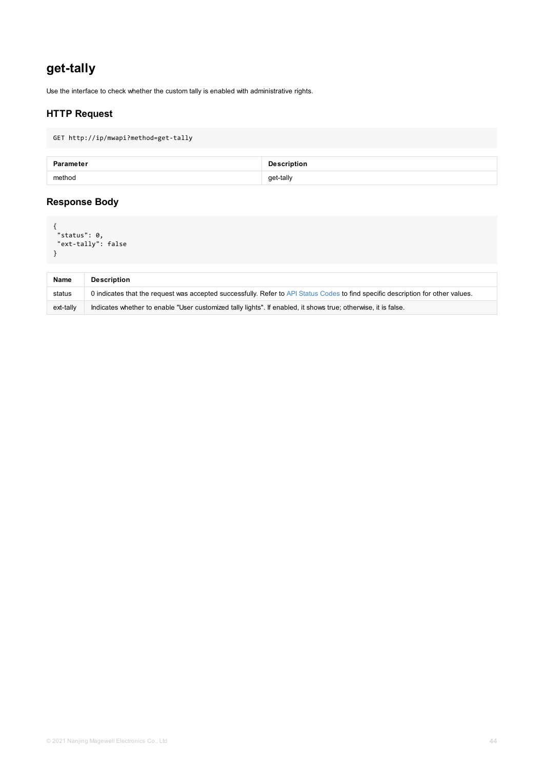# get-tally

Use the interface to check whether the custom tally is enabled with administrative rights.

## HTTP Request

```
GET http://ip/mwapi?method=get-tally
```

| Parameter | Description |
| --- | --- |
| method | get-tally |

## Response Body

```
{
 "status": 0,
 "ext-tally": false
}
```

| Name | Description |
| --- | --- |
| status | 0 indicates that the request was accepted successfully. Refer to API Status Codes to find specific description for other values. |
| ext-tally | Indicates whether to enable "User customized tally lights". If enabled, it shows true; otherwise, it is false. |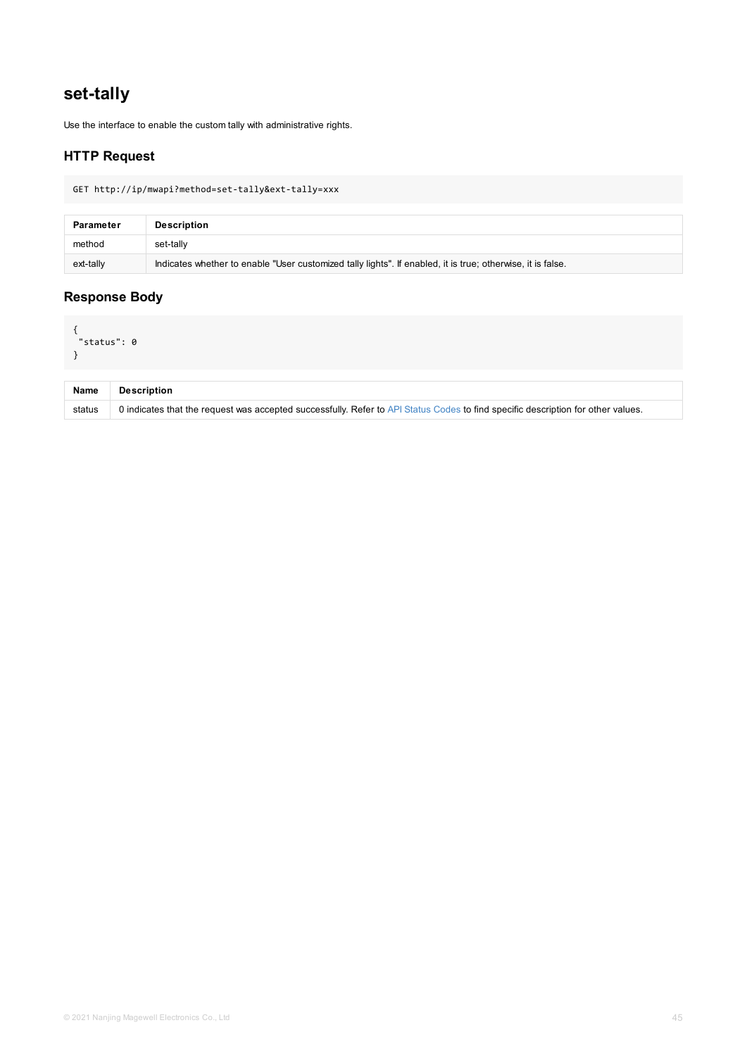# set-tally

Use the interface to enable the custom tally with administrative rights.

## HTTP Request

```
GET http://ip/mwapi?method=set-tally&ext-tally=xxx
```

| Parameter | Description |
| --- | --- |
| method | set-tally |
| ext-tally | Indicates whether to enable "User customized tally lights". If enabled, it is true; otherwise, it is false. |

## Response Body

```
{
 "status": 0
}
```

| Name | Description |
| --- | --- |
| status | 0 indicates that the request was accepted successfully. Refer to API Status Codes to find specific description for other values. |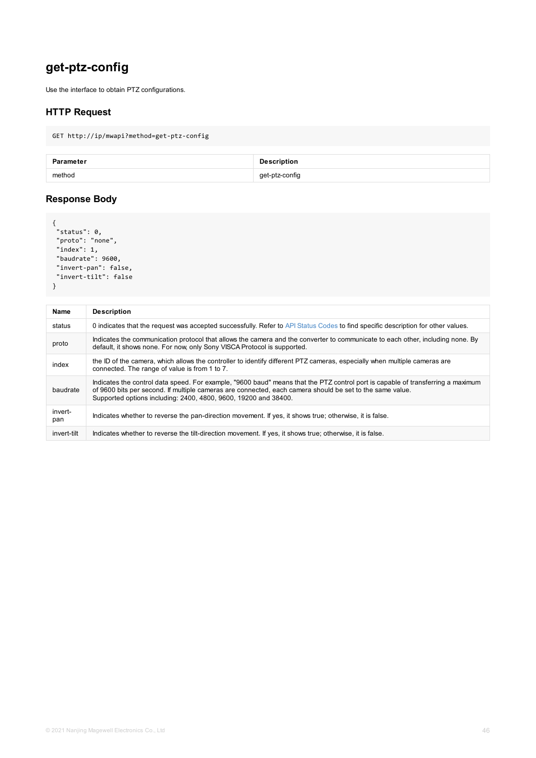# get-ptz-config

Use the interface to obtain PTZ configurations.

## HTTP Request

```
GET http://ip/mwapi?method=get-ptz-config
```

| Parameter | Description |
| --- | --- |
| method | get-ptz-config |

## Response Body

```
{
 "status": 0,
 "proto": "none",
 "index": 1,
 "baudrate": 9600,
 "invert-pan": false,
 "invert-tilt": false
}
```

| Name | Description |
| --- | --- |
| status | 0 indicates that the request was accepted successfully. Refer to API Status Codes to find specific description for other values. |
| proto | Indicates the communication protocol that allows the camera and the converter to communicate to each other, including none. By default, it shows none. For now, only Sony VISCA Protocol is supported. |
| index | the ID of the camera, which allows the controller to identify different PTZ cameras, especially when multiple cameras are connected. The range of value is from 1 to 7. |
| baudrate | Indicates the control data speed. For example, "9600 baud" means that the PTZ control port is capable of transferring a maximum of 9600 bits per second. If multiple cameras are connected, each camera should be set to the same value. Supported options including: 2400, 4800, 9600, 19200 and 38400. |
| invert-pan | Indicates whether to reverse the pan-direction movement. If yes, it shows true; otherwise, it is false. |
| invert-tilt | Indicates whether to reverse the tilt-direction movement. If yes, it shows true; otherwise, it is false. |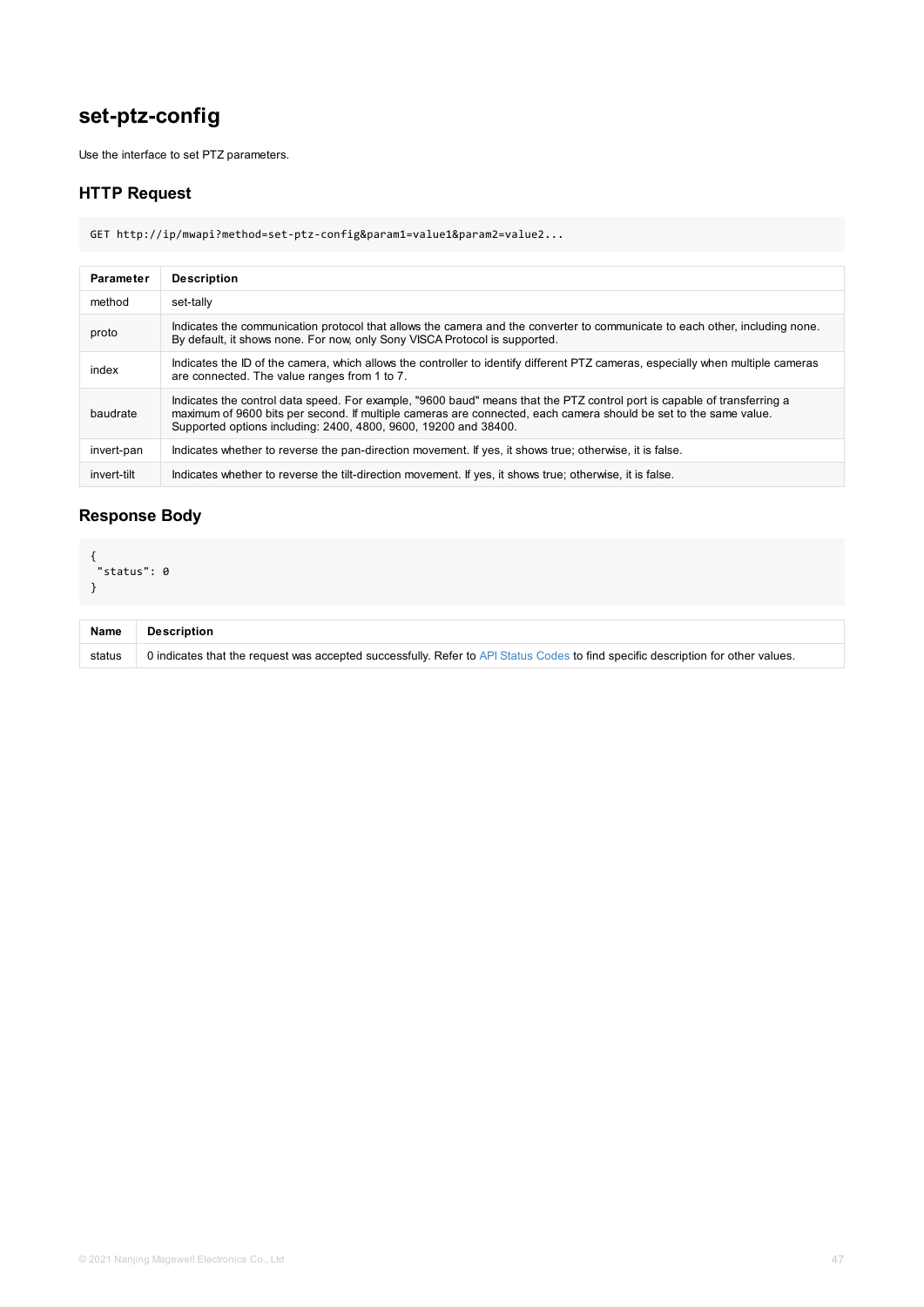## set-ptz-config

Use the interface to set PTZ parameters.

### HTTP Request

```
GET http://ip/mwapi?method=set-ptz-config&param1=value1&param2=value2...
```

| Parameter | Description |
|---|---|
| method | set-tally |
| proto | Indicates the communication protocol that allows the camera and the converter to communicate to each other, including none. By default, it shows none. For now, only Sony VISCA Protocol is supported. |
| index | Indicates the ID of the camera, which allows the controller to identify different PTZ cameras, especially when multiple cameras are connected. The value ranges from 1 to 7. |
| baudrate | Indicates the control data speed. For example, "9600 baud" means that the PTZ control port is capable of transferring a maximum of 9600 bits per second. If multiple cameras are connected, each camera should be set to the same value. Supported options including: 2400, 4800, 9600, 19200 and 38400. |
| invert-pan | Indicates whether to reverse the pan-direction movement. If yes, it shows true; otherwise, it is false. |
| invert-tilt | Indicates whether to reverse the tilt-direction movement. If yes, it shows true; otherwise, it is false. |

### Response Body

```
{
 "status": 0
}
```

| Name | Description |
|---|---|
| status | 0 indicates that the request was accepted successfully. Refer to API Status Codes to find specific description for other values. |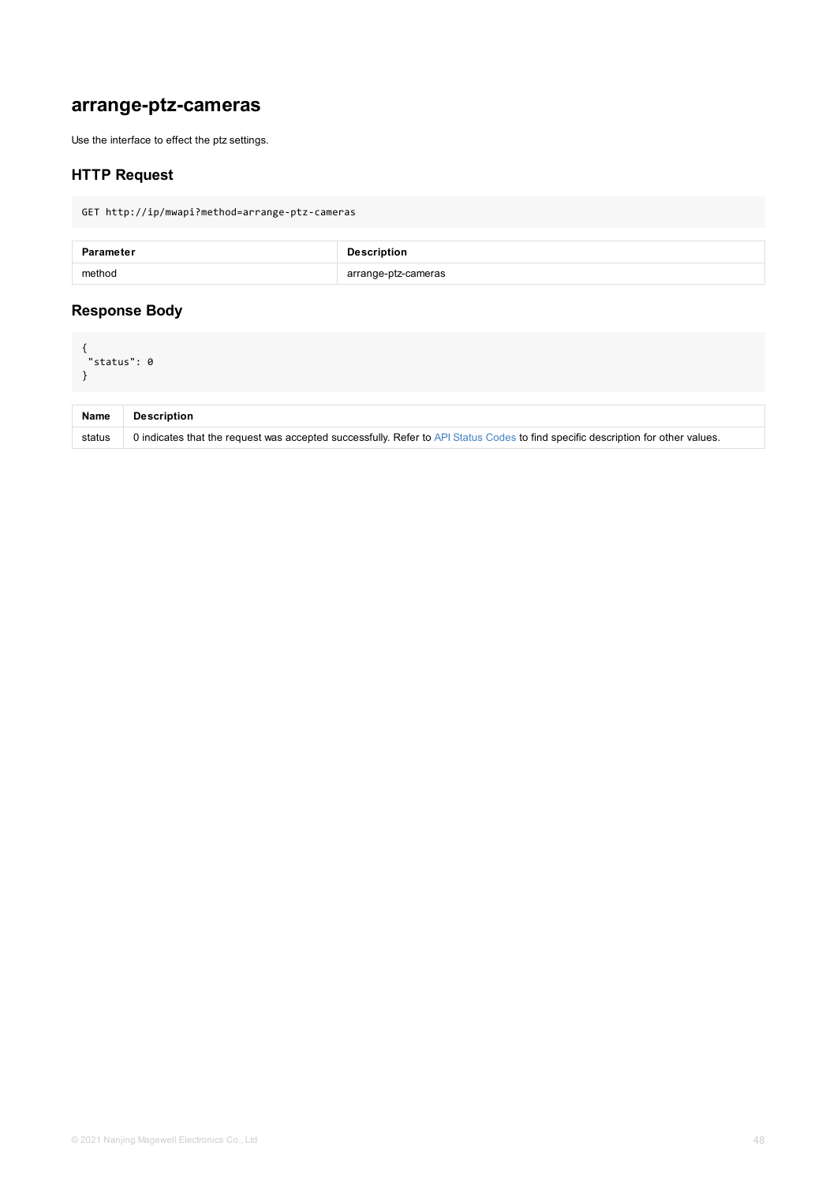## arrange-ptz-cameras

Use the interface to effect the ptz settings.

### HTTP Request

```
GET http://ip/mwapi?method=arrange-ptz-cameras
```

| Parameter | Description |
| --- | --- |
| method | arrange-ptz-cameras |

### Response Body

```
{
 "status": 0
}
```

| Name | Description |
| --- | --- |
| status | 0 indicates that the request was accepted successfully. Refer to API Status Codes to find specific description for other values. |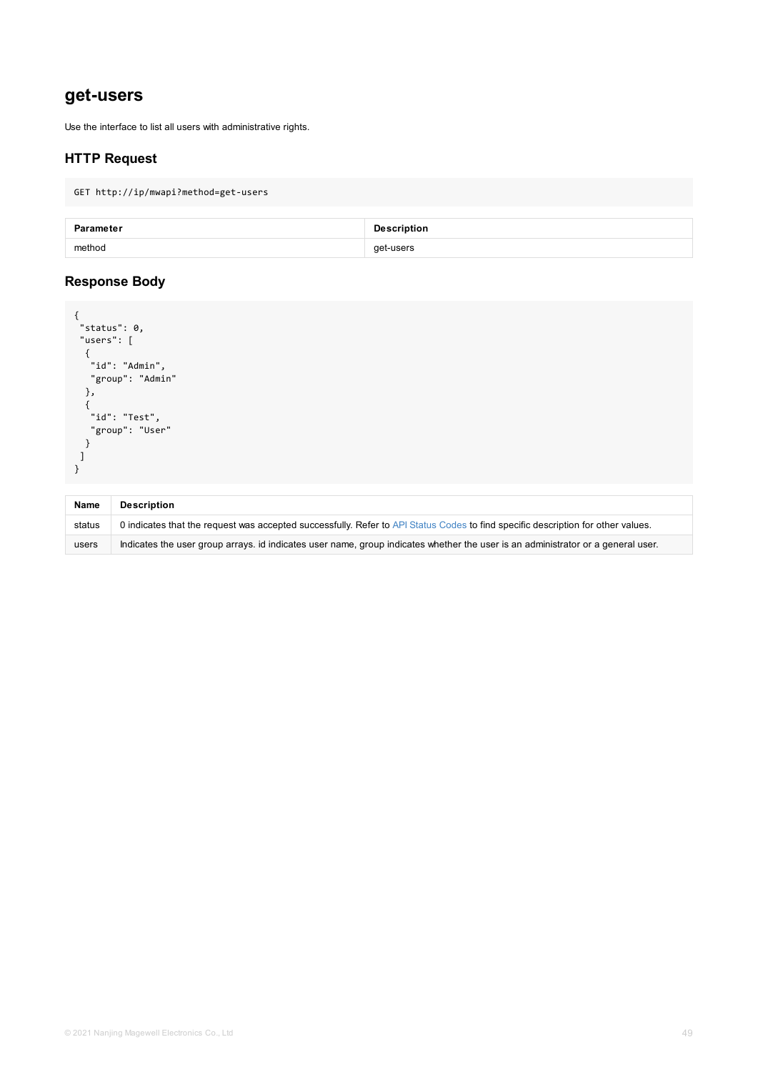## get-users

Use the interface to list all users with administrative rights.

### HTTP Request

```
GET http://ip/mwapi?method=get-users
```

| Parameter | Description |
| --- | --- |
| method | get-users |

### Response Body

```
{
 "status": 0,
 "users": [
  {
   "id": "Admin",
   "group": "Admin"
  },
  {
   "id": "Test",
   "group": "User"
  }
 ]
}
```

| Name | Description |
| --- | --- |
| status | 0 indicates that the request was accepted successfully. Refer to API Status Codes to find specific description for other values. |
| users | Indicates the user group arrays. id indicates user name, group indicates whether the user is an administrator or a general user. |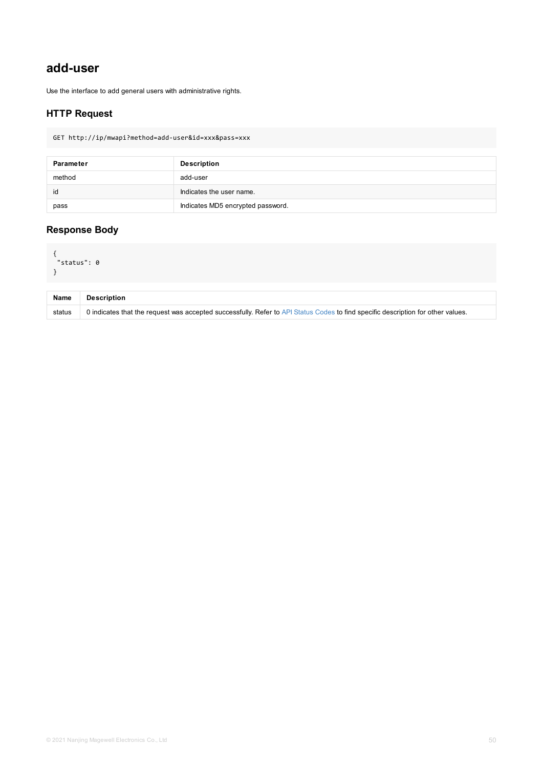## add-user

Use the interface to add general users with administrative rights.

### HTTP Request

```
GET http://ip/mwapi?method=add-user&id=xxx&pass=xxx
```

| Parameter | Description |
| --- | --- |
| method | add-user |
| id | Indicates the user name. |
| pass | Indicates MD5 encrypted password. |

### Response Body

```
{
 "status": 0
}
```

| Name | Description |
| --- | --- |
| status | 0 indicates that the request was accepted successfully. Refer to API Status Codes to find specific description for other values. |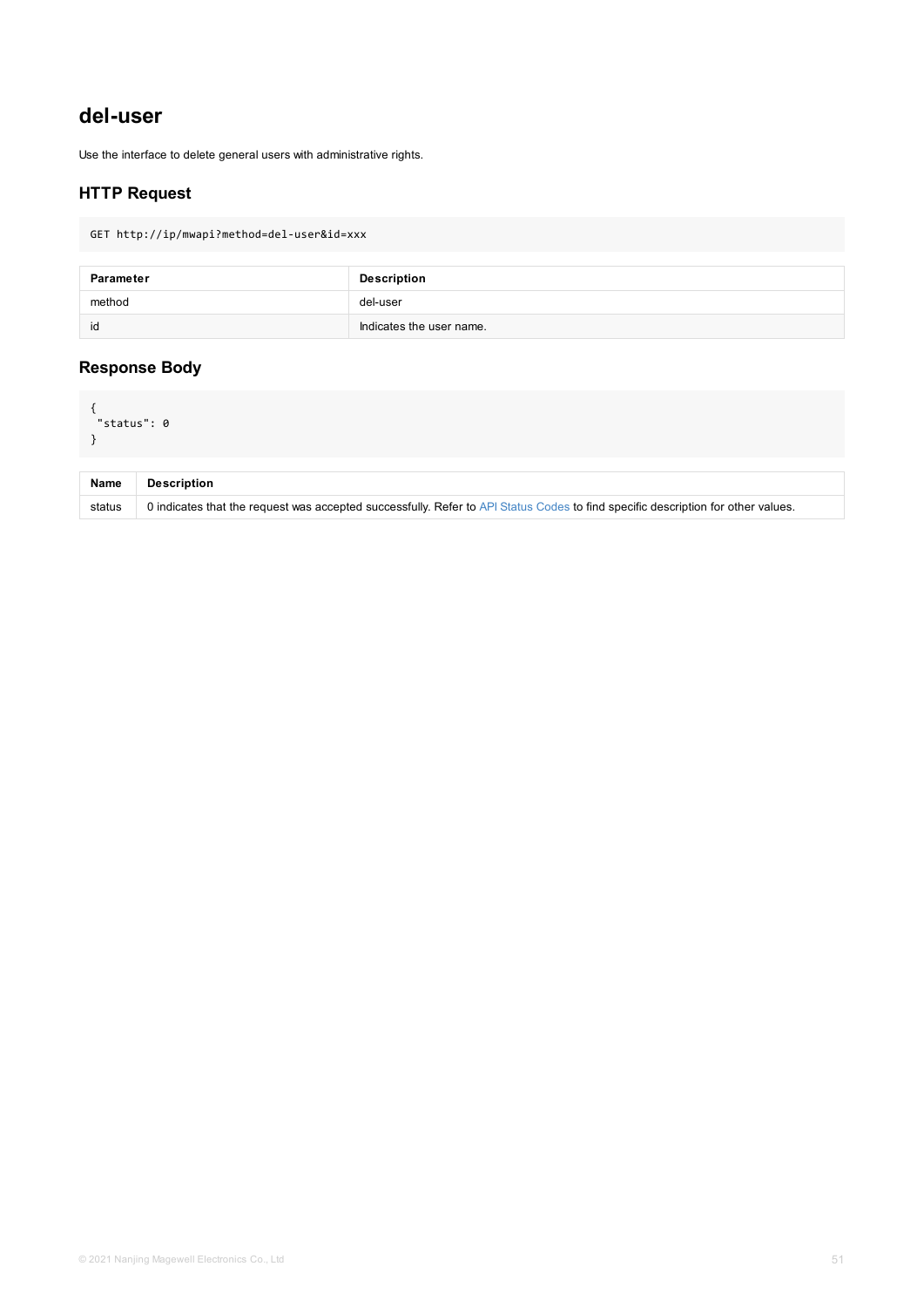## del-user

Use the interface to delete general users with administrative rights.

### HTTP Request

```
GET http://ip/mwapi?method=del-user&id=xxx
```

| Parameter | Description |
|---|---|
| method | del-user |
| id | Indicates the user name. |

### Response Body

```
{
 "status": 0
}
```

| Name | Description |
|---|---|
| status | 0 indicates that the request was accepted successfully. Refer to API Status Codes to find specific description for other values. |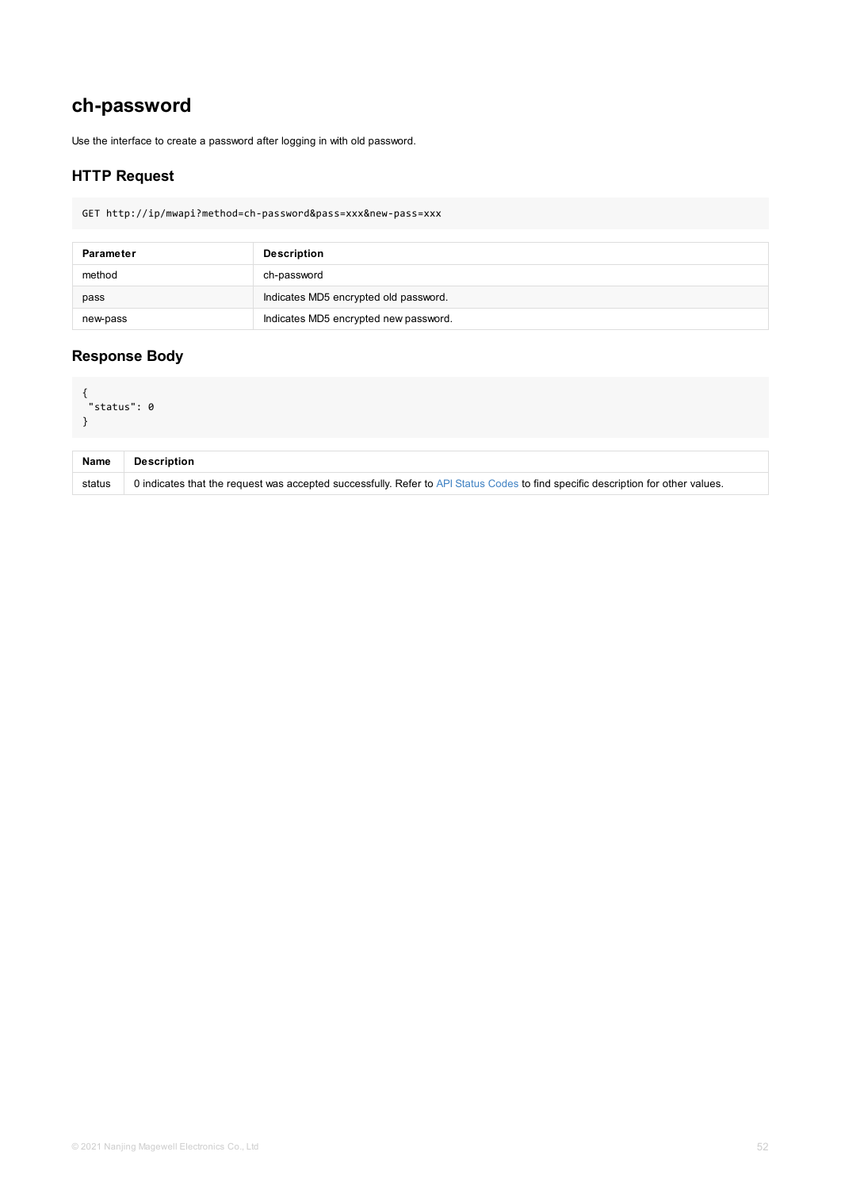# ch-password

Use the interface to create a password after logging in with old password.

## HTTP Request

```
GET http://ip/mwapi?method=ch-password&pass=xxx&new-pass=xxx
```

| Parameter | Description |
| --- | --- |
| method | ch-password |
| pass | Indicates MD5 encrypted old password. |
| new-pass | Indicates MD5 encrypted new password. |

## Response Body

```
{
 "status": 0
}
```

| Name | Description |
| --- | --- |
| status | 0 indicates that the request was accepted successfully. Refer to API Status Codes to find specific description for other values. |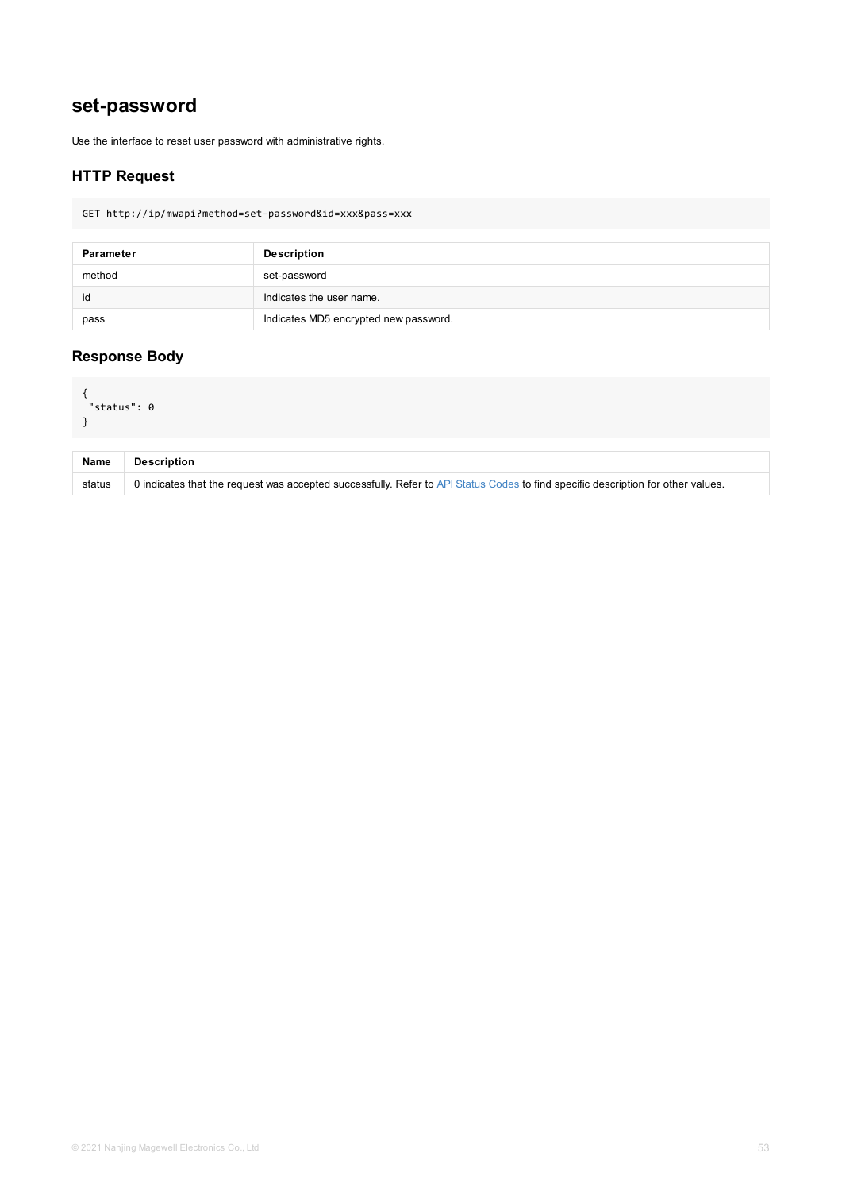## set-password

Use the interface to reset user password with administrative rights.

### HTTP Request

```
GET http://ip/mwapi?method=set-password&id=xxx&pass=xxx
```

| Parameter | Description |
| --- | --- |
| method | set-password |
| id | Indicates the user name. |
| pass | Indicates MD5 encrypted new password. |

### Response Body

```
{
 "status": 0
}
```

| Name | Description |
| --- | --- |
| status | 0 indicates that the request was accepted successfully. Refer to API Status Codes to find specific description for other values. |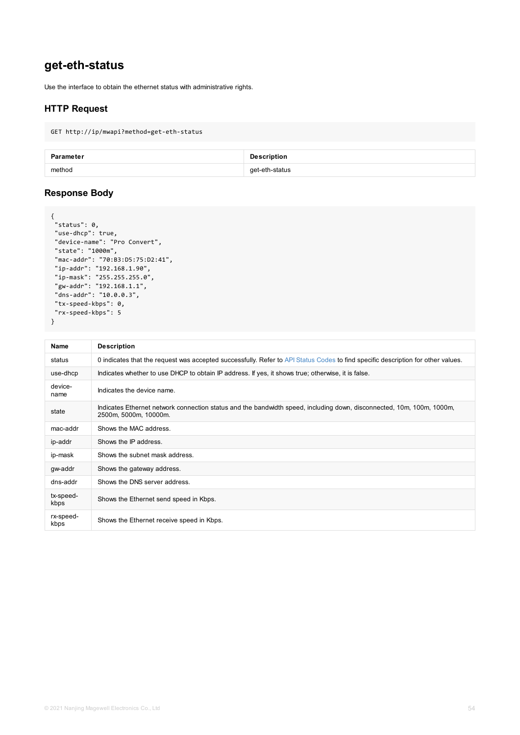## get-eth-status

Use the interface to obtain the ethernet status with administrative rights.

### HTTP Request

```
GET http://ip/mwapi?method=get-eth-status
```

| Parameter | Description |
| --- | --- |
| method | get-eth-status |

### Response Body

```
{
 "status": 0,
 "use-dhcp": true,
 "device-name": "Pro Convert",
 "state": "1000m",
 "mac-addr": "70:B3:D5:75:D2:41",
 "ip-addr": "192.168.1.90",
 "ip-mask": "255.255.255.0",
 "gw-addr": "192.168.1.1",
 "dns-addr": "10.0.0.3",
 "tx-speed-kbps": 0,
 "rx-speed-kbps": 5
}
```

| Name | Description |
| --- | --- |
| status | 0 indicates that the request was accepted successfully. Refer to API Status Codes to find specific description for other values. |
| use-dhcp | Indicates whether to use DHCP to obtain IP address. If yes, it shows true; otherwise, it is false. |
| device-name | Indicates the device name. |
| state | Indicates Ethernet network connection status and the bandwidth speed, including down, disconnected, 10m, 100m, 1000m, 2500m, 5000m, 10000m. |
| mac-addr | Shows the MAC address. |
| ip-addr | Shows the IP address. |
| ip-mask | Shows the subnet mask address. |
| gw-addr | Shows the gateway address. |
| dns-addr | Shows the DNS server address. |
| tx-speed-kbps | Shows the Ethernet send speed in Kbps. |
| rx-speed-kbps | Shows the Ethernet receive speed in Kbps. |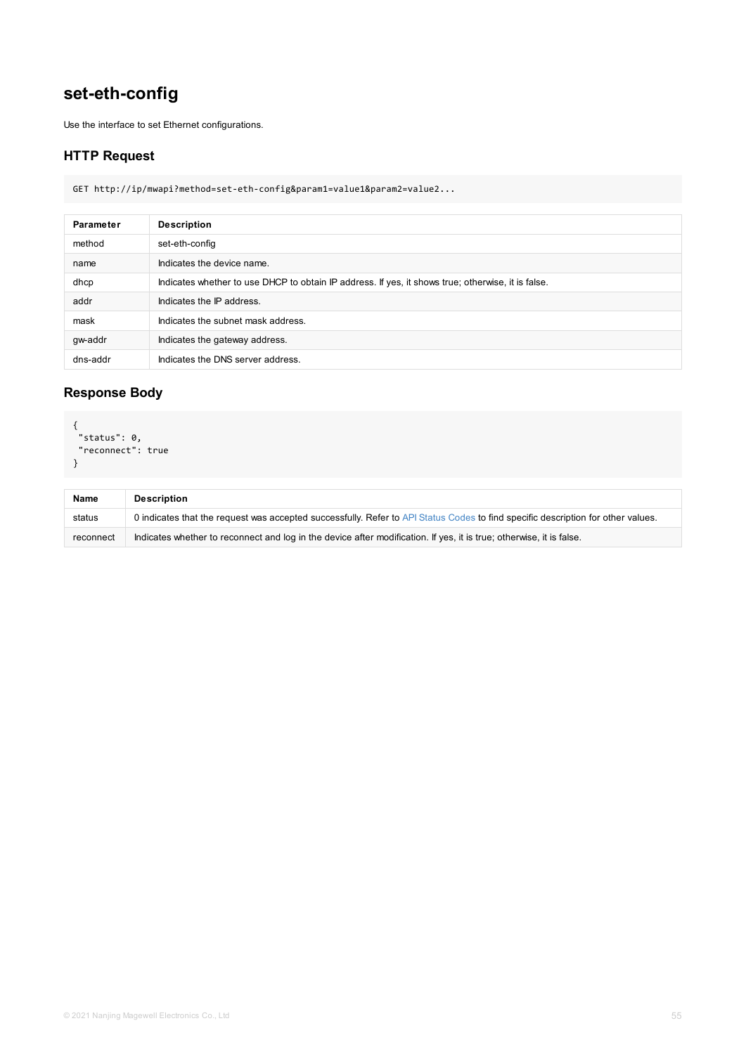## set-eth-config

Use the interface to set Ethernet configurations.

### HTTP Request

```
GET http://ip/mwapi?method=set-eth-config&param1=value1&param2=value2...
```

| Parameter | Description |
| --- | --- |
| method | set-eth-config |
| name | Indicates the device name. |
| dhcp | Indicates whether to use DHCP to obtain IP address. If yes, it shows true; otherwise, it is false. |
| addr | Indicates the IP address. |
| mask | Indicates the subnet mask address. |
| gw-addr | Indicates the gateway address. |
| dns-addr | Indicates the DNS server address. |

### Response Body

```
{
 "status": 0,
 "reconnect": true
}
```

| Name | Description |
| --- | --- |
| status | 0 indicates that the request was accepted successfully. Refer to API Status Codes to find specific description for other values. |
| reconnect | Indicates whether to reconnect and log in the device after modification. If yes, it is true; otherwise, it is false. |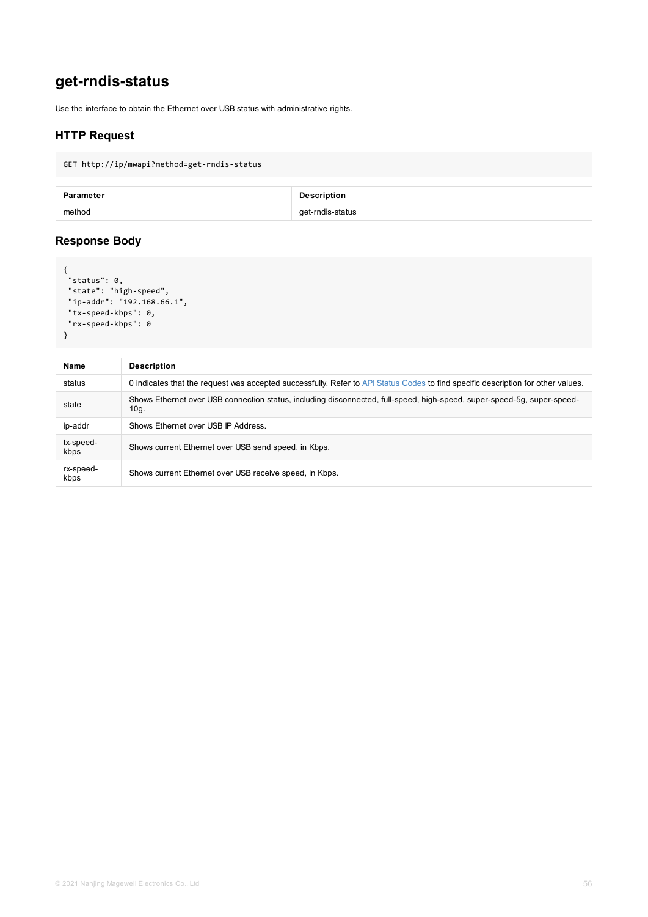# get-rndis-status

Use the interface to obtain the Ethernet over USB status with administrative rights.

## HTTP Request

```
GET http://ip/mwapi?method=get-rndis-status
```

| Parameter | Description |
| --- | --- |
| method | get-rndis-status |

## Response Body

```
{
 "status": 0,
 "state": "high-speed",
 "ip-addr": "192.168.66.1",
 "tx-speed-kbps": 0,
 "rx-speed-kbps": 0
}
```

| Name | Description |
| --- | --- |
| status | 0 indicates that the request was accepted successfully. Refer to API Status Codes to find specific description for other values. |
| state | Shows Ethernet over USB connection status, including disconnected, full-speed, high-speed, super-speed-5g, super-speed-10g. |
| ip-addr | Shows Ethernet over USB IP Address. |
| tx-speed-kbps | Shows current Ethernet over USB send speed, in Kbps. |
| rx-speed-kbps | Shows current Ethernet over USB receive speed, in Kbps. |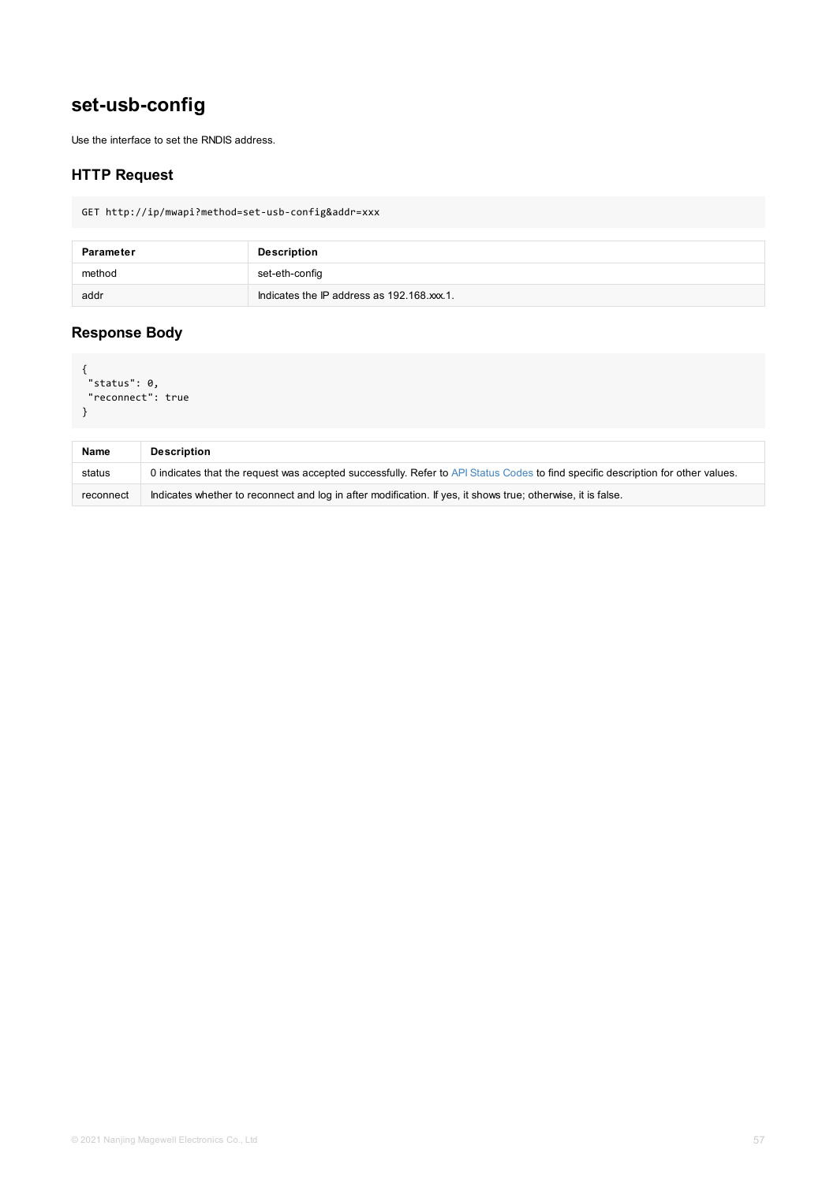## set-usb-config

Use the interface to set the RNDIS address.

### HTTP Request

```
GET http://ip/mwapi?method=set-usb-config&addr=xxx
```

| Parameter | Description |
| --- | --- |
| method | set-eth-config |
| addr | Indicates the IP address as 192.168.xxx.1. |

### Response Body

```
{
 "status": 0,
 "reconnect": true
}
```

| Name | Description |
| --- | --- |
| status | 0 indicates that the request was accepted successfully. Refer to API Status Codes to find specific description for other values. |
| reconnect | Indicates whether to reconnect and log in after modification. If yes, it shows true; otherwise, it is false. |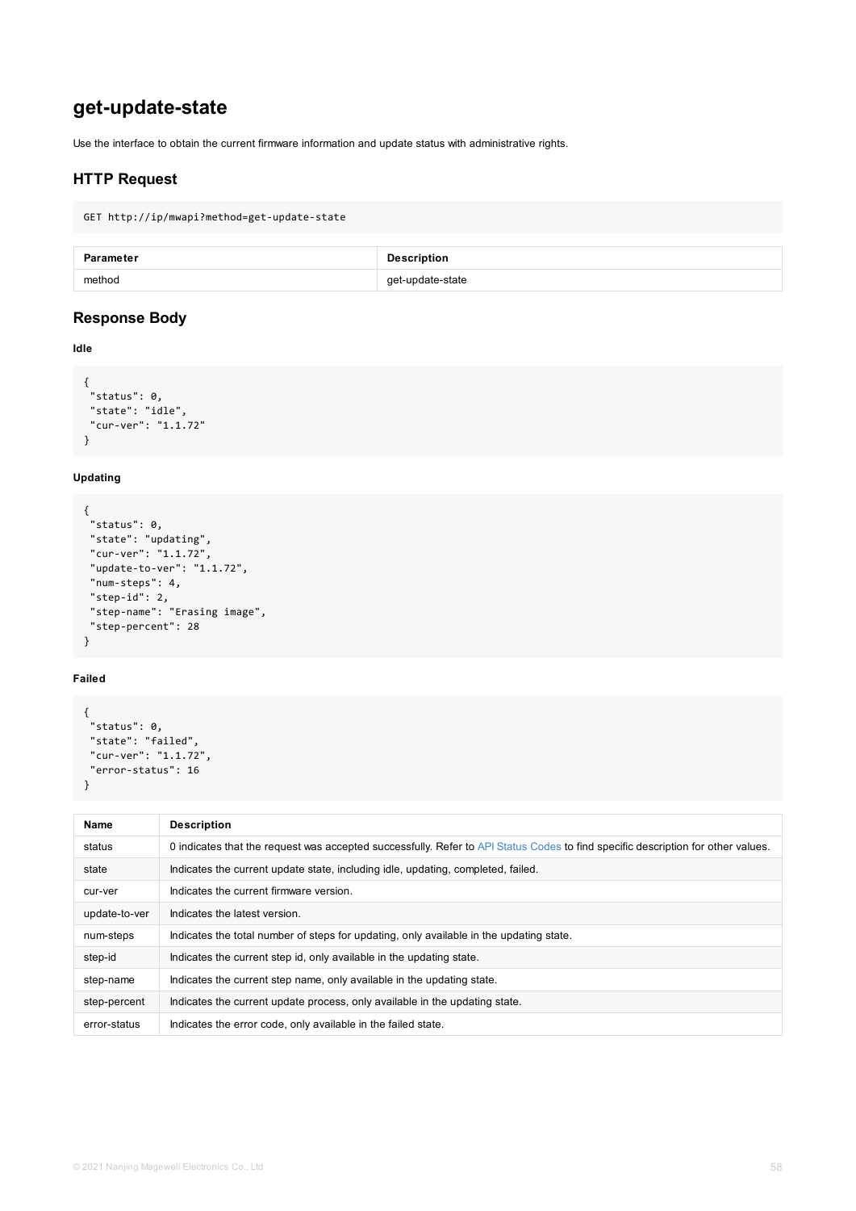## get-update-state

Use the interface to obtain the current firmware information and update status with administrative rights.

### HTTP Request

```
GET http://ip/mwapi?method=get-update-state
```

| Parameter | Description |
| --- | --- |
| method | get-update-state |

### Response Body

**Idle**

```
{
 "status": 0,
 "state": "idle",
 "cur-ver": "1.1.72"
}
```

**Updating**

```
{
 "status": 0,
 "state": "updating",
 "cur-ver": "1.1.72",
 "update-to-ver": "1.1.72",
 "num-steps": 4,
 "step-id": 2,
 "step-name": "Erasing image",
 "step-percent": 28
}
```

**Failed**

```
{
 "status": 0,
 "state": "failed",
 "cur-ver": "1.1.72",
 "error-status": 16
}
```

| Name | Description |
| --- | --- |
| status | 0 indicates that the request was accepted successfully. Refer to API Status Codes to find specific description for other values. |
| state | Indicates the current update state, including idle, updating, completed, failed. |
| cur-ver | Indicates the current firmware version. |
| update-to-ver | Indicates the latest version. |
| num-steps | Indicates the total number of steps for updating, only available in the updating state. |
| step-id | Indicates the current step id, only available in the updating state. |
| step-name | Indicates the current step name, only available in the updating state. |
| step-percent | Indicates the current update process, only available in the updating state. |
| error-status | Indicates the error code, only available in the failed state. |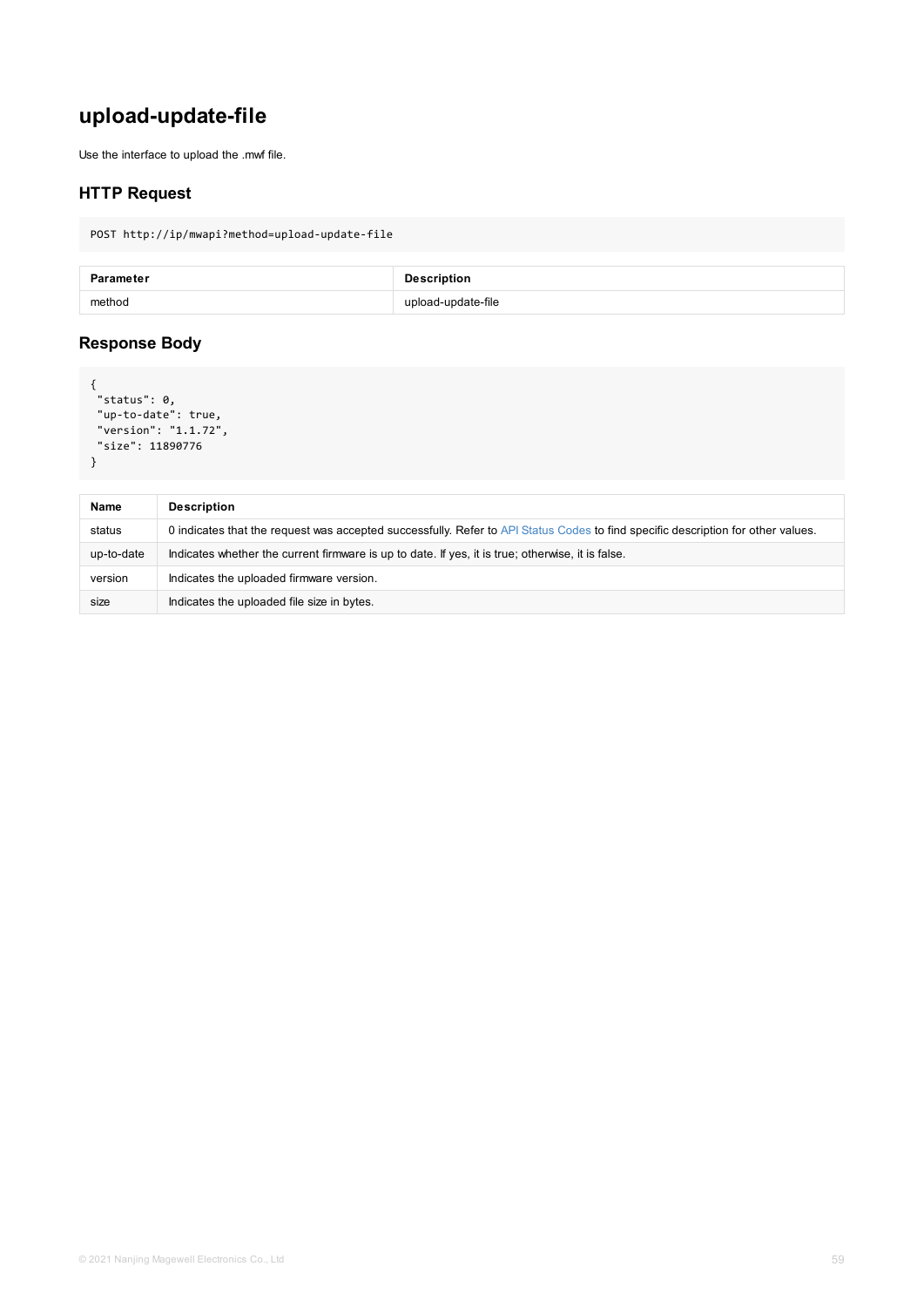# upload-update-file

Use the interface to upload the .mwf file.

## HTTP Request

```
POST http://ip/mwapi?method=upload-update-file
```

| Parameter | Description |
|---|---|
| method | upload-update-file |

## Response Body

```
{
 "status": 0,
 "up-to-date": true,
 "version": "1.1.72",
 "size": 11890776
}
```

| Name | Description |
|---|---|
| status | 0 indicates that the request was accepted successfully. Refer to API Status Codes to find specific description for other values. |
| up-to-date | Indicates whether the current firmware is up to date. If yes, it is true; otherwise, it is false. |
| version | Indicates the uploaded firmware version. |
| size | Indicates the uploaded file size in bytes. |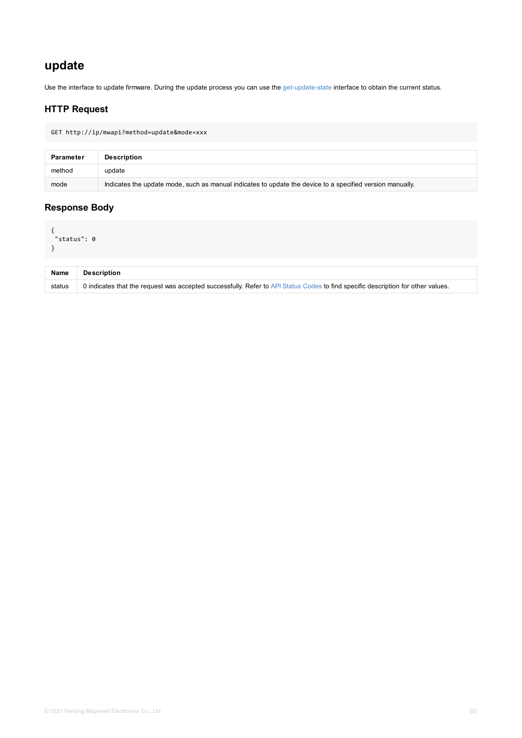## update

Use the interface to update firmware. During the update process you can use the get-update-state interface to obtain the current status.

### HTTP Request

```
GET http://ip/mwapi?method=update&mode=xxx
```

| Parameter | Description |
| --- | --- |
| method | update |
| mode | Indicates the update mode, such as manual indicates to update the device to a specified version manually. |

### Response Body

```
{
 "status": 0
}
```

| Name | Description |
| --- | --- |
| status | 0 indicates that the request was accepted successfully. Refer to API Status Codes to find specific description for other values. |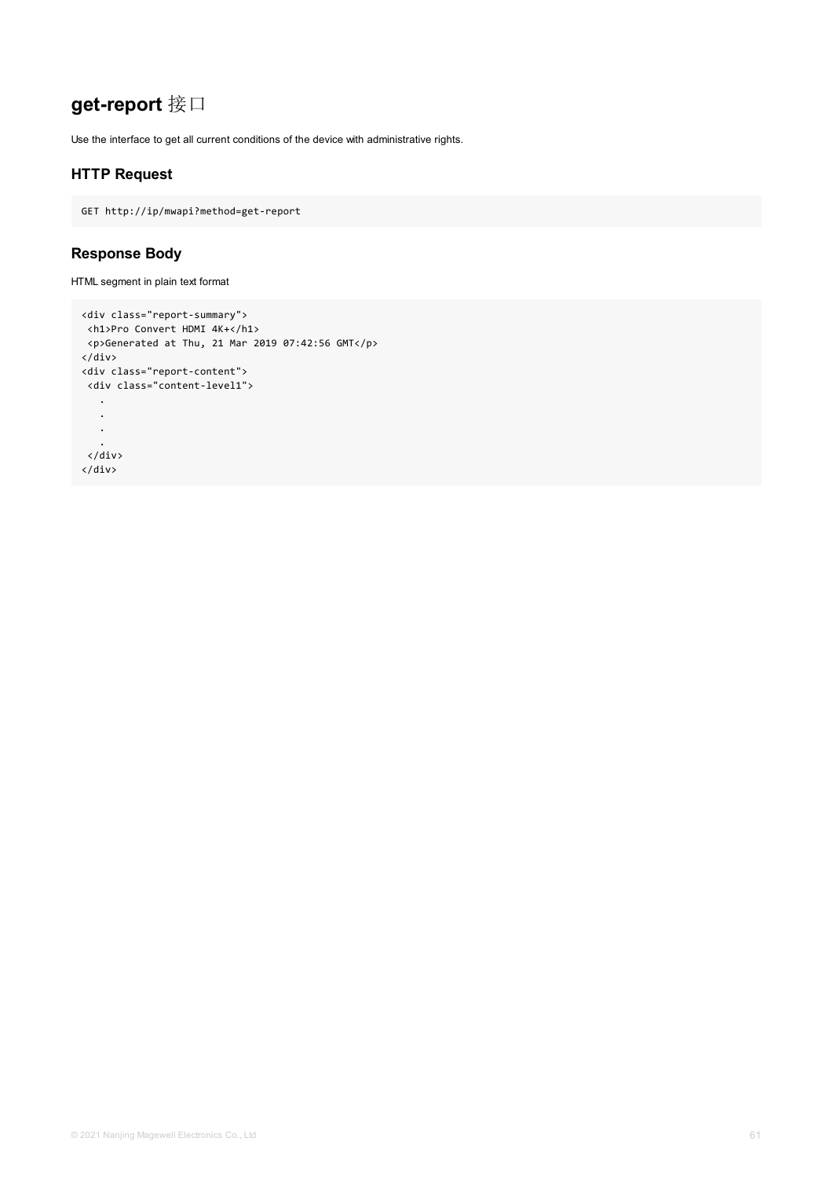# get-report 接口

Use the interface to get all current conditions of the device with administrative rights.

## HTTP Request

```
GET http://ip/mwapi?method=get-report
```

## Response Body

HTML segment in plain text format

```
<div class="report-summary">
 <h1>Pro Convert HDMI 4K+</h1>
 <p>Generated at Thu, 21 Mar 2019 07:42:56 GMT</p>
</div>
<div class="report-content">
 <div class="content-level1">
   .
   .
   .
   .
 </div>
</div>
```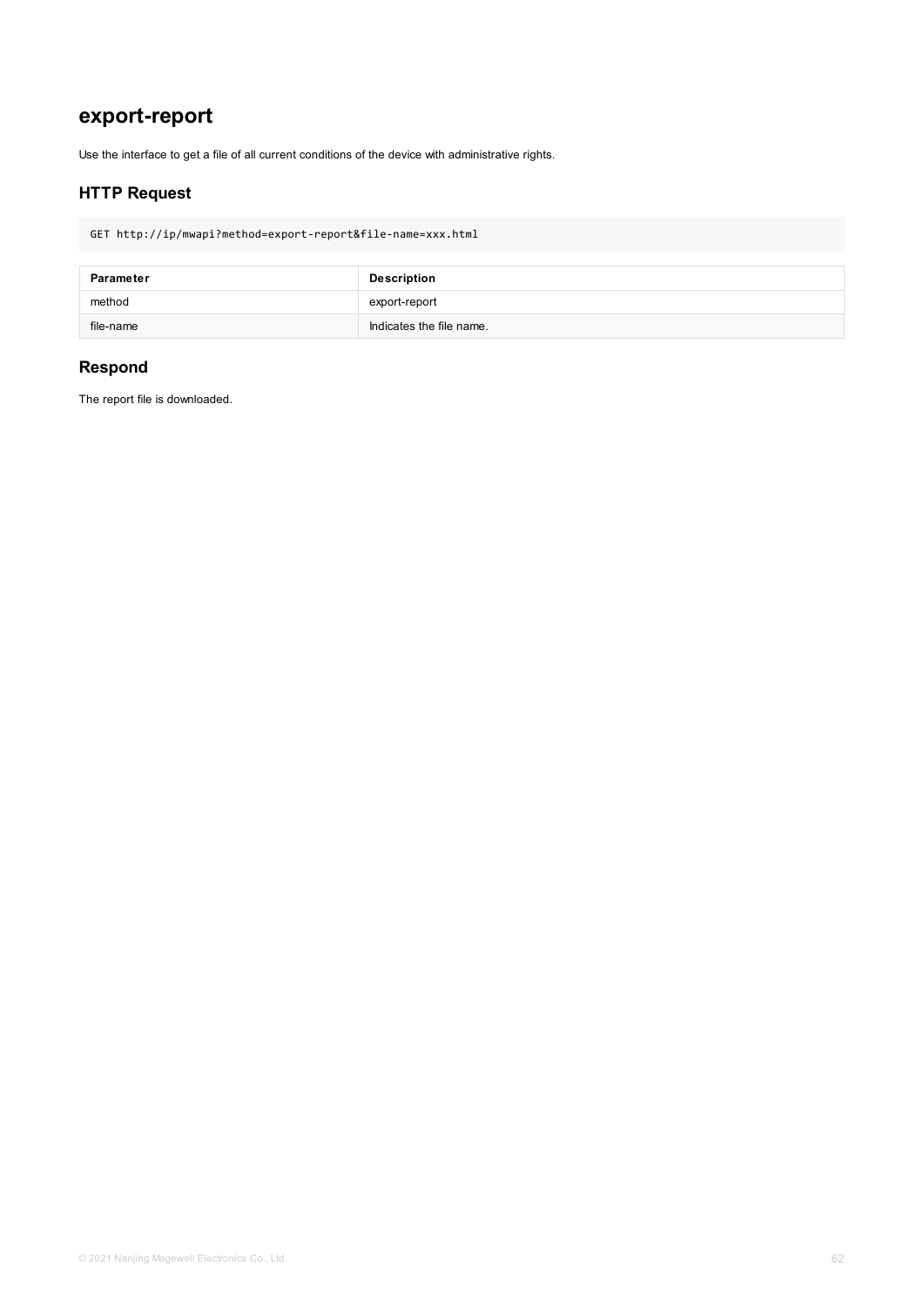# export-report

Use the interface to get a file of all current conditions of the device with administrative rights.

## HTTP Request

```
GET http://ip/mwapi?method=export-report&file-name=xxx.html
```

| Parameter | Description |
| --- | --- |
| method | export-report |
| file-name | Indicates the file name. |

## Respond

The report file is downloaded.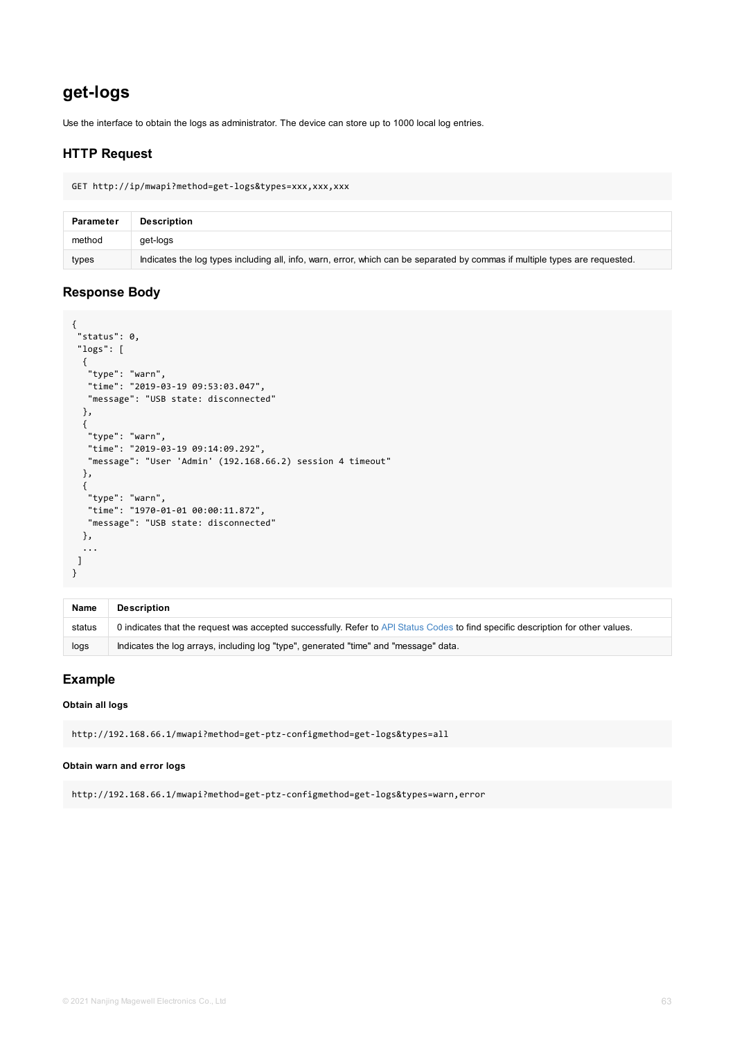# get-logs

Use the interface to obtain the logs as administrator. The device can store up to 1000 local log entries.

## HTTP Request

```
GET http://ip/mwapi?method=get-logs&types=xxx,xxx,xxx
```

| Parameter | Description |
| --- | --- |
| method | get-logs |
| types | Indicates the log types including all, info, warn, error, which can be separated by commas if multiple types are requested. |

## Response Body

```
{
 "status": 0,
 "logs": [
  {
   "type": "warn",
   "time": "2019-03-19 09:53:03.047",
   "message": "USB state: disconnected"
  },
  {
   "type": "warn",
   "time": "2019-03-19 09:14:09.292",
   "message": "User 'Admin' (192.168.66.2) session 4 timeout"
  },
  {
   "type": "warn",
   "time": "1970-01-01 00:00:11.872",
   "message": "USB state: disconnected"
  },
  ...
 ]
}
```

| Name | Description |
| --- | --- |
| status | 0 indicates that the request was accepted successfully. Refer to API Status Codes to find specific description for other values. |
| logs | Indicates the log arrays, including log "type", generated "time" and "message" data. |

## Example

**Obtain all logs**

```
http://192.168.66.1/mwapi?method=get-ptz-configmethod=get-logs&types=all
```

**Obtain warn and error logs**

```
http://192.168.66.1/mwapi?method=get-ptz-configmethod=get-logs&types=warn,error
```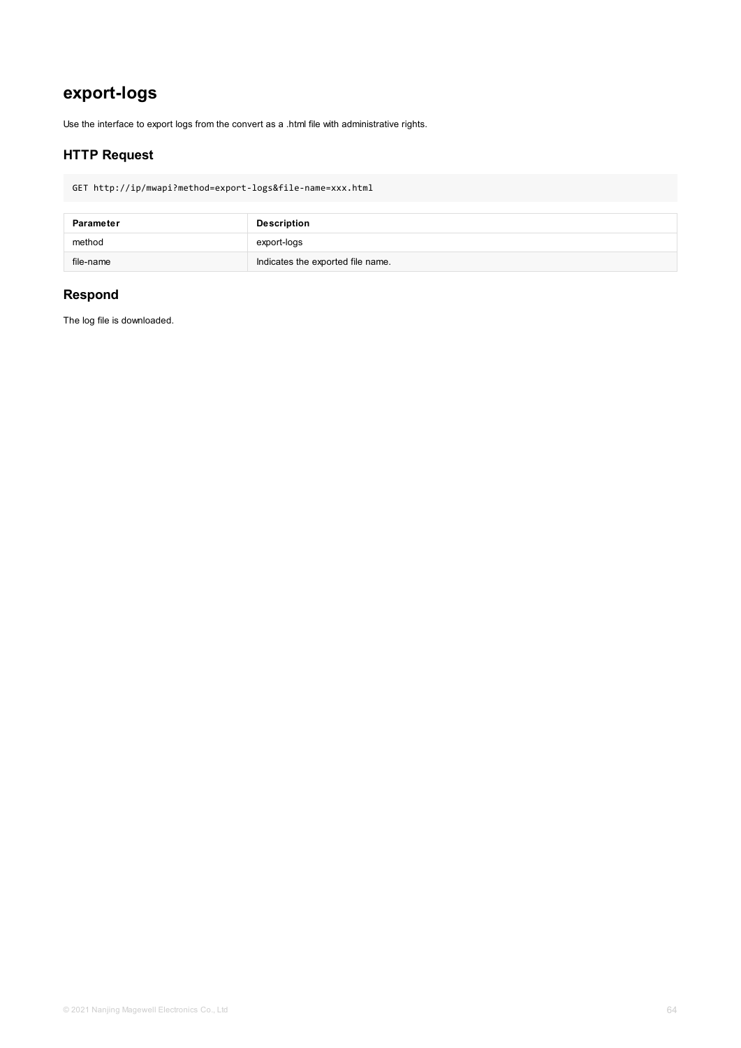## export-logs

Use the interface to export logs from the convert as a .html file with administrative rights.

### HTTP Request

```
GET http://ip/mwapi?method=export-logs&file-name=xxx.html
```

| Parameter | Description |
| --- | --- |
| method | export-logs |
| file-name | Indicates the exported file name. |

### Respond

The log file is downloaded.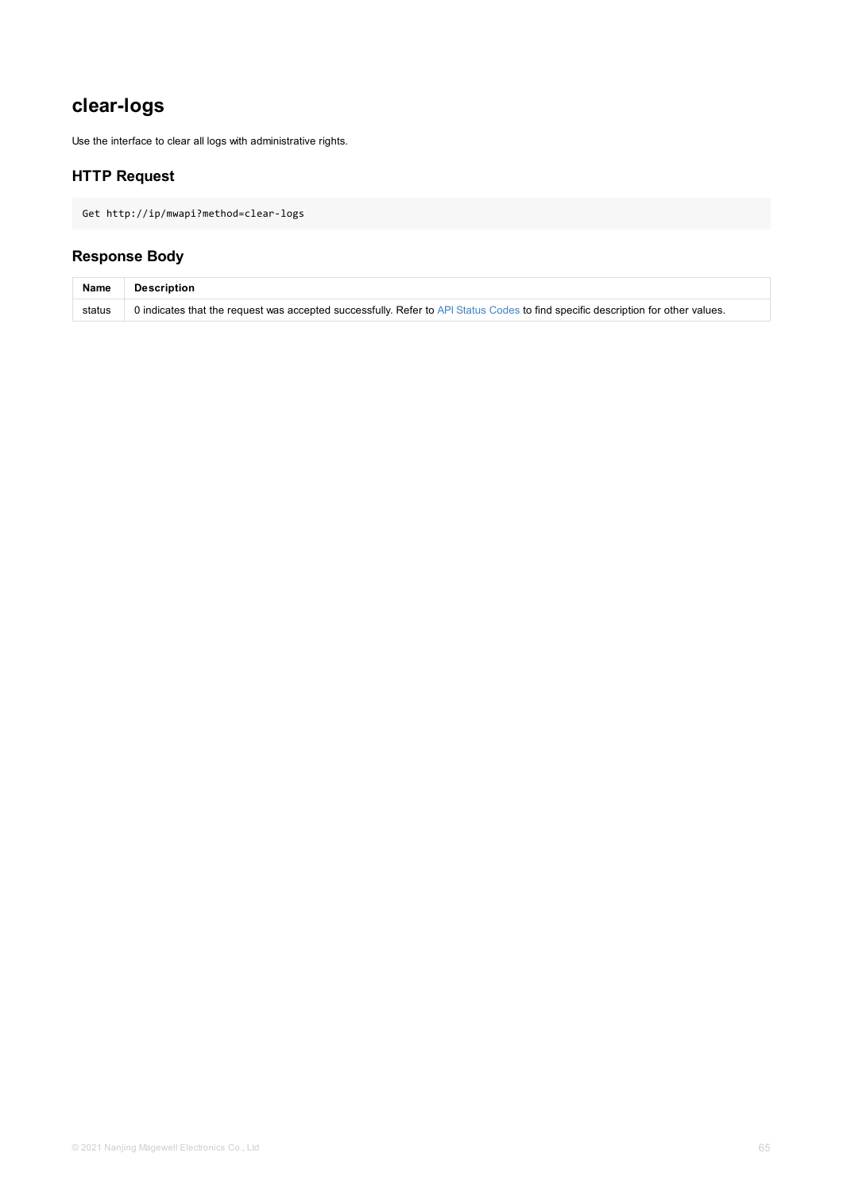## clear-logs

Use the interface to clear all logs with administrative rights.

### HTTP Request

```
Get http://ip/mwapi?method=clear-logs
```

### Response Body

| Name | Description |
| --- | --- |
| status | 0 indicates that the request was accepted successfully. Refer to API Status Codes to find specific description for other values. |